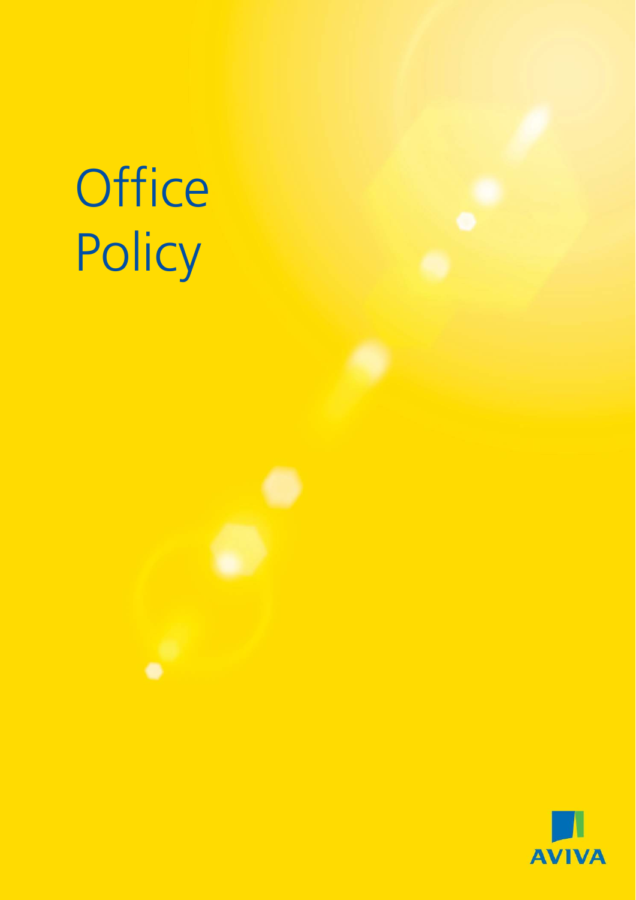# Office Policy

AVIVA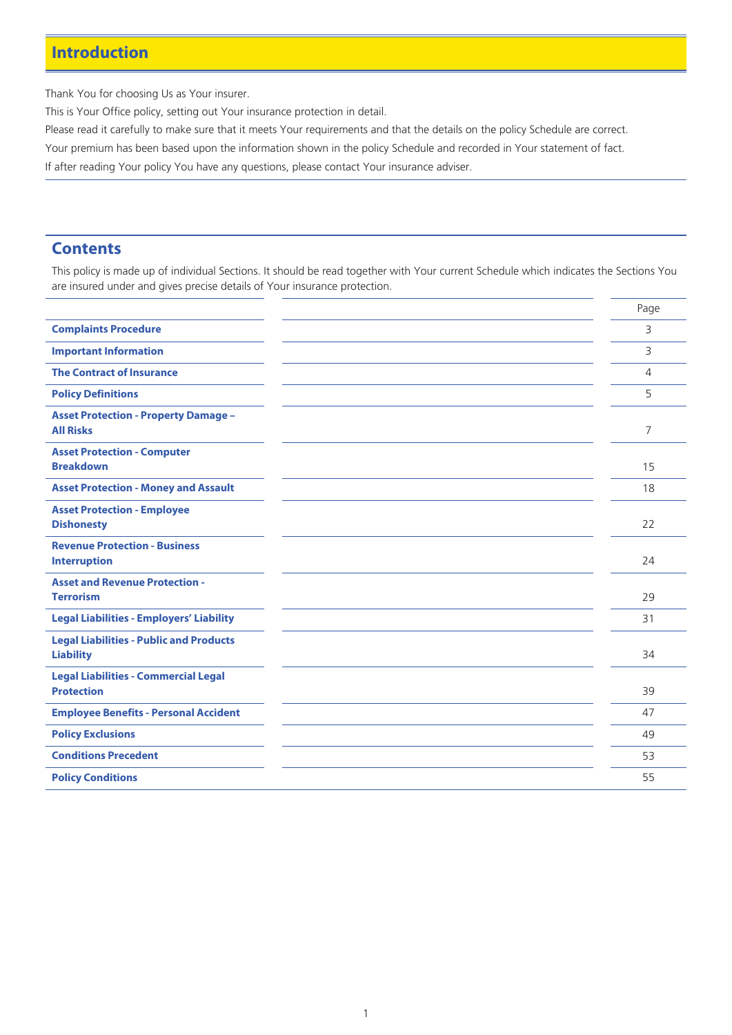## Introduction

Thank You for choosing Us as Your insurer.

This is Your Office policy, setting out Your insurance protection in detail.

Please read it carefully to make sure that it meets Your requirements and that the details on the policy Schedule are correct.

Your premium has been based upon the information shown in the policy Schedule and recorded in Your statement of fact.

If after reading Your policy You have any questions, please contact Your insurance adviser.

## Contents

This policy is made up of individual Sections. It should be read together with Your current Schedule which indicates the Sections You are insured under and gives precise details of Your insurance protection.

| | Page |
|---|---|
| **Complaints Procedure** | 3 |
| **Important Information** | 3 |
| **The Contract of Insurance** | 4 |
| **Policy Definitions** | 5 |
| **Asset Protection - Property Damage – All Risks** | 7 |
| **Asset Protection - Computer Breakdown** | 15 |
| **Asset Protection - Money and Assault** | 18 |
| **Asset Protection - Employee Dishonesty** | 22 |
| **Revenue Protection - Business Interruption** | 24 |
| **Asset and Revenue Protection - Terrorism** | 29 |
| **Legal Liabilities - Employers' Liability** | 31 |
| **Legal Liabilities - Public and Products Liability** | 34 |
| **Legal Liabilities - Commercial Legal Protection** | 39 |
| **Employee Benefits - Personal Accident** | 47 |
| **Policy Exclusions** | 49 |
| **Conditions Precedent** | 53 |
| **Policy Conditions** | 55 |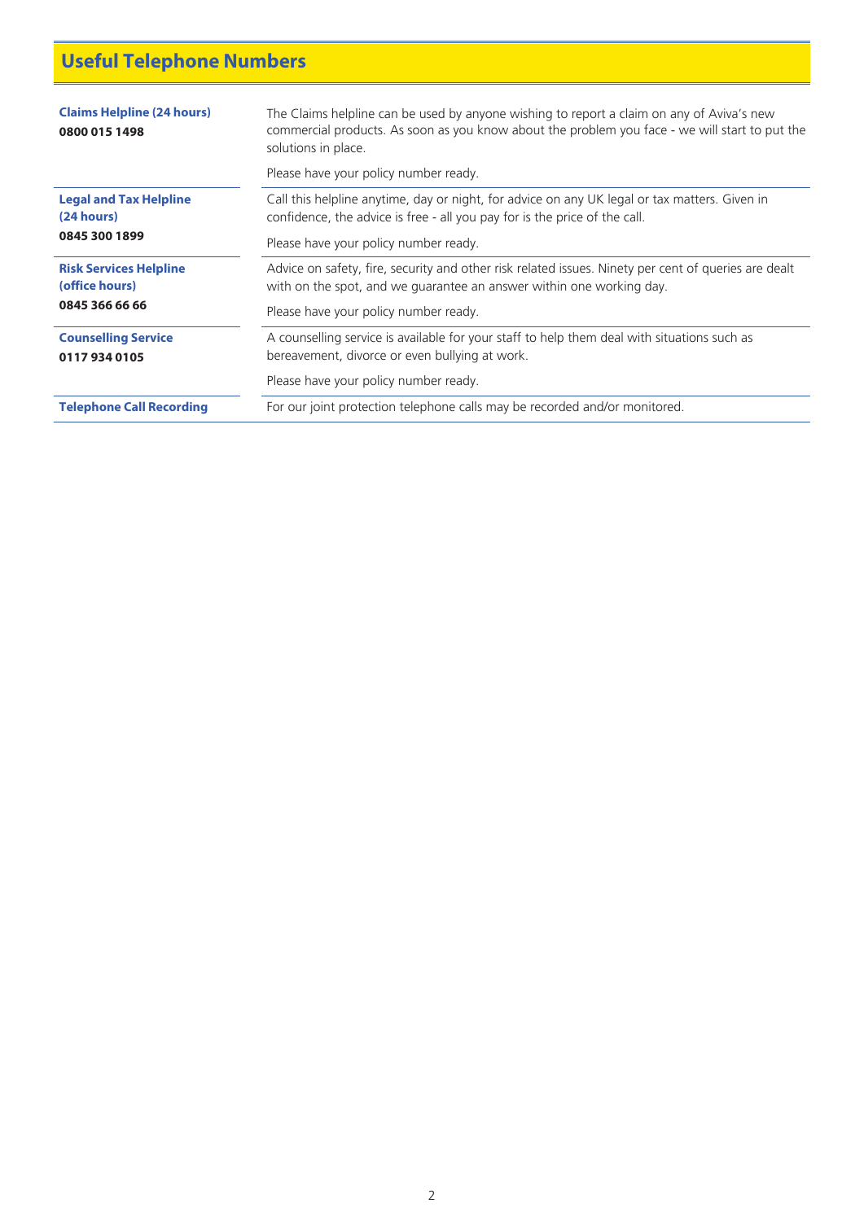## Useful Telephone Numbers

| | |
|---|---|
| **Claims Helpline (24 hours)**<br>**0800 015 1498** | The Claims helpline can be used by anyone wishing to report a claim on any of Aviva's new commercial products. As soon as you know about the problem you face - we will start to put the solutions in place.<br><br>Please have your policy number ready. |
| **Legal and Tax Helpline (24 hours)**<br>**0845 300 1899** | Call this helpline anytime, day or night, for advice on any UK legal or tax matters. Given in confidence, the advice is free - all you pay for is the price of the call.<br><br>Please have your policy number ready. |
| **Risk Services Helpline (office hours)**<br>**0845 366 66 66** | Advice on safety, fire, security and other risk related issues. Ninety per cent of queries are dealt with on the spot, and we guarantee an answer within one working day.<br><br>Please have your policy number ready. |
| **Counselling Service**<br>**0117 934 0105** | A counselling service is available for your staff to help them deal with situations such as bereavement, divorce or even bullying at work.<br><br>Please have your policy number ready. |
| **Telephone Call Recording** | For our joint protection telephone calls may be recorded and/or monitored. |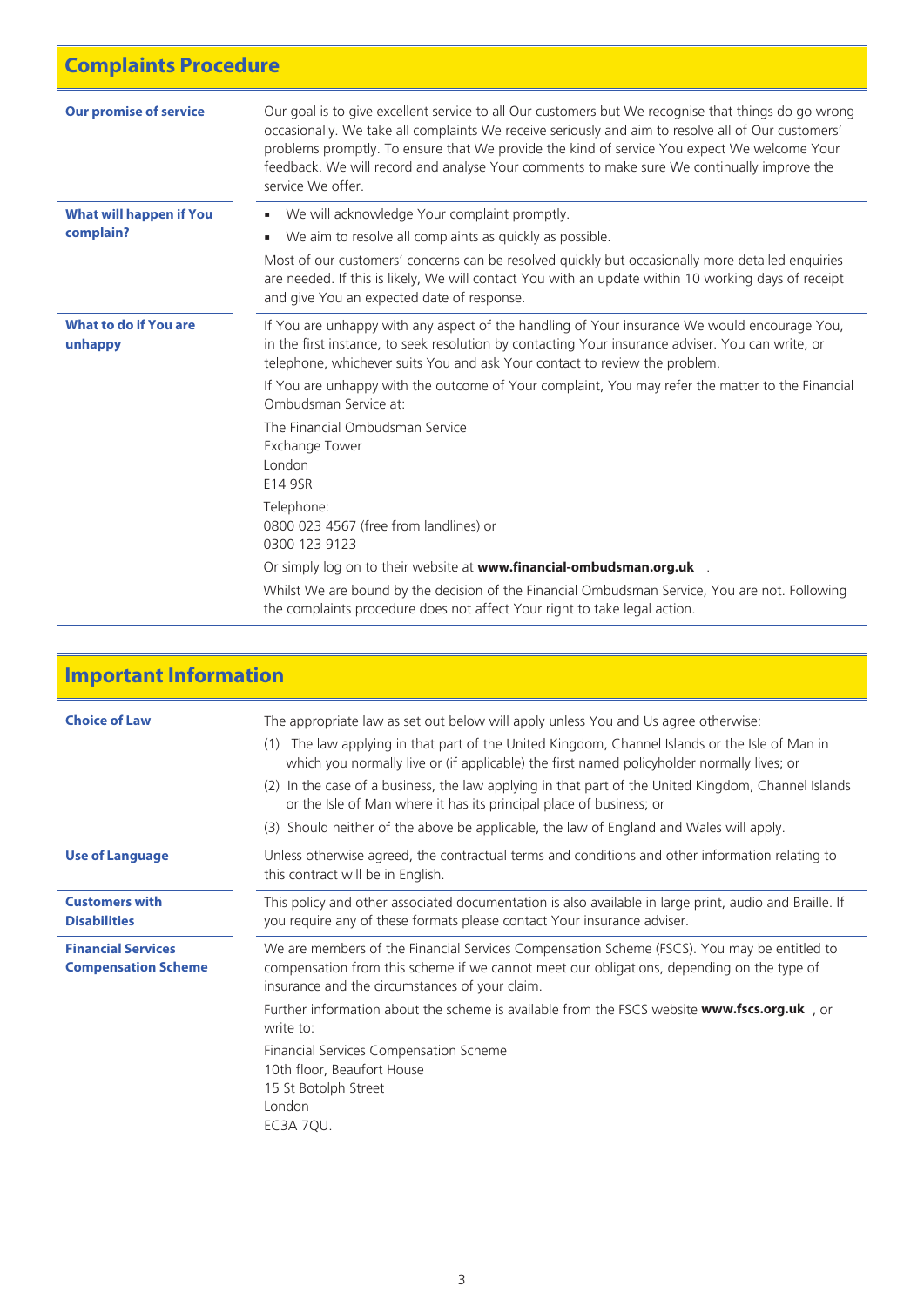## Complaints Procedure

| | |
|---|---|
| **Our promise of service** | Our goal is to give excellent service to all Our customers but We recognise that things do go wrong occasionally. We take all complaints We receive seriously and aim to resolve all of Our customers' problems promptly. To ensure that We provide the kind of service You expect We welcome Your feedback. We will record and analyse Your comments to make sure We continually improve the service We offer. |
| **What will happen if You complain?** | ▪ We will acknowledge Your complaint promptly.<br>▪ We aim to resolve all complaints as quickly as possible.<br>Most of our customers' concerns can be resolved quickly but occasionally more detailed enquiries are needed. If this is likely, We will contact You with an update within 10 working days of receipt and give You an expected date of response. |
| **What to do if You are unhappy** | If You are unhappy with any aspect of the handling of Your insurance We would encourage You, in the first instance, to seek resolution by contacting Your insurance adviser. You can write, or telephone, whichever suits You and ask Your contact to review the problem.<br>If You are unhappy with the outcome of Your complaint, You may refer the matter to the Financial Ombudsman Service at:<br>The Financial Ombudsman Service<br>Exchange Tower<br>London<br>E14 9SR<br>Telephone:<br>0800 023 4567 (free from landlines) or<br>0300 123 9123<br>Or simply log on to their website at **www.financial-ombudsman.org.uk** .<br>Whilst We are bound by the decision of the Financial Ombudsman Service, You are not. Following the complaints procedure does not affect Your right to take legal action. |

## Important Information

| | |
|---|---|
| **Choice of Law** | The appropriate law as set out below will apply unless You and Us agree otherwise:<br>(1) The law applying in that part of the United Kingdom, Channel Islands or the Isle of Man in which you normally live or (if applicable) the first named policyholder normally lives; or<br>(2) In the case of a business, the law applying in that part of the United Kingdom, Channel Islands or the Isle of Man where it has its principal place of business; or<br>(3) Should neither of the above be applicable, the law of England and Wales will apply. |
| **Use of Language** | Unless otherwise agreed, the contractual terms and conditions and other information relating to this contract will be in English. |
| **Customers with Disabilities** | This policy and other associated documentation is also available in large print, audio and Braille. If you require any of these formats please contact Your insurance adviser. |
| **Financial Services Compensation Scheme** | We are members of the Financial Services Compensation Scheme (FSCS). You may be entitled to compensation from this scheme if we cannot meet our obligations, depending on the type of insurance and the circumstances of your claim.<br>Further information about the scheme is available from the FSCS website **www.fscs.org.uk** , or write to:<br>Financial Services Compensation Scheme<br>10th floor, Beaufort House<br>15 St Botolph Street<br>London<br>EC3A 7QU. |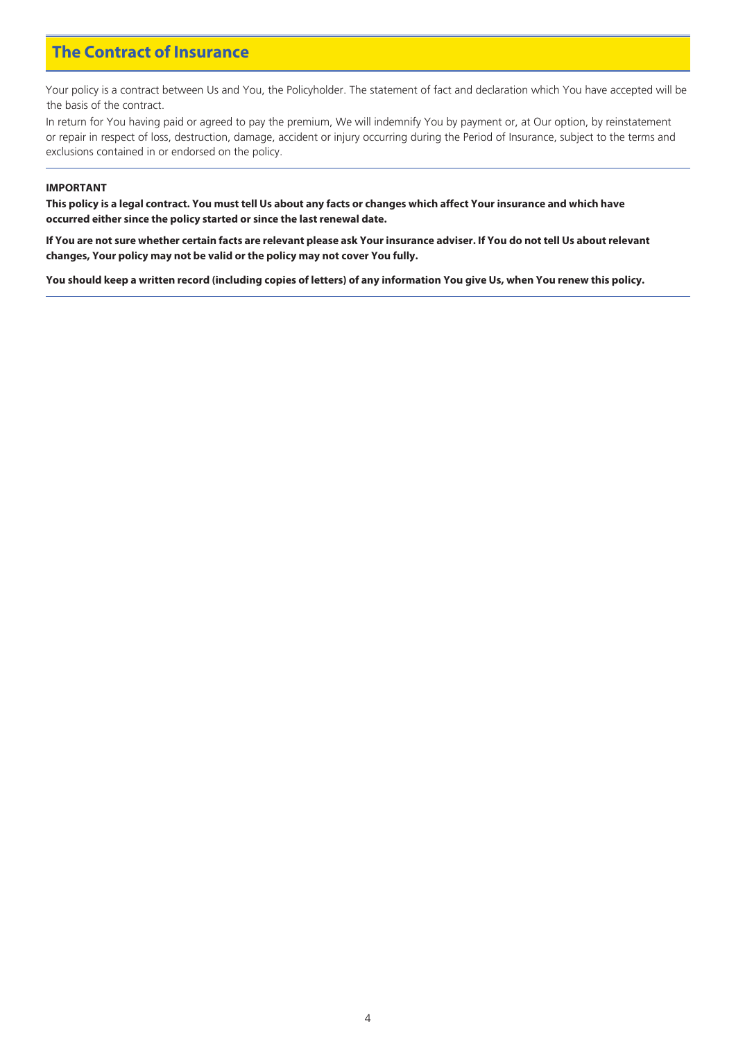## The Contract of Insurance

Your policy is a contract between Us and You, the Policyholder. The statement of fact and declaration which You have accepted will be the basis of the contract.

In return for You having paid or agreed to pay the premium, We will indemnify You by payment or, at Our option, by reinstatement or repair in respect of loss, destruction, damage, accident or injury occurring during the Period of Insurance, subject to the terms and exclusions contained in or endorsed on the policy.

**IMPORTANT**

**This policy is a legal contract. You must tell Us about any facts or changes which affect Your insurance and which have occurred either since the policy started or since the last renewal date.**

**If You are not sure whether certain facts are relevant please ask Your insurance adviser. If You do not tell Us about relevant changes, Your policy may not be valid or the policy may not cover You fully.**

**You should keep a written record (including copies of letters) of any information You give Us, when You renew this policy.**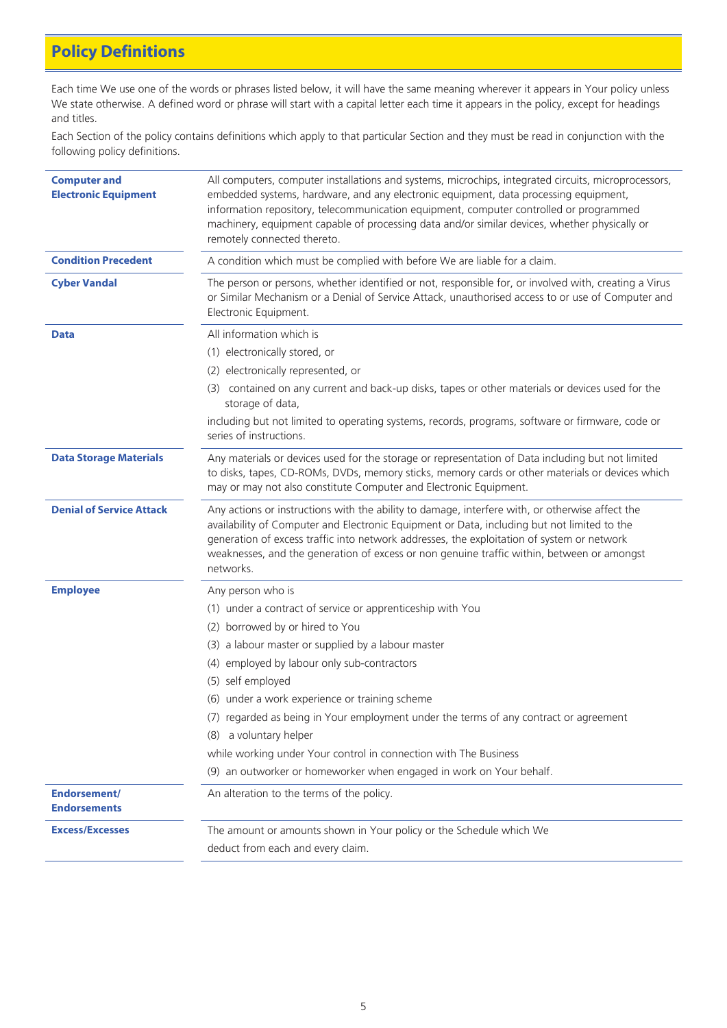## Policy Definitions

Each time We use one of the words or phrases listed below, it will have the same meaning wherever it appears in Your policy unless We state otherwise. A defined word or phrase will start with a capital letter each time it appears in the policy, except for headings and titles.

Each Section of the policy contains definitions which apply to that particular Section and they must be read in conjunction with the following policy definitions.

| | |
|---|---|
| **Computer and Electronic Equipment** | All computers, computer installations and systems, microchips, integrated circuits, microprocessors, embedded systems, hardware, and any electronic equipment, data processing equipment, information repository, telecommunication equipment, computer controlled or programmed machinery, equipment capable of processing data and/or similar devices, whether physically or remotely connected thereto. |
| **Condition Precedent** | A condition which must be complied with before We are liable for a claim. |
| **Cyber Vandal** | The person or persons, whether identified or not, responsible for, or involved with, creating a Virus or Similar Mechanism or a Denial of Service Attack, unauthorised access to or use of Computer and Electronic Equipment. |
| **Data** | All information which is<br>(1) electronically stored, or<br>(2) electronically represented, or<br>(3) contained on any current and back-up disks, tapes or other materials or devices used for the storage of data,<br>including but not limited to operating systems, records, programs, software or firmware, code or series of instructions. |
| **Data Storage Materials** | Any materials or devices used for the storage or representation of Data including but not limited to disks, tapes, CD-ROMs, DVDs, memory sticks, memory cards or other materials or devices which may or may not also constitute Computer and Electronic Equipment. |
| **Denial of Service Attack** | Any actions or instructions with the ability to damage, interfere with, or otherwise affect the availability of Computer and Electronic Equipment or Data, including but not limited to the generation of excess traffic into network addresses, the exploitation of system or network weaknesses, and the generation of excess or non genuine traffic within, between or amongst networks. |
| **Employee** | Any person who is<br>(1) under a contract of service or apprenticeship with You<br>(2) borrowed by or hired to You<br>(3) a labour master or supplied by a labour master<br>(4) employed by labour only sub-contractors<br>(5) self employed<br>(6) under a work experience or training scheme<br>(7) regarded as being in Your employment under the terms of any contract or agreement<br>(8) a voluntary helper<br>while working under Your control in connection with The Business<br>(9) an outworker or homeworker when engaged in work on Your behalf. |
| **Endorsement/ Endorsements** | An alteration to the terms of the policy. |
| **Excess/Excesses** | The amount or amounts shown in Your policy or the Schedule which We deduct from each and every claim. |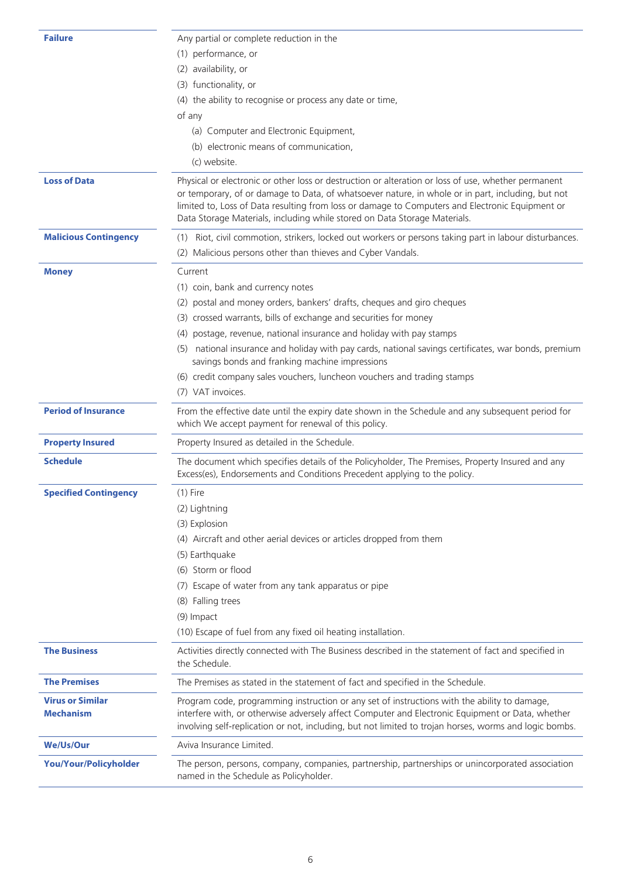| | |
|---|---|
| **Failure** | Any partial or complete reduction in the<br>(1) performance, or<br>(2) availability, or<br>(3) functionality, or<br>(4) the ability to recognise or process any date or time,<br>of any<br>(a) Computer and Electronic Equipment,<br>(b) electronic means of communication,<br>(c) website. |
| **Loss of Data** | Physical or electronic or other loss or destruction or alteration or loss of use, whether permanent or temporary, of or damage to Data, of whatsoever nature, in whole or in part, including, but not limited to, Loss of Data resulting from loss or damage to Computers and Electronic Equipment or Data Storage Materials, including while stored on Data Storage Materials. |
| **Malicious Contingency** | (1) Riot, civil commotion, strikers, locked out workers or persons taking part in labour disturbances.<br>(2) Malicious persons other than thieves and Cyber Vandals. |
| **Money** | Current<br>(1) coin, bank and currency notes<br>(2) postal and money orders, bankers' drafts, cheques and giro cheques<br>(3) crossed warrants, bills of exchange and securities for money<br>(4) postage, revenue, national insurance and holiday with pay stamps<br>(5) national insurance and holiday with pay cards, national savings certificates, war bonds, premium savings bonds and franking machine impressions<br>(6) credit company sales vouchers, luncheon vouchers and trading stamps<br>(7) VAT invoices. |
| **Period of Insurance** | From the effective date until the expiry date shown in the Schedule and any subsequent period for which We accept payment for renewal of this policy. |
| **Property Insured** | Property Insured as detailed in the Schedule. |
| **Schedule** | The document which specifies details of the Policyholder, The Premises, Property Insured and any Excess(es), Endorsements and Conditions Precedent applying to the policy. |
| **Specified Contingency** | (1) Fire<br>(2) Lightning<br>(3) Explosion<br>(4) Aircraft and other aerial devices or articles dropped from them<br>(5) Earthquake<br>(6) Storm or flood<br>(7) Escape of water from any tank apparatus or pipe<br>(8) Falling trees<br>(9) Impact<br>(10) Escape of fuel from any fixed oil heating installation. |
| **The Business** | Activities directly connected with The Business described in the statement of fact and specified in the Schedule. |
| **The Premises** | The Premises as stated in the statement of fact and specified in the Schedule. |
| **Virus or Similar Mechanism** | Program code, programming instruction or any set of instructions with the ability to damage, interfere with, or otherwise adversely affect Computer and Electronic Equipment or Data, whether involving self-replication or not, including, but not limited to trojan horses, worms and logic bombs. |
| **We/Us/Our** | Aviva Insurance Limited. |
| **You/Your/Policyholder** | The person, persons, company, companies, partnership, partnerships or unincorporated association named in the Schedule as Policyholder. |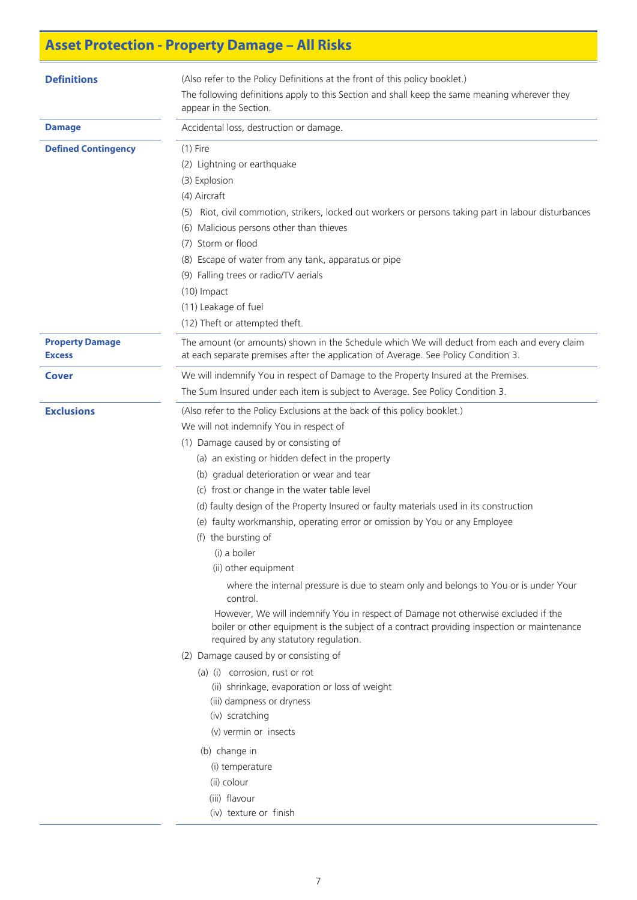# Asset Protection - Property Damage – All Risks

**Definitions**

(Also refer to the Policy Definitions at the front of this policy booklet.)

The following definitions apply to this Section and shall keep the same meaning wherever they appear in the Section.

**Damage**

Accidental loss, destruction or damage.

**Defined Contingency**

(1) Fire
(2) Lightning or earthquake
(3) Explosion
(4) Aircraft
(5) Riot, civil commotion, strikers, locked out workers or persons taking part in labour disturbances
(6) Malicious persons other than thieves
(7) Storm or flood
(8) Escape of water from any tank, apparatus or pipe
(9) Falling trees or radio/TV aerials
(10) Impact
(11) Leakage of fuel
(12) Theft or attempted theft.

**Property Damage Excess**

The amount (or amounts) shown in the Schedule which We will deduct from each and every claim at each separate premises after the application of Average. See Policy Condition 3.

## Cover

We will indemnify You in respect of Damage to the Property Insured at the Premises.

The Sum Insured under each item is subject to Average. See Policy Condition 3.

## Exclusions

(Also refer to the Policy Exclusions at the back of this policy booklet.)

We will not indemnify You in respect of

(1) Damage caused by or consisting of
- (a) an existing or hidden defect in the property
- (b) gradual deterioration or wear and tear
- (c) frost or change in the water table level
- (d) faulty design of the Property Insured or faulty materials used in its construction
- (e) faulty workmanship, operating error or omission by You or any Employee
- (f) the bursting of
  - (i) a boiler
  - (ii) other equipment

    where the internal pressure is due to steam only and belongs to You or is under Your control.

  However, We will indemnify You in respect of Damage not otherwise excluded if the boiler or other equipment is the subject of a contract providing inspection or maintenance required by any statutory regulation.

(2) Damage caused by or consisting of
- (a) (i) corrosion, rust or rot
  - (ii) shrinkage, evaporation or loss of weight
  - (iii) dampness or dryness
  - (iv) scratching
  - (v) vermin or insects
- (b) change in
  - (i) temperature
  - (ii) colour
  - (iii) flavour
  - (iv) texture or finish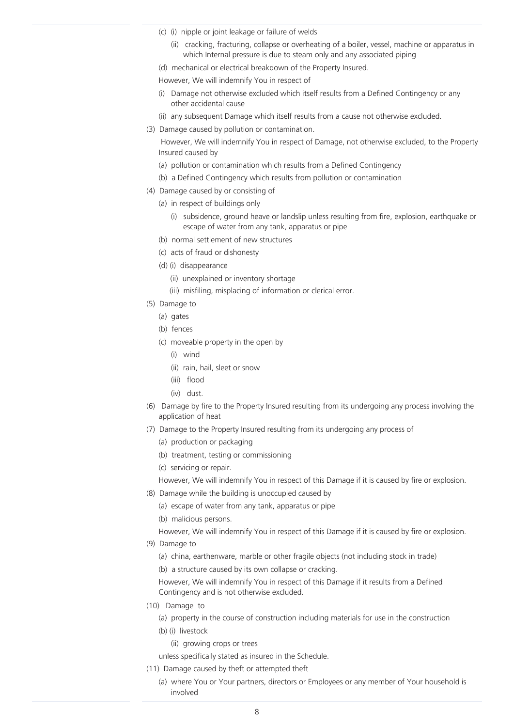(c) (i) nipple or joint leakage or failure of welds

(ii) cracking, fracturing, collapse or overheating of a boiler, vessel, machine or apparatus in which Internal pressure is due to steam only and any associated piping

(d) mechanical or electrical breakdown of the Property Insured.

However, We will indemnify You in respect of

(i) Damage not otherwise excluded which itself results from a Defined Contingency or any other accidental cause

(ii) any subsequent Damage which itself results from a cause not otherwise excluded.

(3) Damage caused by pollution or contamination.

However, We will indemnify You in respect of Damage, not otherwise excluded, to the Property Insured caused by

(a) pollution or contamination which results from a Defined Contingency

(b) a Defined Contingency which results from pollution or contamination

(4) Damage caused by or consisting of

(a) in respect of buildings only

(i) subsidence, ground heave or landslip unless resulting from fire, explosion, earthquake or escape of water from any tank, apparatus or pipe

(b) normal settlement of new structures

(c) acts of fraud or dishonesty

(d) (i) disappearance

(ii) unexplained or inventory shortage

(iii) misfiling, misplacing of information or clerical error.

(5) Damage to

(a) gates

(b) fences

(c) moveable property in the open by

(i) wind

(ii) rain, hail, sleet or snow

(iii) flood

(iv) dust.

(6) Damage by fire to the Property Insured resulting from its undergoing any process involving the application of heat

(7) Damage to the Property Insured resulting from its undergoing any process of

(a) production or packaging

(b) treatment, testing or commissioning

(c) servicing or repair.

However, We will indemnify You in respect of this Damage if it is caused by fire or explosion.

(8) Damage while the building is unoccupied caused by

(a) escape of water from any tank, apparatus or pipe

(b) malicious persons.

However, We will indemnify You in respect of this Damage if it is caused by fire or explosion.

(9) Damage to

(a) china, earthenware, marble or other fragile objects (not including stock in trade)

(b) a structure caused by its own collapse or cracking.

However, We will indemnify You in respect of this Damage if it results from a Defined Contingency and is not otherwise excluded.

(10) Damage to

(a) property in the course of construction including materials for use in the construction

(b) (i) livestock

(ii) growing crops or trees

unless specifically stated as insured in the Schedule.

(11) Damage caused by theft or attempted theft

(a) where You or Your partners, directors or Employees or any member of Your household is involved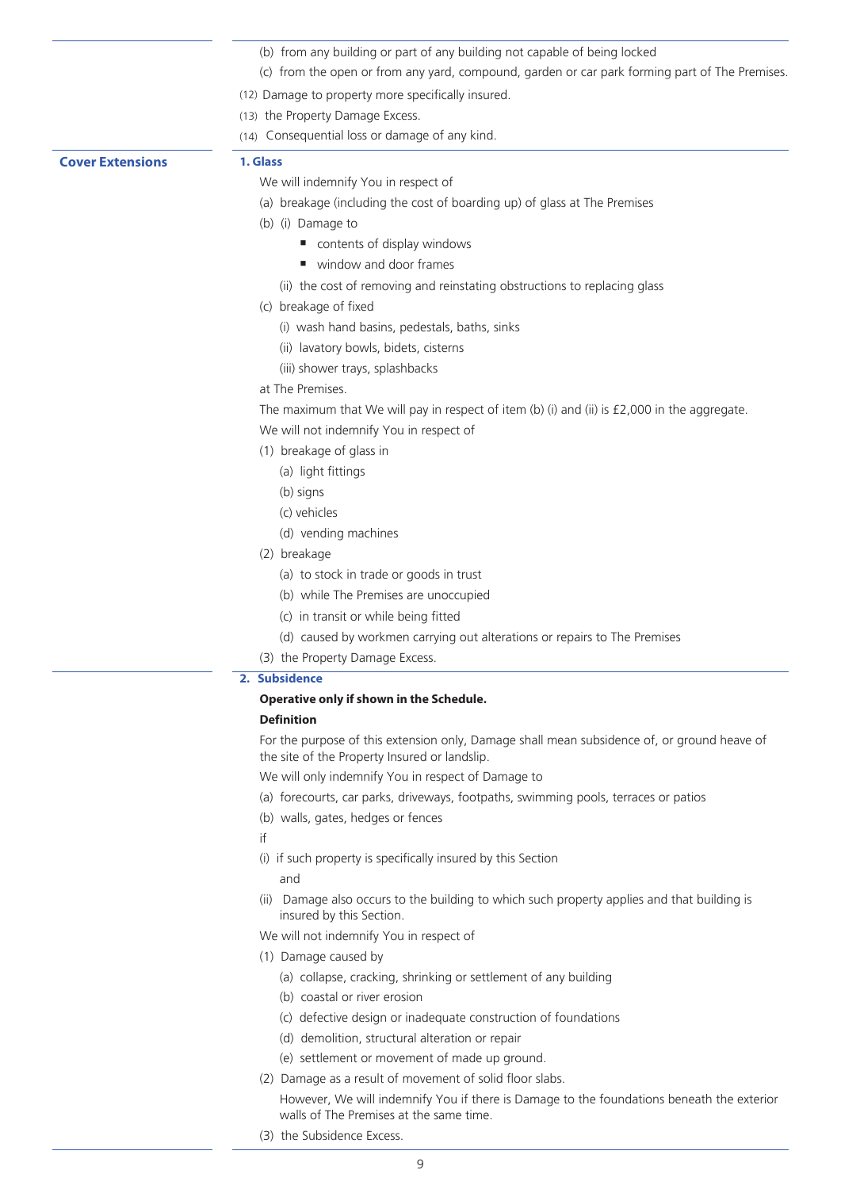(b) from any building or part of any building not capable of being locked

(c) from the open or from any yard, compound, garden or car park forming part of The Premises.

(12) Damage to property more specifically insured.

(13) the Property Damage Excess.

(14) Consequential loss or damage of any kind.

## Cover Extensions

### 1. Glass

We will indemnify You in respect of

(a) breakage (including the cost of boarding up) of glass at The Premises

(b) (i) Damage to

- contents of display windows
- window and door frames

(ii) the cost of removing and reinstating obstructions to replacing glass

(c) breakage of fixed

(i) wash hand basins, pedestals, baths, sinks

(ii) lavatory bowls, bidets, cisterns

(iii) shower trays, splashbacks

at The Premises.

The maximum that We will pay in respect of item (b) (i) and (ii) is £2,000 in the aggregate.

We will not indemnify You in respect of

(1) breakage of glass in

(a) light fittings

(b) signs

(c) vehicles

(d) vending machines

(2) breakage

(a) to stock in trade or goods in trust

(b) while The Premises are unoccupied

(c) in transit or while being fitted

(d) caused by workmen carrying out alterations or repairs to The Premises

(3) the Property Damage Excess.

### 2. Subsidence

**Operative only if shown in the Schedule.**

**Definition**

For the purpose of this extension only, Damage shall mean subsidence of, or ground heave of the site of the Property Insured or landslip.

We will only indemnify You in respect of Damage to

(a) forecourts, car parks, driveways, footpaths, swimming pools, terraces or patios

(b) walls, gates, hedges or fences

if

(i) if such property is specifically insured by this Section

and

(ii) Damage also occurs to the building to which such property applies and that building is insured by this Section.

We will not indemnify You in respect of

(1) Damage caused by

(a) collapse, cracking, shrinking or settlement of any building

(b) coastal or river erosion

(c) defective design or inadequate construction of foundations

(d) demolition, structural alteration or repair

(e) settlement or movement of made up ground.

(2) Damage as a result of movement of solid floor slabs.

However, We will indemnify You if there is Damage to the foundations beneath the exterior walls of The Premises at the same time.

(3) the Subsidence Excess.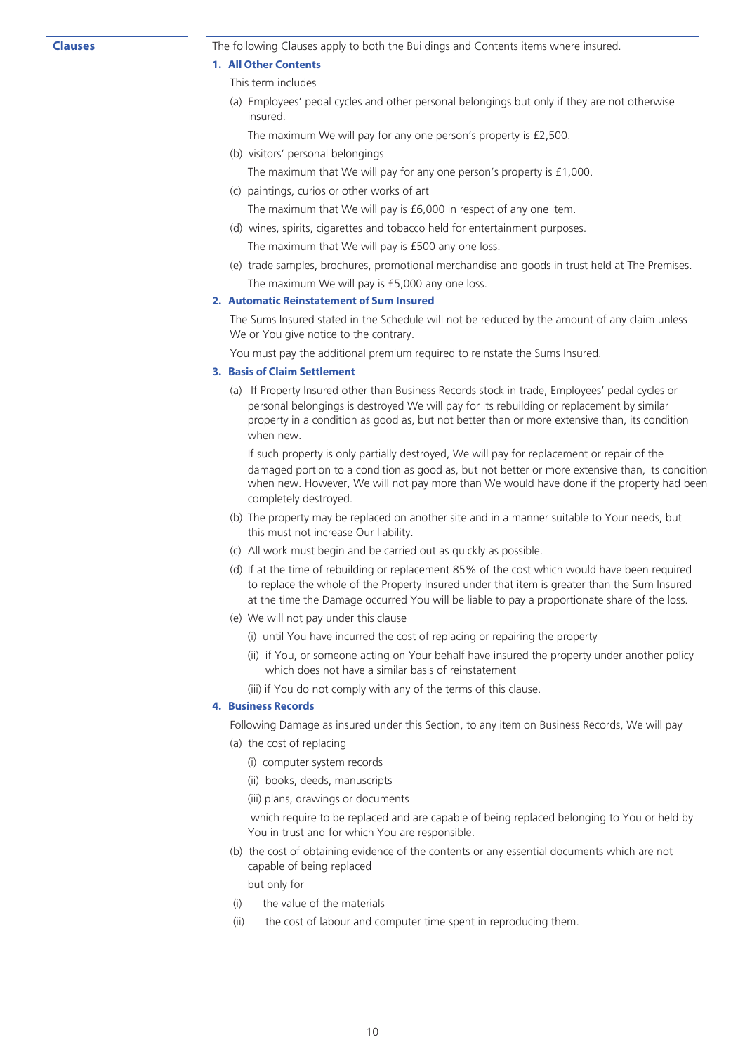## Clauses

The following Clauses apply to both the Buildings and Contents items where insured.

### 1. All Other Contents

This term includes

(a) Employees' pedal cycles and other personal belongings but only if they are not otherwise insured.

The maximum We will pay for any one person's property is £2,500.

(b) visitors' personal belongings

The maximum that We will pay for any one person's property is £1,000.

(c) paintings, curios or other works of art

The maximum that We will pay is £6,000 in respect of any one item.

(d) wines, spirits, cigarettes and tobacco held for entertainment purposes.

The maximum that We will pay is £500 any one loss.

(e) trade samples, brochures, promotional merchandise and goods in trust held at The Premises.

The maximum We will pay is £5,000 any one loss.

### 2. Automatic Reinstatement of Sum Insured

The Sums Insured stated in the Schedule will not be reduced by the amount of any claim unless We or You give notice to the contrary.

You must pay the additional premium required to reinstate the Sums Insured.

### 3. Basis of Claim Settlement

(a) If Property Insured other than Business Records stock in trade, Employees' pedal cycles or personal belongings is destroyed We will pay for its rebuilding or replacement by similar property in a condition as good as, but not better than or more extensive than, its condition when new.

If such property is only partially destroyed, We will pay for replacement or repair of the damaged portion to a condition as good as, but not better or more extensive than, its condition when new. However, We will not pay more than We would have done if the property had been completely destroyed.

(b) The property may be replaced on another site and in a manner suitable to Your needs, but this must not increase Our liability.

(c) All work must begin and be carried out as quickly as possible.

(d) If at the time of rebuilding or replacement 85% of the cost which would have been required to replace the whole of the Property Insured under that item is greater than the Sum Insured at the time the Damage occurred You will be liable to pay a proportionate share of the loss.

(e) We will not pay under this clause

(i) until You have incurred the cost of replacing or repairing the property

(ii) if You, or someone acting on Your behalf have insured the property under another policy which does not have a similar basis of reinstatement

(iii) if You do not comply with any of the terms of this clause.

### 4. Business Records

Following Damage as insured under this Section, to any item on Business Records, We will pay

(a) the cost of replacing

(i) computer system records

(ii) books, deeds, manuscripts

(iii) plans, drawings or documents

which require to be replaced and are capable of being replaced belonging to You or held by You in trust and for which You are responsible.

(b) the cost of obtaining evidence of the contents or any essential documents which are not capable of being replaced

but only for

(i) the value of the materials

(ii) the cost of labour and computer time spent in reproducing them.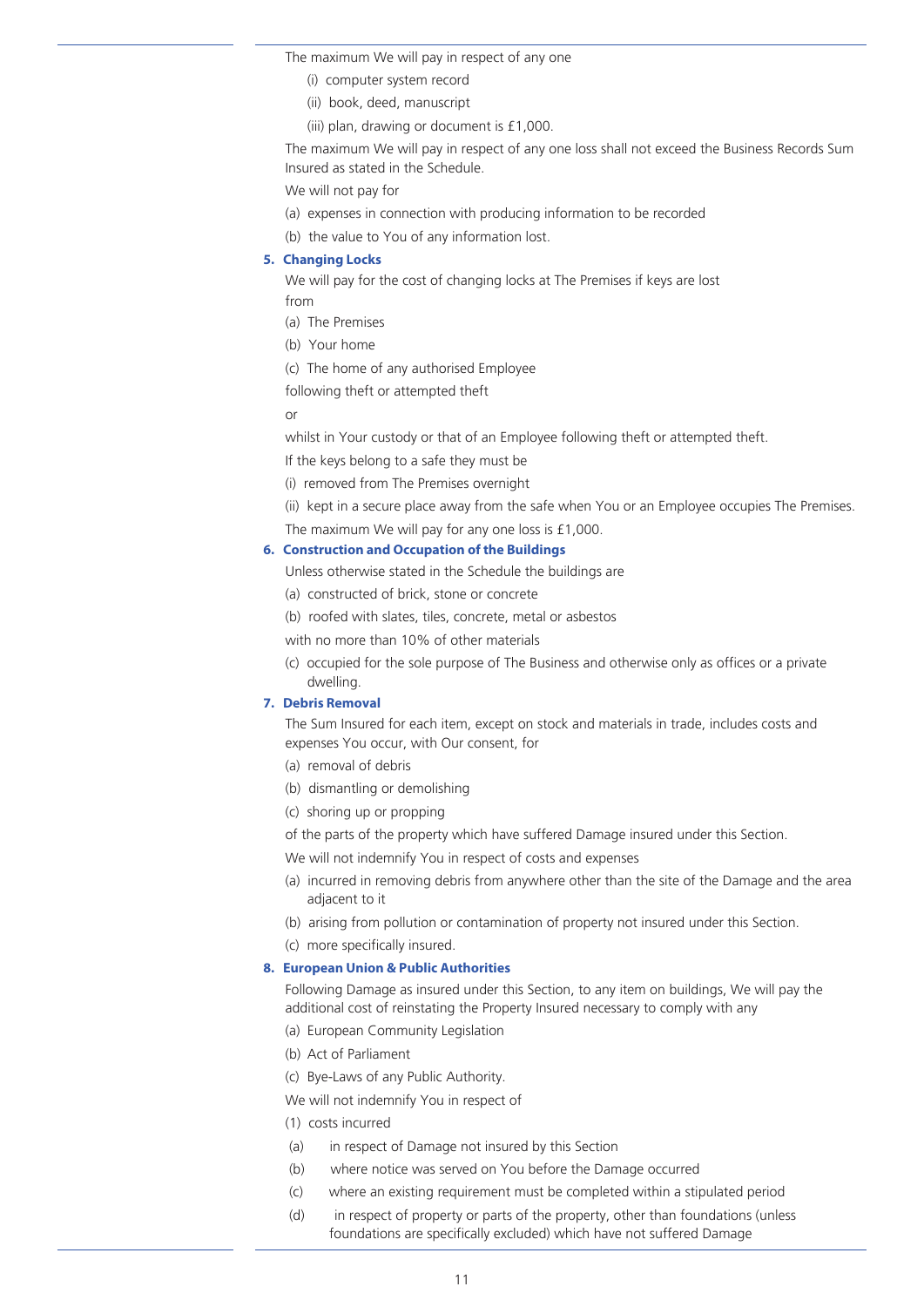The maximum We will pay in respect of any one

(i) computer system record

(ii) book, deed, manuscript

(iii) plan, drawing or document is £1,000.

The maximum We will pay in respect of any one loss shall not exceed the Business Records Sum Insured as stated in the Schedule.

We will not pay for

(a) expenses in connection with producing information to be recorded

(b) the value to You of any information lost.

### 5. Changing Locks

We will pay for the cost of changing locks at The Premises if keys are lost from

(a) The Premises

(b) Your home

(c) The home of any authorised Employee

following theft or attempted theft

or

whilst in Your custody or that of an Employee following theft or attempted theft.

If the keys belong to a safe they must be

(i) removed from The Premises overnight

(ii) kept in a secure place away from the safe when You or an Employee occupies The Premises.

The maximum We will pay for any one loss is £1,000.

### 6. Construction and Occupation of the Buildings

Unless otherwise stated in the Schedule the buildings are

(a) constructed of brick, stone or concrete

(b) roofed with slates, tiles, concrete, metal or asbestos

with no more than 10% of other materials

(c) occupied for the sole purpose of The Business and otherwise only as offices or a private dwelling.

### 7. Debris Removal

The Sum Insured for each item, except on stock and materials in trade, includes costs and expenses You occur, with Our consent, for

(a) removal of debris

(b) dismantling or demolishing

(c) shoring up or propping

of the parts of the property which have suffered Damage insured under this Section.

We will not indemnify You in respect of costs and expenses

(a) incurred in removing debris from anywhere other than the site of the Damage and the area adjacent to it

(b) arising from pollution or contamination of property not insured under this Section.

(c) more specifically insured.

### 8. European Union & Public Authorities

Following Damage as insured under this Section, to any item on buildings, We will pay the additional cost of reinstating the Property Insured necessary to comply with any

(a) European Community Legislation

(b) Act of Parliament

(c) Bye-Laws of any Public Authority.

We will not indemnify You in respect of

(1) costs incurred

(a) in respect of Damage not insured by this Section

(b) where notice was served on You before the Damage occurred

(c) where an existing requirement must be completed within a stipulated period

(d) in respect of property or parts of the property, other than foundations (unless foundations are specifically excluded) which have not suffered Damage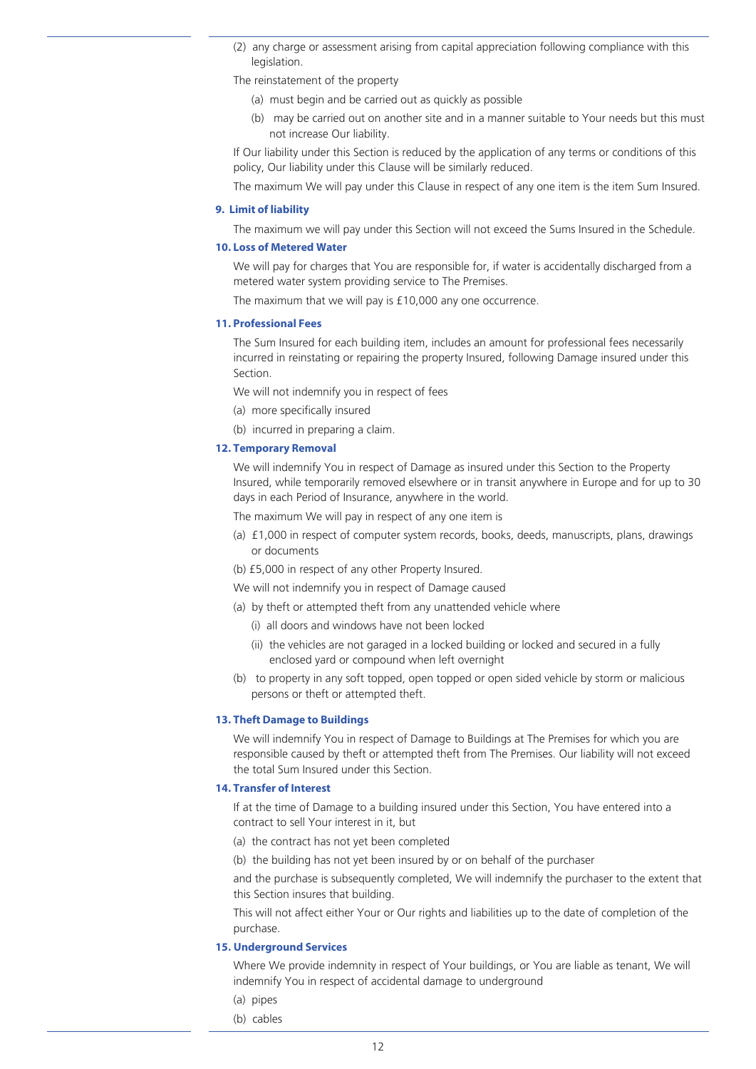(2) any charge or assessment arising from capital appreciation following compliance with this legislation.

The reinstatement of the property

(a) must begin and be carried out as quickly as possible

(b) may be carried out on another site and in a manner suitable to Your needs but this must not increase Our liability.

If Our liability under this Section is reduced by the application of any terms or conditions of this policy, Our liability under this Clause will be similarly reduced.

The maximum We will pay under this Clause in respect of any one item is the item Sum Insured.

**9. Limit of liability**

The maximum we will pay under this Section will not exceed the Sums Insured in the Schedule.

**10. Loss of Metered Water**

We will pay for charges that You are responsible for, if water is accidentally discharged from a metered water system providing service to The Premises.

The maximum that we will pay is £10,000 any one occurrence.

**11. Professional Fees**

The Sum Insured for each building item, includes an amount for professional fees necessarily incurred in reinstating or repairing the property Insured, following Damage insured under this Section.

We will not indemnify you in respect of fees

(a) more specifically insured

(b) incurred in preparing a claim.

**12. Temporary Removal**

We will indemnify You in respect of Damage as insured under this Section to the Property Insured, while temporarily removed elsewhere or in transit anywhere in Europe and for up to 30 days in each Period of Insurance, anywhere in the world.

The maximum We will pay in respect of any one item is

(a) £1,000 in respect of computer system records, books, deeds, manuscripts, plans, drawings or documents

(b) £5,000 in respect of any other Property Insured.

We will not indemnify you in respect of Damage caused

(a) by theft or attempted theft from any unattended vehicle where

(i) all doors and windows have not been locked

(ii) the vehicles are not garaged in a locked building or locked and secured in a fully enclosed yard or compound when left overnight

(b) to property in any soft topped, open topped or open sided vehicle by storm or malicious persons or theft or attempted theft.

**13. Theft Damage to Buildings**

We will indemnify You in respect of Damage to Buildings at The Premises for which you are responsible caused by theft or attempted theft from The Premises. Our liability will not exceed the total Sum Insured under this Section.

**14. Transfer of Interest**

If at the time of Damage to a building insured under this Section, You have entered into a contract to sell Your interest in it, but

(a) the contract has not yet been completed

(b) the building has not yet been insured by or on behalf of the purchaser

and the purchase is subsequently completed, We will indemnify the purchaser to the extent that this Section insures that building.

This will not affect either Your or Our rights and liabilities up to the date of completion of the purchase.

**15. Underground Services**

Where We provide indemnity in respect of Your buildings, or You are liable as tenant, We will indemnify You in respect of accidental damage to underground

(a) pipes

(b) cables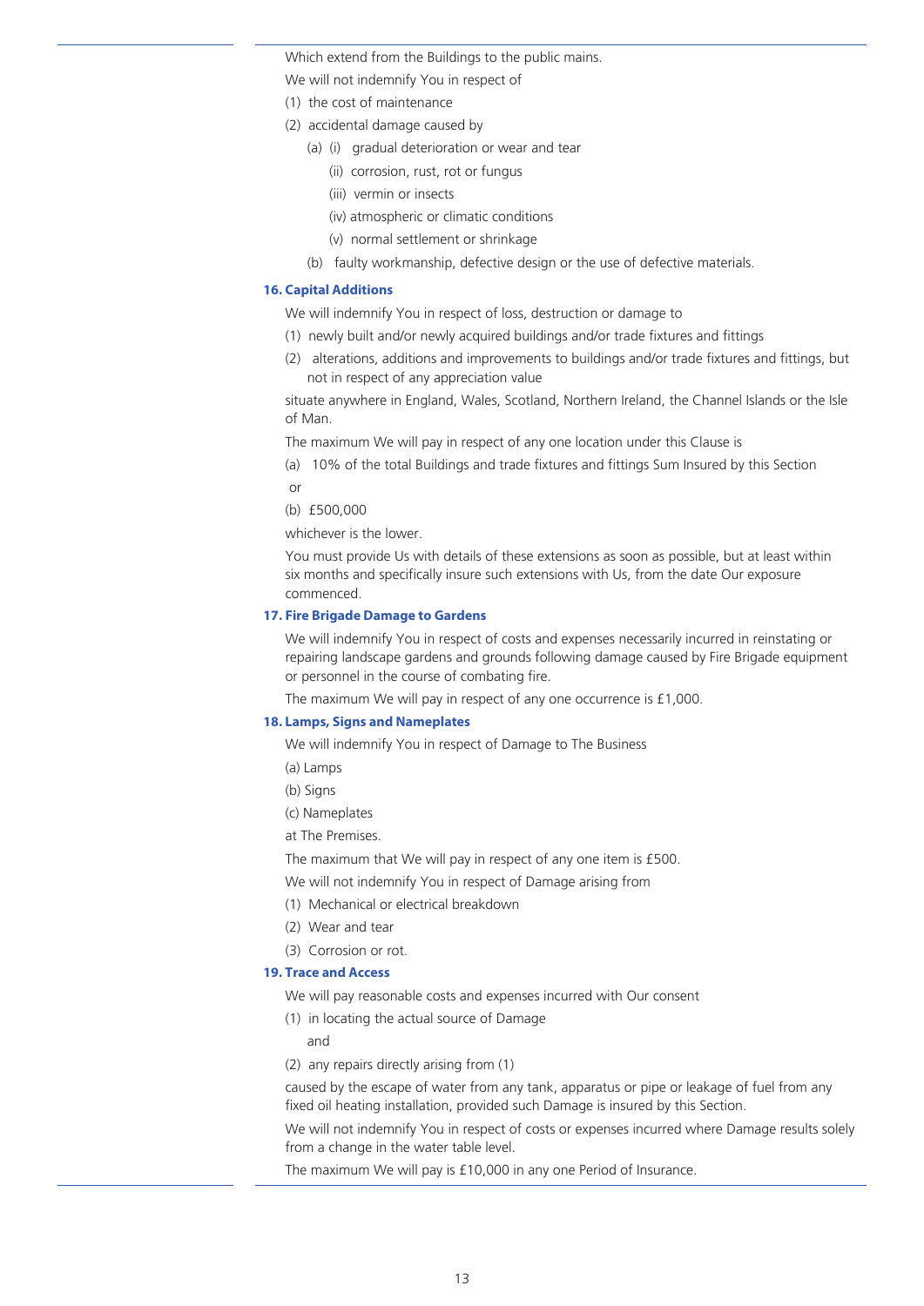Which extend from the Buildings to the public mains.

We will not indemnify You in respect of

(1) the cost of maintenance

(2) accidental damage caused by

  (a) (i) gradual deterioration or wear and tear

   (ii) corrosion, rust, rot or fungus

   (iii) vermin or insects

   (iv) atmospheric or climatic conditions

   (v) normal settlement or shrinkage

  (b) faulty workmanship, defective design or the use of defective materials.

### 16. Capital Additions

We will indemnify You in respect of loss, destruction or damage to

(1) newly built and/or newly acquired buildings and/or trade fixtures and fittings

(2) alterations, additions and improvements to buildings and/or trade fixtures and fittings, but not in respect of any appreciation value

situate anywhere in England, Wales, Scotland, Northern Ireland, the Channel Islands or the Isle of Man.

The maximum We will pay in respect of any one location under this Clause is

(a) 10% of the total Buildings and trade fixtures and fittings Sum Insured by this Section

or

(b) £500,000

whichever is the lower.

You must provide Us with details of these extensions as soon as possible, but at least within six months and specifically insure such extensions with Us, from the date Our exposure commenced.

### 17. Fire Brigade Damage to Gardens

We will indemnify You in respect of costs and expenses necessarily incurred in reinstating or repairing landscape gardens and grounds following damage caused by Fire Brigade equipment or personnel in the course of combating fire.

The maximum We will pay in respect of any one occurrence is £1,000.

### 18. Lamps, Signs and Nameplates

We will indemnify You in respect of Damage to The Business

(a) Lamps

(b) Signs

(c) Nameplates

at The Premises.

The maximum that We will pay in respect of any one item is £500.

We will not indemnify You in respect of Damage arising from

(1) Mechanical or electrical breakdown

(2) Wear and tear

(3) Corrosion or rot.

### 19. Trace and Access

We will pay reasonable costs and expenses incurred with Our consent

(1) in locating the actual source of Damage

and

(2) any repairs directly arising from (1)

caused by the escape of water from any tank, apparatus or pipe or leakage of fuel from any fixed oil heating installation, provided such Damage is insured by this Section.

We will not indemnify You in respect of costs or expenses incurred where Damage results solely from a change in the water table level.

The maximum We will pay is £10,000 in any one Period of Insurance.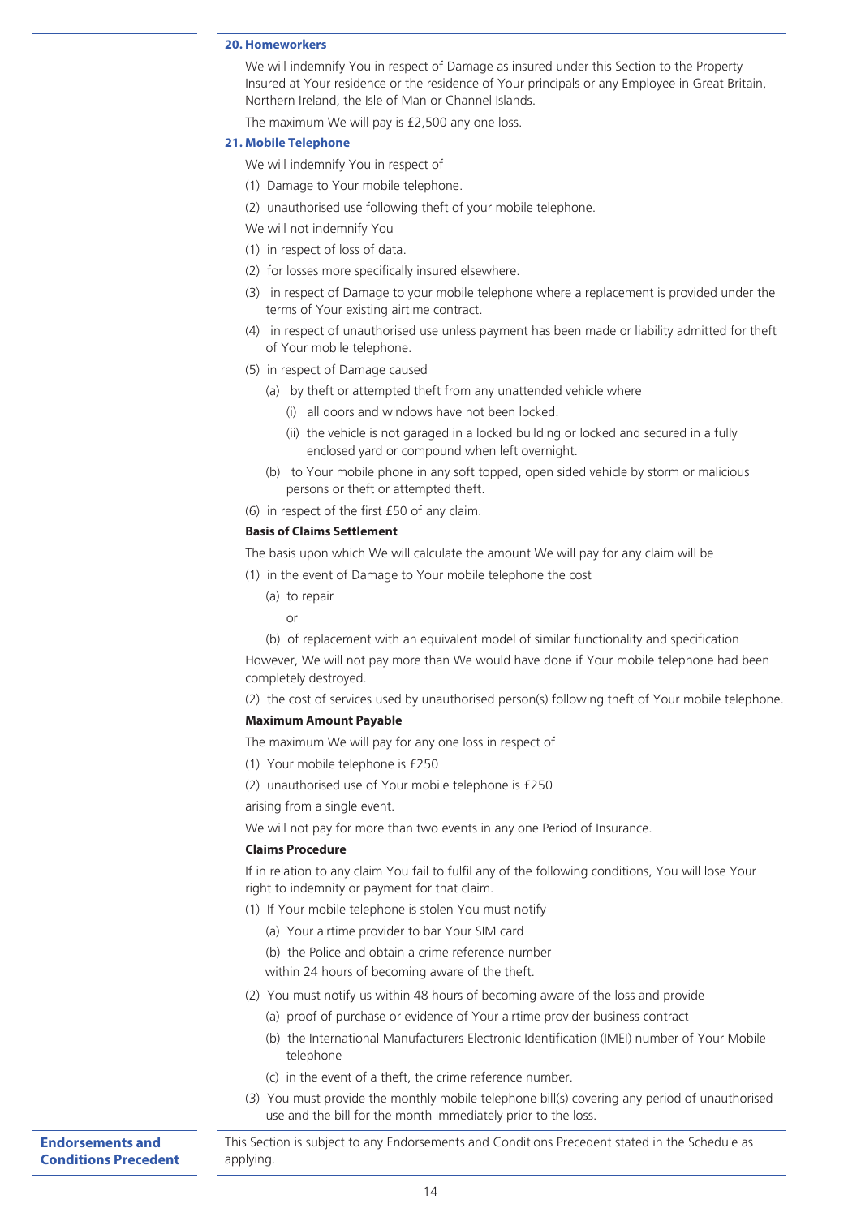### 20. Homeworkers

We will indemnify You in respect of Damage as insured under this Section to the Property Insured at Your residence or the residence of Your principals or any Employee in Great Britain, Northern Ireland, the Isle of Man or Channel Islands.

The maximum We will pay is £2,500 any one loss.

### 21. Mobile Telephone

We will indemnify You in respect of

(1) Damage to Your mobile telephone.

(2) unauthorised use following theft of your mobile telephone.

We will not indemnify You

(1) in respect of loss of data.

(2) for losses more specifically insured elsewhere.

(3) in respect of Damage to your mobile telephone where a replacement is provided under the terms of Your existing airtime contract.

(4) in respect of unauthorised use unless payment has been made or liability admitted for theft of Your mobile telephone.

(5) in respect of Damage caused

- (a) by theft or attempted theft from any unattended vehicle where
  - (i) all doors and windows have not been locked.
  - (ii) the vehicle is not garaged in a locked building or locked and secured in a fully enclosed yard or compound when left overnight.
- (b) to Your mobile phone in any soft topped, open sided vehicle by storm or malicious persons or theft or attempted theft.

(6) in respect of the first £50 of any claim.

**Basis of Claims Settlement**

The basis upon which We will calculate the amount We will pay for any claim will be

(1) in the event of Damage to Your mobile telephone the cost

- (a) to repair

  or

- (b) of replacement with an equivalent model of similar functionality and specification

However, We will not pay more than We would have done if Your mobile telephone had been completely destroyed.

(2) the cost of services used by unauthorised person(s) following theft of Your mobile telephone.

**Maximum Amount Payable**

The maximum We will pay for any one loss in respect of

(1) Your mobile telephone is £250

(2) unauthorised use of Your mobile telephone is £250

arising from a single event.

We will not pay for more than two events in any one Period of Insurance.

**Claims Procedure**

If in relation to any claim You fail to fulfil any of the following conditions, You will lose Your right to indemnity or payment for that claim.

(1) If Your mobile telephone is stolen You must notify

- (a) Your airtime provider to bar Your SIM card
- (b) the Police and obtain a crime reference number

within 24 hours of becoming aware of the theft.

(2) You must notify us within 48 hours of becoming aware of the loss and provide

- (a) proof of purchase or evidence of Your airtime provider business contract
- (b) the International Manufacturers Electronic Identification (IMEI) number of Your Mobile telephone
- (c) in the event of a theft, the crime reference number.

(3) You must provide the monthly mobile telephone bill(s) covering any period of unauthorised use and the bill for the month immediately prior to the loss.

**Endorsements and Conditions Precedent**

This Section is subject to any Endorsements and Conditions Precedent stated in the Schedule as applying.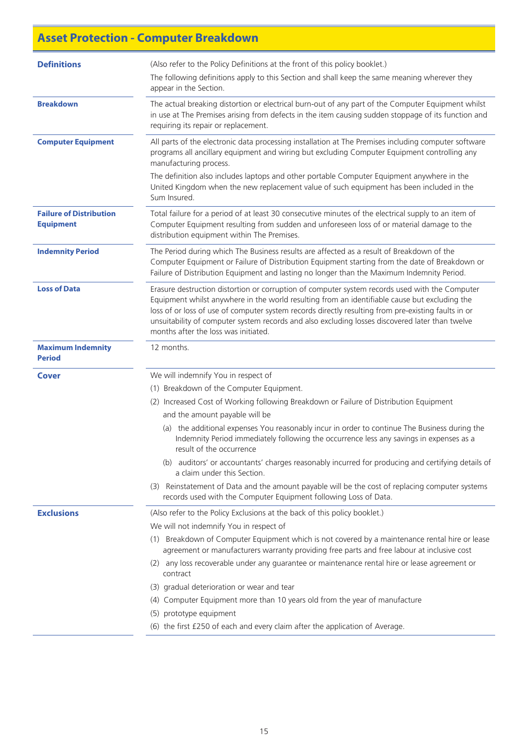# Asset Protection - Computer Breakdown

| | |
|---|---|
| **Definitions** | (Also refer to the Policy Definitions at the front of this policy booklet.)<br><br>The following definitions apply to this Section and shall keep the same meaning wherever they appear in the Section. |
| **Breakdown** | The actual breaking distortion or electrical burn-out of any part of the Computer Equipment whilst in use at The Premises arising from defects in the item causing sudden stoppage of its function and requiring its repair or replacement. |
| **Computer Equipment** | All parts of the electronic data processing installation at The Premises including computer software programs all ancillary equipment and wiring but excluding Computer Equipment controlling any manufacturing process.<br><br>The definition also includes laptops and other portable Computer Equipment anywhere in the United Kingdom when the new replacement value of such equipment has been included in the Sum Insured. |
| **Failure of Distribution Equipment** | Total failure for a period of at least 30 consecutive minutes of the electrical supply to an item of Computer Equipment resulting from sudden and unforeseen loss of or material damage to the distribution equipment within The Premises. |
| **Indemnity Period** | The Period during which The Business results are affected as a result of Breakdown of the Computer Equipment or Failure of Distribution Equipment starting from the date of Breakdown or Failure of Distribution Equipment and lasting no longer than the Maximum Indemnity Period. |
| **Loss of Data** | Erasure destruction distortion or corruption of computer system records used with the Computer Equipment whilst anywhere in the world resulting from an identifiable cause but excluding the loss of or loss of use of computer system records directly resulting from pre-existing faults in or unsuitability of computer system records and also excluding losses discovered later than twelve months after the loss was initiated. |
| **Maximum Indemnity Period** | 12 months. |
| **Cover** | We will indemnify You in respect of<br><br>(1) Breakdown of the Computer Equipment.<br><br>(2) Increased Cost of Working following Breakdown or Failure of Distribution Equipment and the amount payable will be<br><br>(a) the additional expenses You reasonably incur in order to continue The Business during the Indemnity Period immediately following the occurrence less any savings in expenses as a result of the occurrence<br><br>(b) auditors' or accountants' charges reasonably incurred for producing and certifying details of a claim under this Section.<br><br>(3) Reinstatement of Data and the amount payable will be the cost of replacing computer systems records used with the Computer Equipment following Loss of Data. |
| **Exclusions** | (Also refer to the Policy Exclusions at the back of this policy booklet.)<br><br>We will not indemnify You in respect of<br><br>(1) Breakdown of Computer Equipment which is not covered by a maintenance rental hire or lease agreement or manufacturers warranty providing free parts and free labour at inclusive cost<br><br>(2) any loss recoverable under any guarantee or maintenance rental hire or lease agreement or contract<br><br>(3) gradual deterioration or wear and tear<br><br>(4) Computer Equipment more than 10 years old from the year of manufacture<br><br>(5) prototype equipment<br><br>(6) the first £250 of each and every claim after the application of Average. |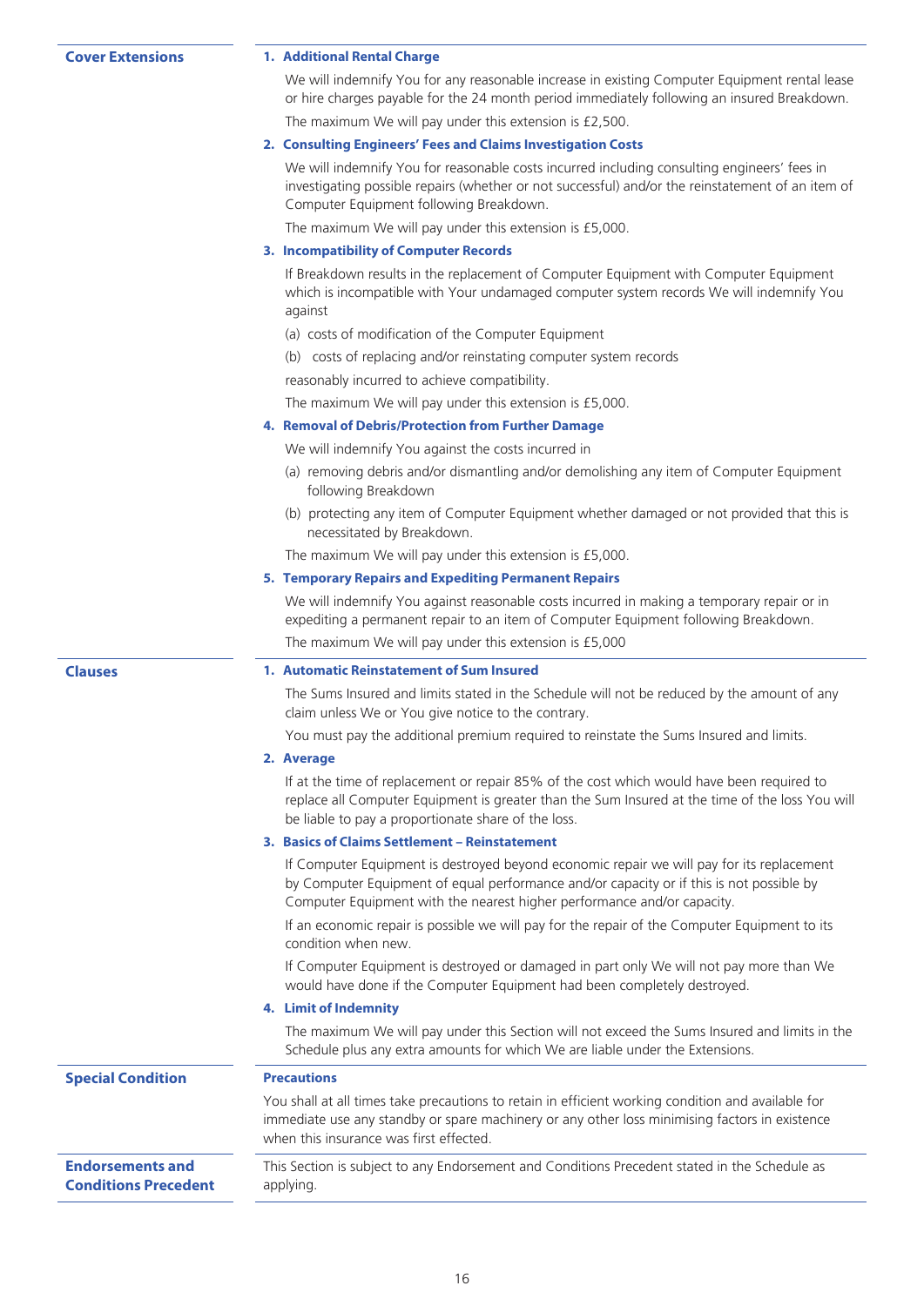## Cover Extensions

### 1. Additional Rental Charge

We will indemnify You for any reasonable increase in existing Computer Equipment rental lease or hire charges payable for the 24 month period immediately following an insured Breakdown.

The maximum We will pay under this extension is £2,500.

### 2. Consulting Engineers' Fees and Claims Investigation Costs

We will indemnify You for reasonable costs incurred including consulting engineers' fees in investigating possible repairs (whether or not successful) and/or the reinstatement of an item of Computer Equipment following Breakdown.

The maximum We will pay under this extension is £5,000.

### 3. Incompatibility of Computer Records

If Breakdown results in the replacement of Computer Equipment with Computer Equipment which is incompatible with Your undamaged computer system records We will indemnify You against

(a) costs of modification of the Computer Equipment

(b) costs of replacing and/or reinstating computer system records

reasonably incurred to achieve compatibility.

The maximum We will pay under this extension is £5,000.

### 4. Removal of Debris/Protection from Further Damage

We will indemnify You against the costs incurred in

(a) removing debris and/or dismantling and/or demolishing any item of Computer Equipment following Breakdown

(b) protecting any item of Computer Equipment whether damaged or not provided that this is necessitated by Breakdown.

The maximum We will pay under this extension is £5,000.

### 5. Temporary Repairs and Expediting Permanent Repairs

We will indemnify You against reasonable costs incurred in making a temporary repair or in expediting a permanent repair to an item of Computer Equipment following Breakdown.

The maximum We will pay under this extension is £5,000

## Clauses

### 1. Automatic Reinstatement of Sum Insured

The Sums Insured and limits stated in the Schedule will not be reduced by the amount of any claim unless We or You give notice to the contrary.

You must pay the additional premium required to reinstate the Sums Insured and limits.

### 2. Average

If at the time of replacement or repair 85% of the cost which would have been required to replace all Computer Equipment is greater than the Sum Insured at the time of the loss You will be liable to pay a proportionate share of the loss.

### 3. Basics of Claims Settlement – Reinstatement

If Computer Equipment is destroyed beyond economic repair we will pay for its replacement by Computer Equipment of equal performance and/or capacity or if this is not possible by Computer Equipment with the nearest higher performance and/or capacity.

If an economic repair is possible we will pay for the repair of the Computer Equipment to its condition when new.

If Computer Equipment is destroyed or damaged in part only We will not pay more than We would have done if the Computer Equipment had been completely destroyed.

### 4. Limit of Indemnity

The maximum We will pay under this Section will not exceed the Sums Insured and limits in the Schedule plus any extra amounts for which We are liable under the Extensions.

## Special Condition

### Precautions

You shall at all times take precautions to retain in efficient working condition and available for immediate use any standby or spare machinery or any other loss minimising factors in existence when this insurance was first effected.

## Endorsements and Conditions Precedent

This Section is subject to any Endorsement and Conditions Precedent stated in the Schedule as applying.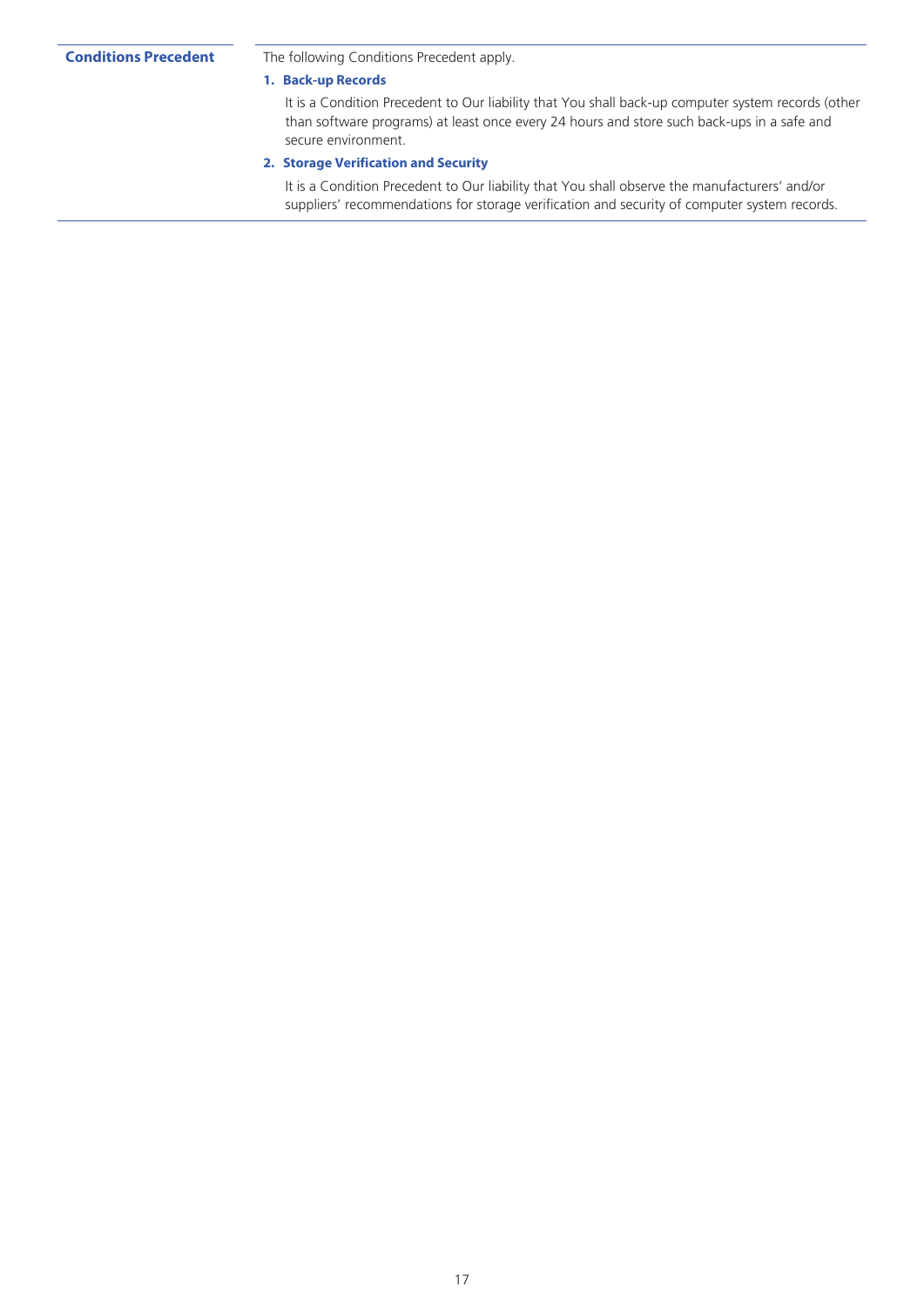## Conditions Precedent

The following Conditions Precedent apply.

### 1. Back-up Records

It is a Condition Precedent to Our liability that You shall back-up computer system records (other than software programs) at least once every 24 hours and store such back-ups in a safe and secure environment.

### 2. Storage Verification and Security

It is a Condition Precedent to Our liability that You shall observe the manufacturers' and/or suppliers' recommendations for storage verification and security of computer system records.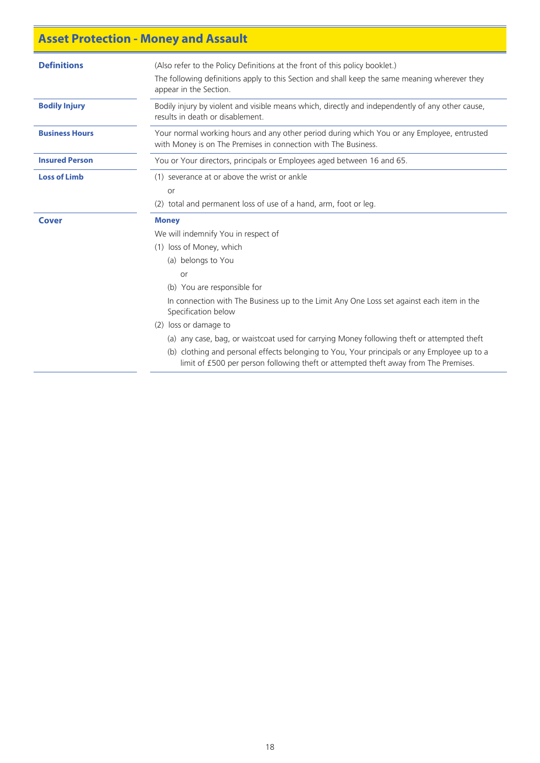## Asset Protection - Money and Assault

| | |
|---|---|
| **Definitions** | (Also refer to the Policy Definitions at the front of this policy booklet.)<br>The following definitions apply to this Section and shall keep the same meaning wherever they appear in the Section. |
| **Bodily Injury** | Bodily injury by violent and visible means which, directly and independently of any other cause, results in death or disablement. |
| **Business Hours** | Your normal working hours and any other period during which You or any Employee, entrusted with Money is on The Premises in connection with The Business. |
| **Insured Person** | You or Your directors, principals or Employees aged between 16 and 65. |
| **Loss of Limb** | (1) severance at or above the wrist or ankle<br>or<br>(2) total and permanent loss of use of a hand, arm, foot or leg. |
| **Cover** | **Money**<br>We will indemnify You in respect of<br>(1) loss of Money, which<br>(a) belongs to You<br>or<br>(b) You are responsible for<br>In connection with The Business up to the Limit Any One Loss set against each item in the Specification below<br>(2) loss or damage to<br>(a) any case, bag, or waistcoat used for carrying Money following theft or attempted theft<br>(b) clothing and personal effects belonging to You, Your principals or any Employee up to a limit of £500 per person following theft or attempted theft away from The Premises. |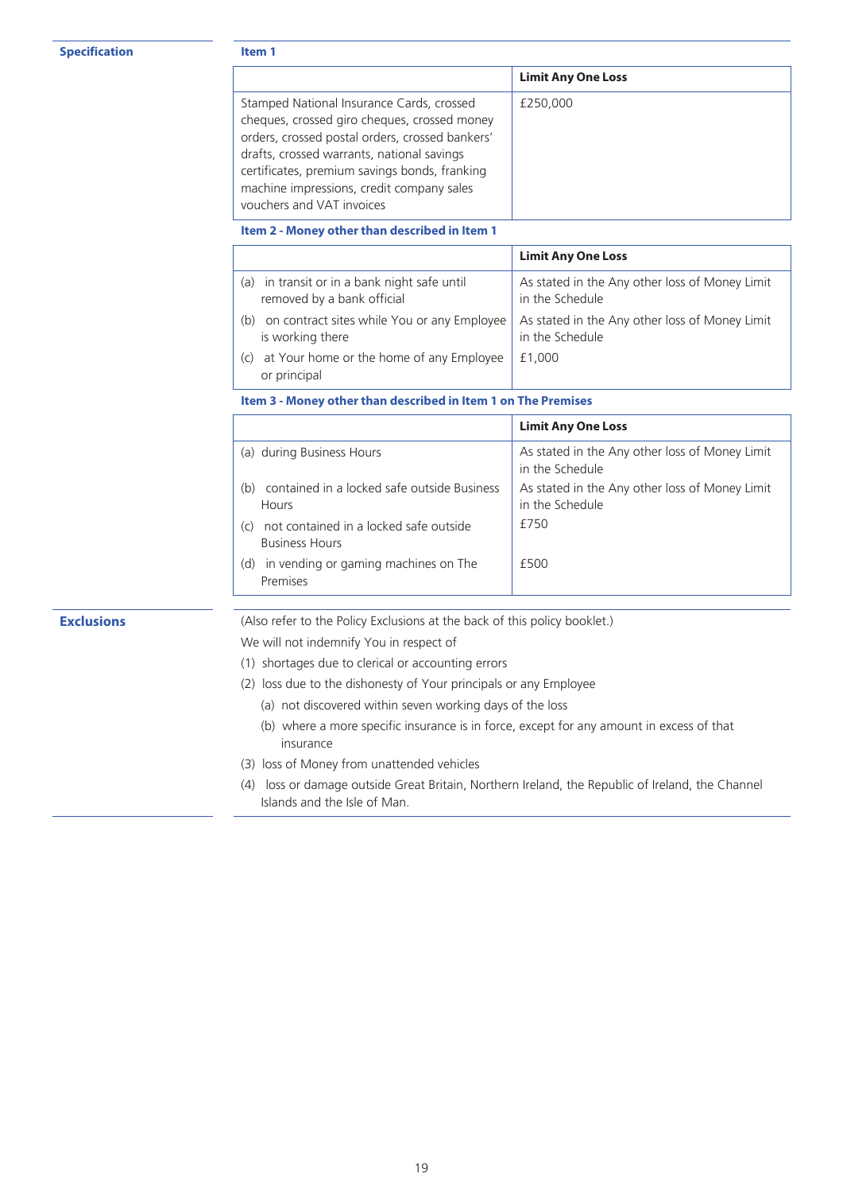## Specification

### Item 1

| | Limit Any One Loss |
|---|---|
| Stamped National Insurance Cards, crossed cheques, crossed giro cheques, crossed money orders, crossed postal orders, crossed bankers' drafts, crossed warrants, national savings certificates, premium savings bonds, franking machine impressions, credit company sales vouchers and VAT invoices | £250,000 |

### Item 2 - Money other than described in Item 1

| | Limit Any One Loss |
|---|---|
| (a) in transit or in a bank night safe until removed by a bank official | As stated in the Any other loss of Money Limit in the Schedule |
| (b) on contract sites while You or any Employee is working there | As stated in the Any other loss of Money Limit in the Schedule |
| (c) at Your home or the home of any Employee or principal | £1,000 |

### Item 3 - Money other than described in Item 1 on The Premises

| | Limit Any One Loss |
|---|---|
| (a) during Business Hours | As stated in the Any other loss of Money Limit in the Schedule |
| (b) contained in a locked safe outside Business Hours | As stated in the Any other loss of Money Limit in the Schedule |
| (c) not contained in a locked safe outside Business Hours | £750 |
| (d) in vending or gaming machines on The Premises | £500 |

## Exclusions

(Also refer to the Policy Exclusions at the back of this policy booklet.)

We will not indemnify You in respect of

(1) shortages due to clerical or accounting errors

(2) loss due to the dishonesty of Your principals or any Employee

  (a) not discovered within seven working days of the loss

  (b) where a more specific insurance is in force, except for any amount in excess of that insurance

(3) loss of Money from unattended vehicles

(4) loss or damage outside Great Britain, Northern Ireland, the Republic of Ireland, the Channel Islands and the Isle of Man.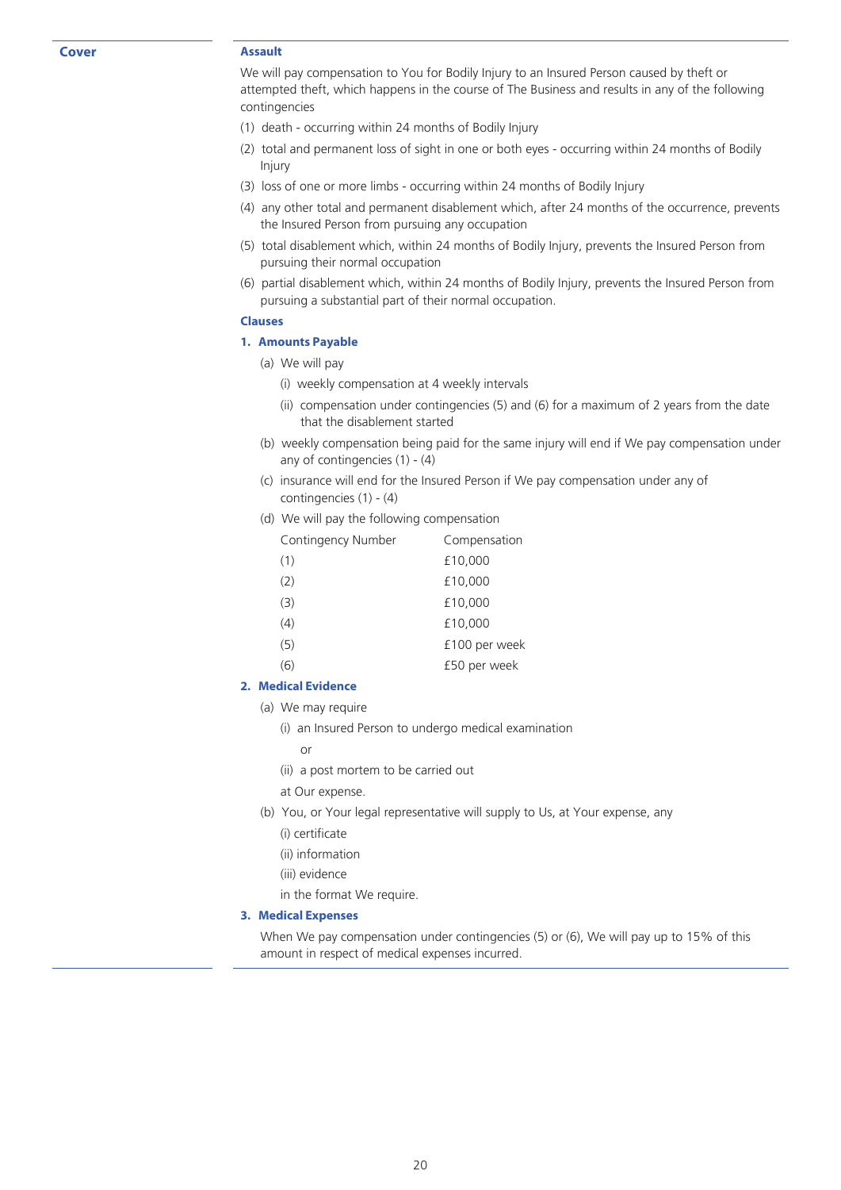**Cover**

## Assault

We will pay compensation to You for Bodily Injury to an Insured Person caused by theft or attempted theft, which happens in the course of The Business and results in any of the following contingencies

(1) death - occurring within 24 months of Bodily Injury

(2) total and permanent loss of sight in one or both eyes - occurring within 24 months of Bodily Injury

(3) loss of one or more limbs - occurring within 24 months of Bodily Injury

(4) any other total and permanent disablement which, after 24 months of the occurrence, prevents the Insured Person from pursuing any occupation

(5) total disablement which, within 24 months of Bodily Injury, prevents the Insured Person from pursuing their normal occupation

(6) partial disablement which, within 24 months of Bodily Injury, prevents the Insured Person from pursuing a substantial part of their normal occupation.

### Clauses

#### 1. Amounts Payable

(a) We will pay

(i) weekly compensation at 4 weekly intervals

(ii) compensation under contingencies (5) and (6) for a maximum of 2 years from the date that the disablement started

(b) weekly compensation being paid for the same injury will end if We pay compensation under any of contingencies (1) - (4)

(c) insurance will end for the Insured Person if We pay compensation under any of contingencies (1) - (4)

(d) We will pay the following compensation

| Contingency Number | Compensation |
| --- | --- |
| (1) | £10,000 |
| (2) | £10,000 |
| (3) | £10,000 |
| (4) | £10,000 |
| (5) | £100 per week |
| (6) | £50 per week |

#### 2. Medical Evidence

(a) We may require

(i) an Insured Person to undergo medical examination

or

(ii) a post mortem to be carried out

at Our expense.

(b) You, or Your legal representative will supply to Us, at Your expense, any

(i) certificate

(ii) information

(iii) evidence

in the format We require.

#### 3. Medical Expenses

When We pay compensation under contingencies (5) or (6), We will pay up to 15% of this amount in respect of medical expenses incurred.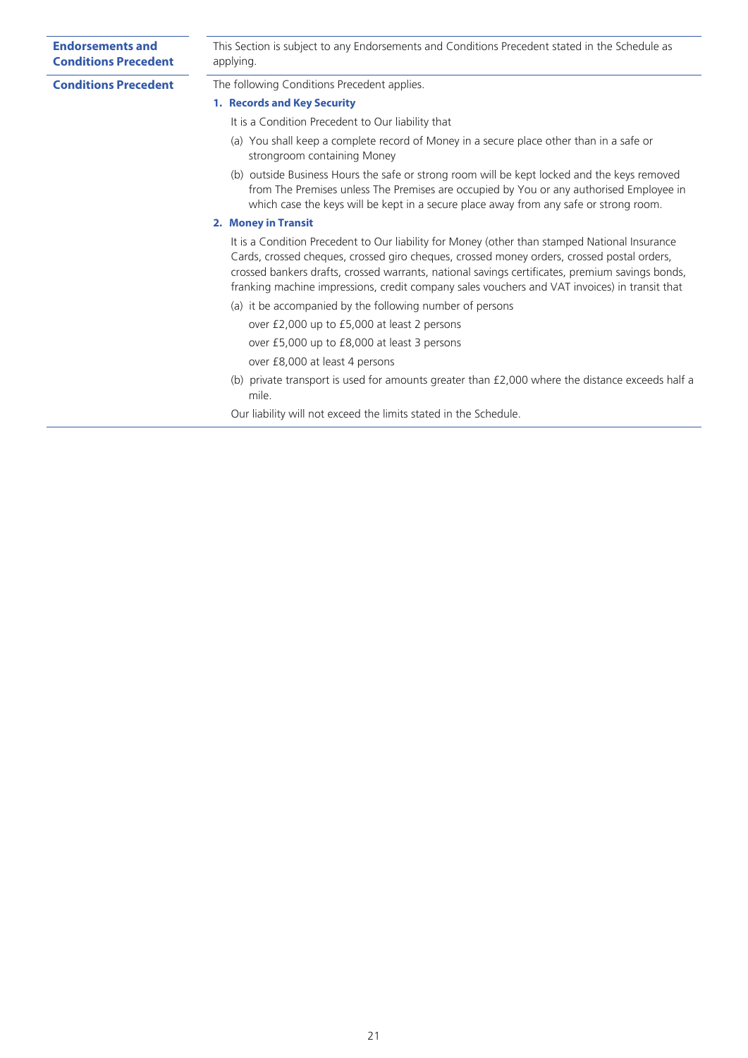**Endorsements and Conditions Precedent**

This Section is subject to any Endorsements and Conditions Precedent stated in the Schedule as applying.

**Conditions Precedent**

The following Conditions Precedent applies.

**1. Records and Key Security**

It is a Condition Precedent to Our liability that

(a) You shall keep a complete record of Money in a secure place other than in a safe or strongroom containing Money

(b) outside Business Hours the safe or strong room will be kept locked and the keys removed from The Premises unless The Premises are occupied by You or any authorised Employee in which case the keys will be kept in a secure place away from any safe or strong room.

**2. Money in Transit**

It is a Condition Precedent to Our liability for Money (other than stamped National Insurance Cards, crossed cheques, crossed giro cheques, crossed money orders, crossed postal orders, crossed bankers drafts, crossed warrants, national savings certificates, premium savings bonds, franking machine impressions, credit company sales vouchers and VAT invoices) in transit that

(a) it be accompanied by the following number of persons

over £2,000 up to £5,000 at least 2 persons

over £5,000 up to £8,000 at least 3 persons

over £8,000 at least 4 persons

(b) private transport is used for amounts greater than £2,000 where the distance exceeds half a mile.

Our liability will not exceed the limits stated in the Schedule.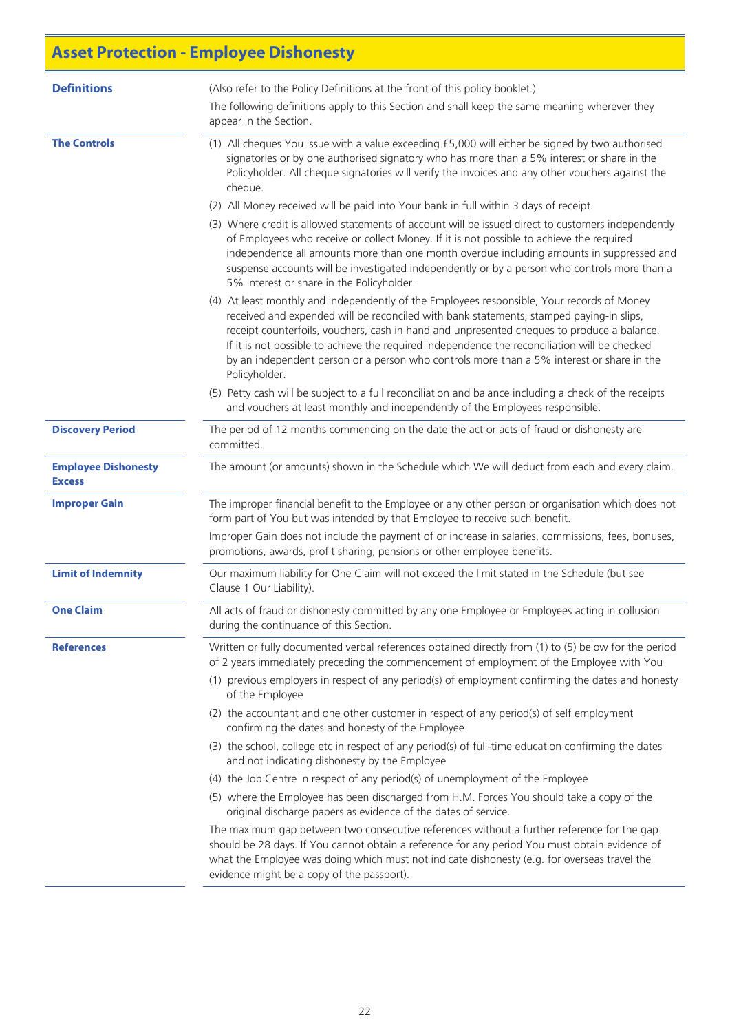# Asset Protection - Employee Dishonesty

**Definitions**

(Also refer to the Policy Definitions at the front of this policy booklet.)

The following definitions apply to this Section and shall keep the same meaning wherever they appear in the Section.

**The Controls**

(1) All cheques You issue with a value exceeding £5,000 will either be signed by two authorised signatories or by one authorised signatory who has more than a 5% interest or share in the Policyholder. All cheque signatories will verify the invoices and any other vouchers against the cheque.

(2) All Money received will be paid into Your bank in full within 3 days of receipt.

(3) Where credit is allowed statements of account will be issued direct to customers independently of Employees who receive or collect Money. If it is not possible to achieve the required independence all amounts more than one month overdue including amounts in suppressed and suspense accounts will be investigated independently or by a person who controls more than a 5% interest or share in the Policyholder.

(4) At least monthly and independently of the Employees responsible, Your records of Money received and expended will be reconciled with bank statements, stamped paying-in slips, receipt counterfoils, vouchers, cash in hand and unpresented cheques to produce a balance. If it is not possible to achieve the required independence the reconciliation will be checked by an independent person or a person who controls more than a 5% interest or share in the Policyholder.

(5) Petty cash will be subject to a full reconciliation and balance including a check of the receipts and vouchers at least monthly and independently of the Employees responsible.

**Discovery Period**

The period of 12 months commencing on the date the act or acts of fraud or dishonesty are committed.

**Employee Dishonesty Excess**

The amount (or amounts) shown in the Schedule which We will deduct from each and every claim.

**Improper Gain**

The improper financial benefit to the Employee or any other person or organisation which does not form part of You but was intended by that Employee to receive such benefit.

Improper Gain does not include the payment of or increase in salaries, commissions, fees, bonuses, promotions, awards, profit sharing, pensions or other employee benefits.

**Limit of Indemnity**

Our maximum liability for One Claim will not exceed the limit stated in the Schedule (but see Clause 1 Our Liability).

**One Claim**

All acts of fraud or dishonesty committed by any one Employee or Employees acting in collusion during the continuance of this Section.

**References**

Written or fully documented verbal references obtained directly from (1) to (5) below for the period of 2 years immediately preceding the commencement of employment of the Employee with You

(1) previous employers in respect of any period(s) of employment confirming the dates and honesty of the Employee

(2) the accountant and one other customer in respect of any period(s) of self employment confirming the dates and honesty of the Employee

(3) the school, college etc in respect of any period(s) of full-time education confirming the dates and not indicating dishonesty by the Employee

(4) the Job Centre in respect of any period(s) of unemployment of the Employee

(5) where the Employee has been discharged from H.M. Forces You should take a copy of the original discharge papers as evidence of the dates of service.

The maximum gap between two consecutive references without a further reference for the gap should be 28 days. If You cannot obtain a reference for any period You must obtain evidence of what the Employee was doing which must not indicate dishonesty (e.g. for overseas travel the evidence might be a copy of the passport).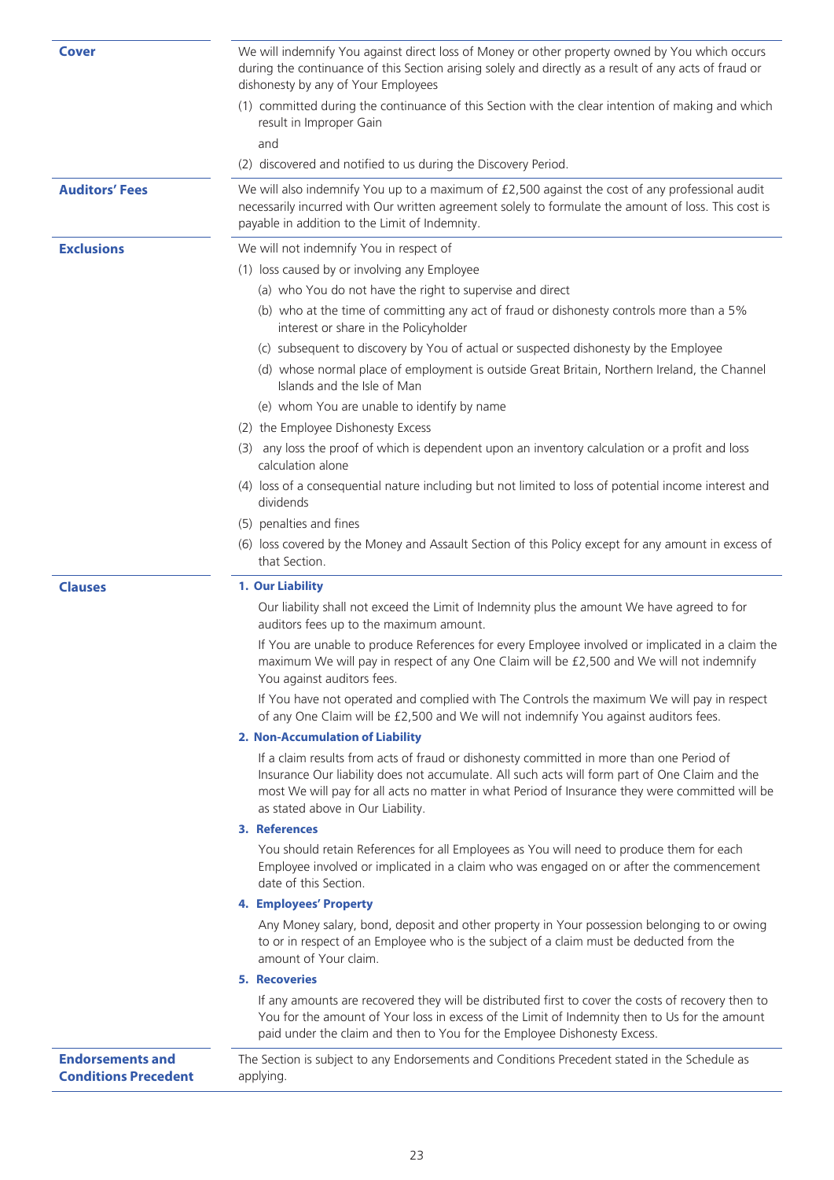**Cover**

We will indemnify You against direct loss of Money or other property owned by You which occurs during the continuance of this Section arising solely and directly as a result of any acts of fraud or dishonesty by any of Your Employees

(1) committed during the continuance of this Section with the clear intention of making and which result in Improper Gain

and

(2) discovered and notified to us during the Discovery Period.

**Auditors' Fees**

We will also indemnify You up to a maximum of £2,500 against the cost of any professional audit necessarily incurred with Our written agreement solely to formulate the amount of loss. This cost is payable in addition to the Limit of Indemnity.

**Exclusions**

We will not indemnify You in respect of

(1) loss caused by or involving any Employee

- (a) who You do not have the right to supervise and direct
- (b) who at the time of committing any act of fraud or dishonesty controls more than a 5% interest or share in the Policyholder
- (c) subsequent to discovery by You of actual or suspected dishonesty by the Employee
- (d) whose normal place of employment is outside Great Britain, Northern Ireland, the Channel Islands and the Isle of Man
- (e) whom You are unable to identify by name

(2) the Employee Dishonesty Excess

(3) any loss the proof of which is dependent upon an inventory calculation or a profit and loss calculation alone

(4) loss of a consequential nature including but not limited to loss of potential income interest and dividends

(5) penalties and fines

(6) loss covered by the Money and Assault Section of this Policy except for any amount in excess of that Section.

**Clauses**

**1. Our Liability**

Our liability shall not exceed the Limit of Indemnity plus the amount We have agreed to for auditors fees up to the maximum amount.

If You are unable to produce References for every Employee involved or implicated in a claim the maximum We will pay in respect of any One Claim will be £2,500 and We will not indemnify You against auditors fees.

If You have not operated and complied with The Controls the maximum We will pay in respect of any One Claim will be £2,500 and We will not indemnify You against auditors fees.

**2. Non-Accumulation of Liability**

If a claim results from acts of fraud or dishonesty committed in more than one Period of Insurance Our liability does not accumulate. All such acts will form part of One Claim and the most We will pay for all acts no matter in what Period of Insurance they were committed will be as stated above in Our Liability.

**3. References**

You should retain References for all Employees as You will need to produce them for each Employee involved or implicated in a claim who was engaged on or after the commencement date of this Section.

**4. Employees' Property**

Any Money salary, bond, deposit and other property in Your possession belonging to or owing to or in respect of an Employee who is the subject of a claim must be deducted from the amount of Your claim.

**5. Recoveries**

If any amounts are recovered they will be distributed first to cover the costs of recovery then to You for the amount of Your loss in excess of the Limit of Indemnity then to Us for the amount paid under the claim and then to You for the Employee Dishonesty Excess.

**Endorsements and Conditions Precedent**

The Section is subject to any Endorsements and Conditions Precedent stated in the Schedule as applying.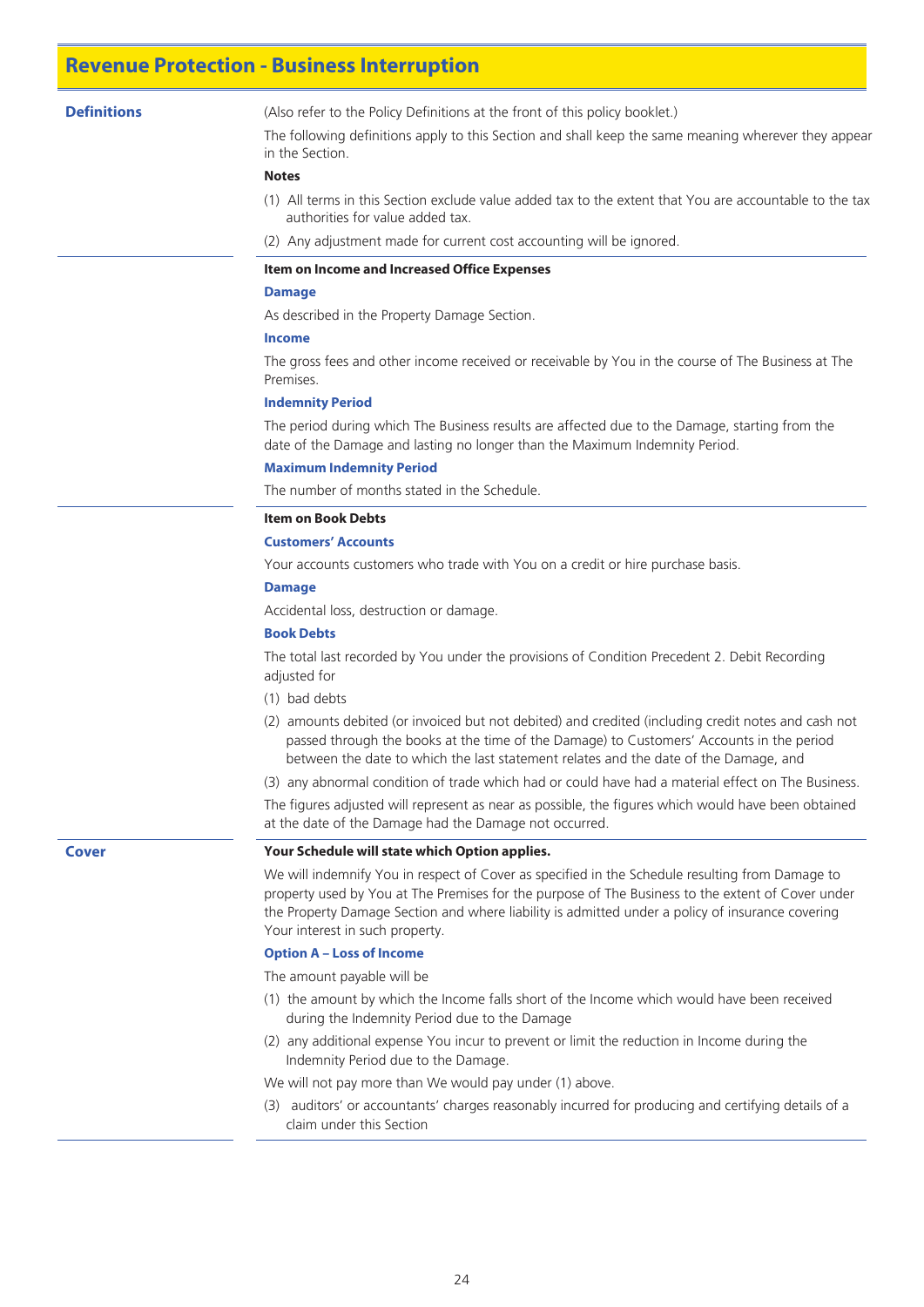# Revenue Protection - Business Interruption

## Definitions

(Also refer to the Policy Definitions at the front of this policy booklet.)

The following definitions apply to this Section and shall keep the same meaning wherever they appear in the Section.

**Notes**

(1) All terms in this Section exclude value added tax to the extent that You are accountable to the tax authorities for value added tax.

(2) Any adjustment made for current cost accounting will be ignored.

**Item on Income and Increased Office Expenses**

**Damage**

As described in the Property Damage Section.

**Income**

The gross fees and other income received or receivable by You in the course of The Business at The Premises.

**Indemnity Period**

The period during which The Business results are affected due to the Damage, starting from the date of the Damage and lasting no longer than the Maximum Indemnity Period.

**Maximum Indemnity Period**

The number of months stated in the Schedule.

**Item on Book Debts**

**Customers' Accounts**

Your accounts customers who trade with You on a credit or hire purchase basis.

**Damage**

Accidental loss, destruction or damage.

**Book Debts**

The total last recorded by You under the provisions of Condition Precedent 2. Debit Recording adjusted for

(1) bad debts

(2) amounts debited (or invoiced but not debited) and credited (including credit notes and cash not passed through the books at the time of the Damage) to Customers' Accounts in the period between the date to which the last statement relates and the date of the Damage, and

(3) any abnormal condition of trade which had or could have had a material effect on The Business.

The figures adjusted will represent as near as possible, the figures which would have been obtained at the date of the Damage had the Damage not occurred.

## Cover

**Your Schedule will state which Option applies.**

We will indemnify You in respect of Cover as specified in the Schedule resulting from Damage to property used by You at The Premises for the purpose of The Business to the extent of Cover under the Property Damage Section and where liability is admitted under a policy of insurance covering Your interest in such property.

**Option A – Loss of Income**

The amount payable will be

(1) the amount by which the Income falls short of the Income which would have been received during the Indemnity Period due to the Damage

(2) any additional expense You incur to prevent or limit the reduction in Income during the Indemnity Period due to the Damage.

We will not pay more than We would pay under (1) above.

(3) auditors' or accountants' charges reasonably incurred for producing and certifying details of a claim under this Section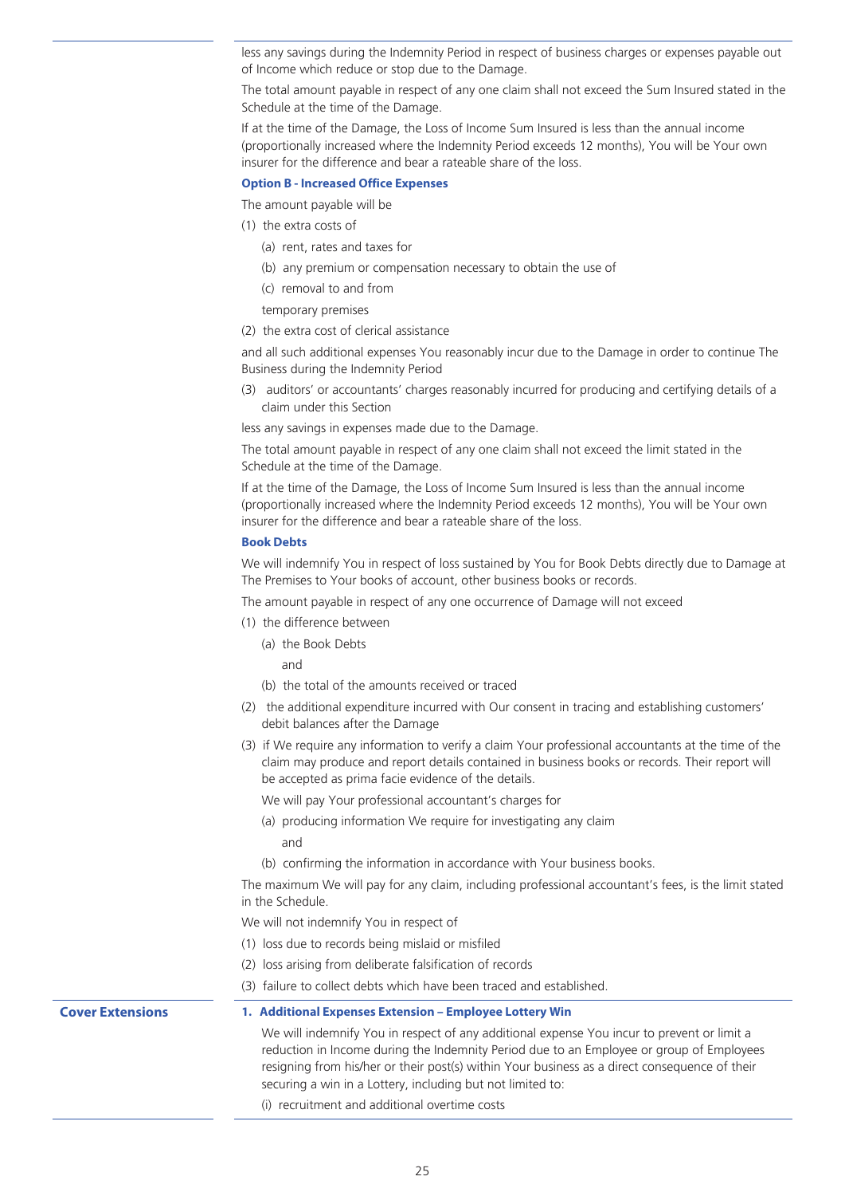less any savings during the Indemnity Period in respect of business charges or expenses payable out of Income which reduce or stop due to the Damage.

The total amount payable in respect of any one claim shall not exceed the Sum Insured stated in the Schedule at the time of the Damage.

If at the time of the Damage, the Loss of Income Sum Insured is less than the annual income (proportionally increased where the Indemnity Period exceeds 12 months), You will be Your own insurer for the difference and bear a rateable share of the loss.

**Option B - Increased Office Expenses**

The amount payable will be

(1) the extra costs of

  (a) rent, rates and taxes for

  (b) any premium or compensation necessary to obtain the use of

  (c) removal to and from

  temporary premises

(2) the extra cost of clerical assistance

and all such additional expenses You reasonably incur due to the Damage in order to continue The Business during the Indemnity Period

(3) auditors' or accountants' charges reasonably incurred for producing and certifying details of a claim under this Section

less any savings in expenses made due to the Damage.

The total amount payable in respect of any one claim shall not exceed the limit stated in the Schedule at the time of the Damage.

If at the time of the Damage, the Loss of Income Sum Insured is less than the annual income (proportionally increased where the Indemnity Period exceeds 12 months), You will be Your own insurer for the difference and bear a rateable share of the loss.

**Book Debts**

We will indemnify You in respect of loss sustained by You for Book Debts directly due to Damage at The Premises to Your books of account, other business books or records.

The amount payable in respect of any one occurrence of Damage will not exceed

(1) the difference between

  (a) the Book Debts

    and

  (b) the total of the amounts received or traced

(2) the additional expenditure incurred with Our consent in tracing and establishing customers' debit balances after the Damage

(3) if We require any information to verify a claim Your professional accountants at the time of the claim may produce and report details contained in business books or records. Their report will be accepted as prima facie evidence of the details.

  We will pay Your professional accountant's charges for

  (a) producing information We require for investigating any claim

    and

  (b) confirming the information in accordance with Your business books.

The maximum We will pay for any claim, including professional accountant's fees, is the limit stated in the Schedule.

We will not indemnify You in respect of

(1) loss due to records being mislaid or misfiled

(2) loss arising from deliberate falsification of records

(3) failure to collect debts which have been traced and established.

## Cover Extensions

**1. Additional Expenses Extension – Employee Lottery Win**

We will indemnify You in respect of any additional expense You incur to prevent or limit a reduction in Income during the Indemnity Period due to an Employee or group of Employees resigning from his/her or their post(s) within Your business as a direct consequence of their securing a win in a Lottery, including but not limited to:

(i) recruitment and additional overtime costs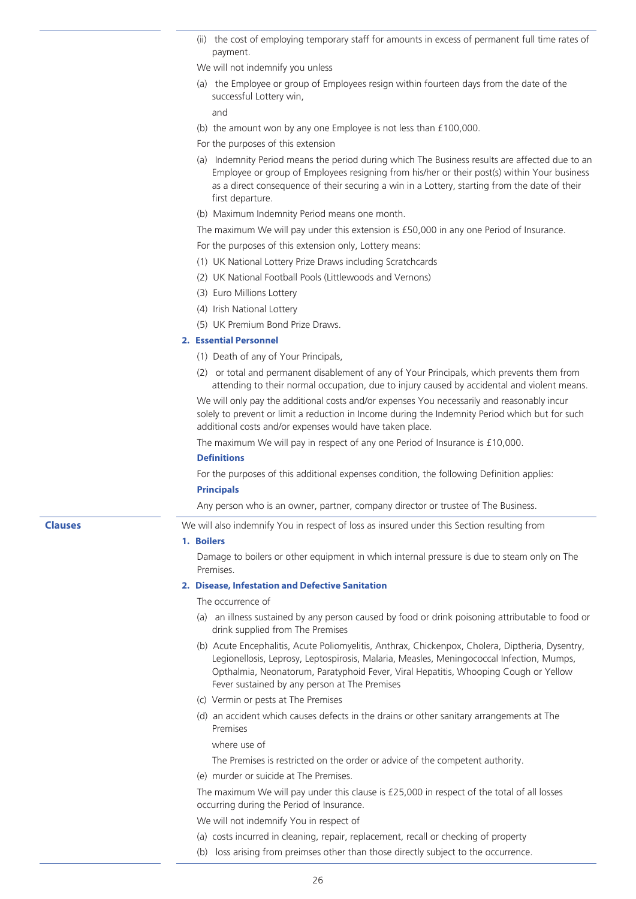(ii) the cost of employing temporary staff for amounts in excess of permanent full time rates of payment.

We will not indemnify you unless

(a) the Employee or group of Employees resign within fourteen days from the date of the successful Lottery win,

and

(b) the amount won by any one Employee is not less than £100,000.

For the purposes of this extension

(a) Indemnity Period means the period during which The Business results are affected due to an Employee or group of Employees resigning from his/her or their post(s) within Your business as a direct consequence of their securing a win in a Lottery, starting from the date of their first departure.

(b) Maximum Indemnity Period means one month.

The maximum We will pay under this extension is £50,000 in any one Period of Insurance.

For the purposes of this extension only, Lottery means:

(1) UK National Lottery Prize Draws including Scratchcards
(2) UK National Football Pools (Littlewoods and Vernons)
(3) Euro Millions Lottery
(4) Irish National Lottery
(5) UK Premium Bond Prize Draws.

**2. Essential Personnel**

(1) Death of any of Your Principals,

(2) or total and permanent disablement of any of Your Principals, which prevents them from attending to their normal occupation, due to injury caused by accidental and violent means.

We will only pay the additional costs and/or expenses You necessarily and reasonably incur solely to prevent or limit a reduction in Income during the Indemnity Period which but for such additional costs and/or expenses would have taken place.

The maximum We will pay in respect of any one Period of Insurance is £10,000.

**Definitions**

For the purposes of this additional expenses condition, the following Definition applies:

**Principals**

Any person who is an owner, partner, company director or trustee of The Business.

## Clauses

We will also indemnify You in respect of loss as insured under this Section resulting from

**1. Boilers**

Damage to boilers or other equipment in which internal pressure is due to steam only on The Premises.

**2. Disease, Infestation and Defective Sanitation**

The occurrence of

(a) an illness sustained by any person caused by food or drink poisoning attributable to food or drink supplied from The Premises

(b) Acute Encephalitis, Acute Poliomyelitis, Anthrax, Chickenpox, Cholera, Diptheria, Dysentry, Legionellosis, Leprosy, Leptospirosis, Malaria, Measles, Meningococcal Infection, Mumps, Opthalmia, Neonatorum, Paratyphoid Fever, Viral Hepatitis, Whooping Cough or Yellow Fever sustained by any person at The Premises

(c) Vermin or pests at The Premises

(d) an accident which causes defects in the drains or other sanitary arrangements at The Premises

where use of

The Premises is restricted on the order or advice of the competent authority.

(e) murder or suicide at The Premises.

The maximum We will pay under this clause is £25,000 in respect of the total of all losses occurring during the Period of Insurance.

We will not indemnify You in respect of

(a) costs incurred in cleaning, repair, replacement, recall or checking of property

(b) loss arising from preimses other than those directly subject to the occurrence.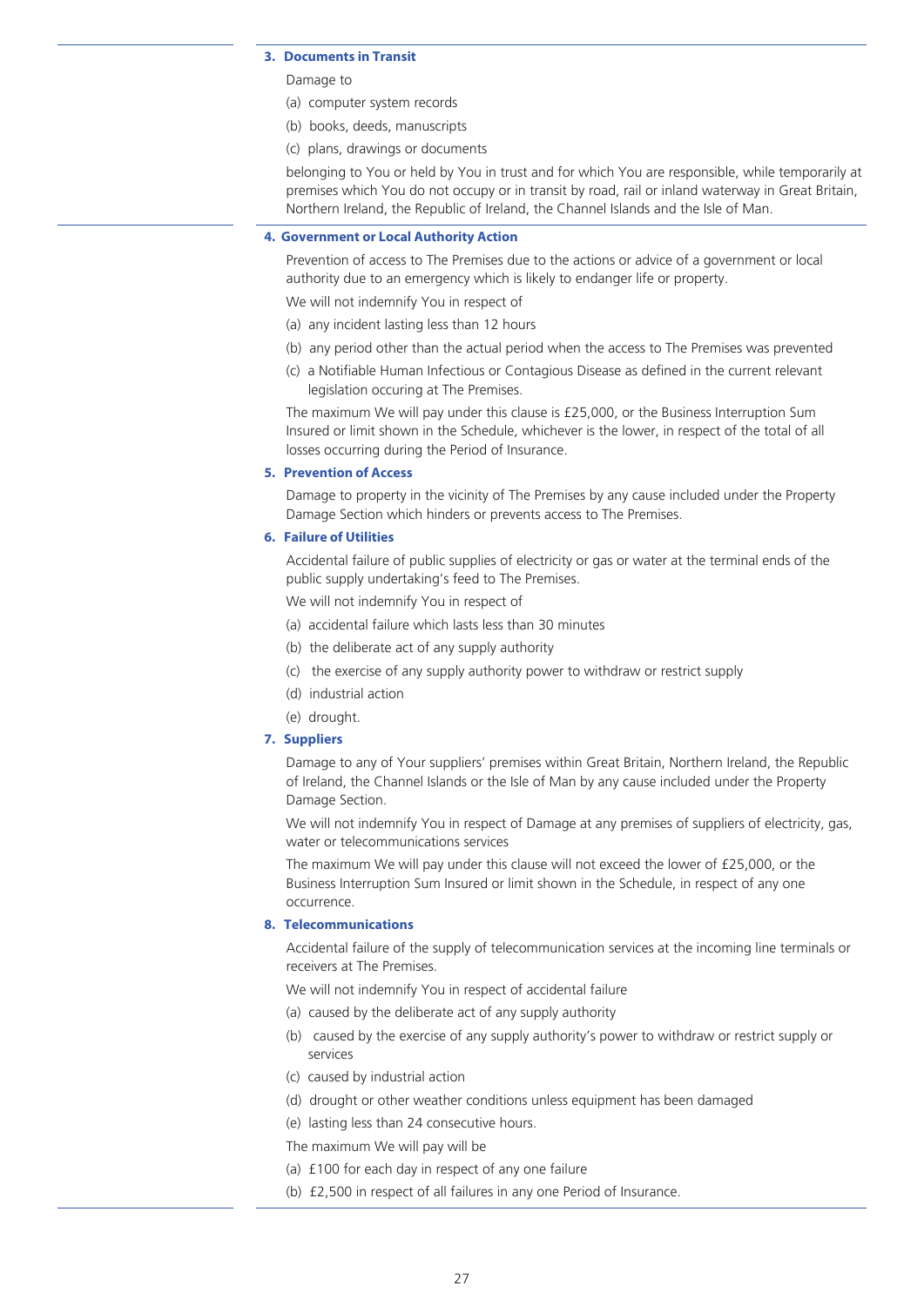### 3. Documents in Transit

Damage to

(a) computer system records

(b) books, deeds, manuscripts

(c) plans, drawings or documents

belonging to You or held by You in trust and for which You are responsible, while temporarily at premises which You do not occupy or in transit by road, rail or inland waterway in Great Britain, Northern Ireland, the Republic of Ireland, the Channel Islands and the Isle of Man.

### 4. Government or Local Authority Action

Prevention of access to The Premises due to the actions or advice of a government or local authority due to an emergency which is likely to endanger life or property.

We will not indemnify You in respect of

(a) any incident lasting less than 12 hours

(b) any period other than the actual period when the access to The Premises was prevented

(c) a Notifiable Human Infectious or Contagious Disease as defined in the current relevant legislation occuring at The Premises.

The maximum We will pay under this clause is £25,000, or the Business Interruption Sum Insured or limit shown in the Schedule, whichever is the lower, in respect of the total of all losses occurring during the Period of Insurance.

### 5. Prevention of Access

Damage to property in the vicinity of The Premises by any cause included under the Property Damage Section which hinders or prevents access to The Premises.

### 6. Failure of Utilities

Accidental failure of public supplies of electricity or gas or water at the terminal ends of the public supply undertaking's feed to The Premises.

We will not indemnify You in respect of

(a) accidental failure which lasts less than 30 minutes

(b) the deliberate act of any supply authority

(c) the exercise of any supply authority power to withdraw or restrict supply

(d) industrial action

(e) drought.

### 7. Suppliers

Damage to any of Your suppliers' premises within Great Britain, Northern Ireland, the Republic of Ireland, the Channel Islands or the Isle of Man by any cause included under the Property Damage Section.

We will not indemnify You in respect of Damage at any premises of suppliers of electricity, gas, water or telecommunications services

The maximum We will pay under this clause will not exceed the lower of £25,000, or the Business Interruption Sum Insured or limit shown in the Schedule, in respect of any one occurrence.

### 8. Telecommunications

Accidental failure of the supply of telecommunication services at the incoming line terminals or receivers at The Premises.

We will not indemnify You in respect of accidental failure

(a) caused by the deliberate act of any supply authority

(b) caused by the exercise of any supply authority's power to withdraw or restrict supply or services

(c) caused by industrial action

(d) drought or other weather conditions unless equipment has been damaged

(e) lasting less than 24 consecutive hours.

The maximum We will pay will be

(a) £100 for each day in respect of any one failure

(b) £2,500 in respect of all failures in any one Period of Insurance.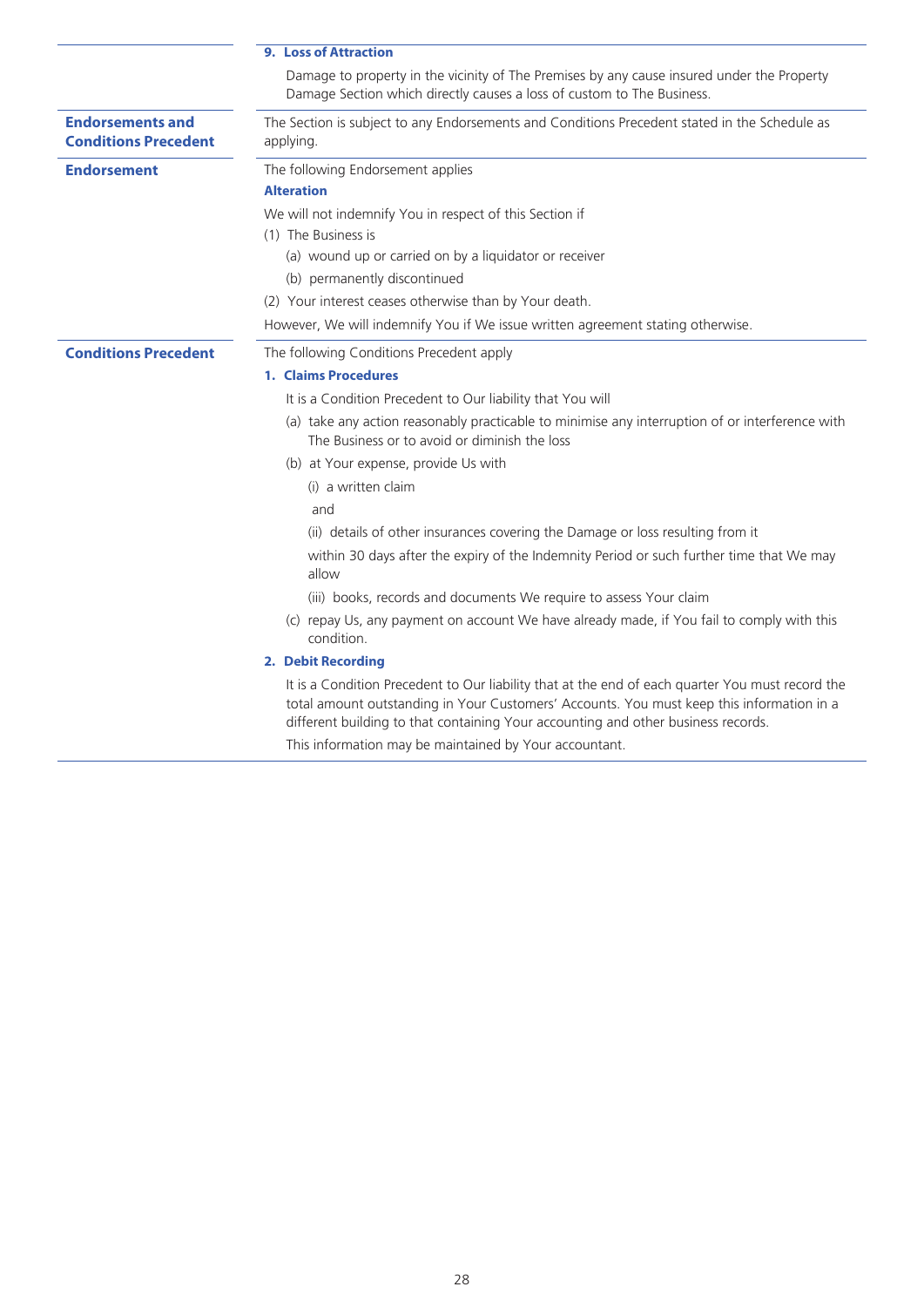**9. Loss of Attraction**

Damage to property in the vicinity of The Premises by any cause insured under the Property Damage Section which directly causes a loss of custom to The Business.

## Endorsements and Conditions Precedent

The Section is subject to any Endorsements and Conditions Precedent stated in the Schedule as applying.

## Endorsement

The following Endorsement applies

**Alteration**

We will not indemnify You in respect of this Section if

(1) The Business is

   (a) wound up or carried on by a liquidator or receiver

   (b) permanently discontinued

(2) Your interest ceases otherwise than by Your death.

However, We will indemnify You if We issue written agreement stating otherwise.

## Conditions Precedent

The following Conditions Precedent apply

**1. Claims Procedures**

It is a Condition Precedent to Our liability that You will

(a) take any action reasonably practicable to minimise any interruption of or interference with The Business or to avoid or diminish the loss

(b) at Your expense, provide Us with

   (i) a written claim

   and

   (ii) details of other insurances covering the Damage or loss resulting from it

   within 30 days after the expiry of the Indemnity Period or such further time that We may allow

   (iii) books, records and documents We require to assess Your claim

(c) repay Us, any payment on account We have already made, if You fail to comply with this condition.

**2. Debit Recording**

It is a Condition Precedent to Our liability that at the end of each quarter You must record the total amount outstanding in Your Customers' Accounts. You must keep this information in a different building to that containing Your accounting and other business records.

This information may be maintained by Your accountant.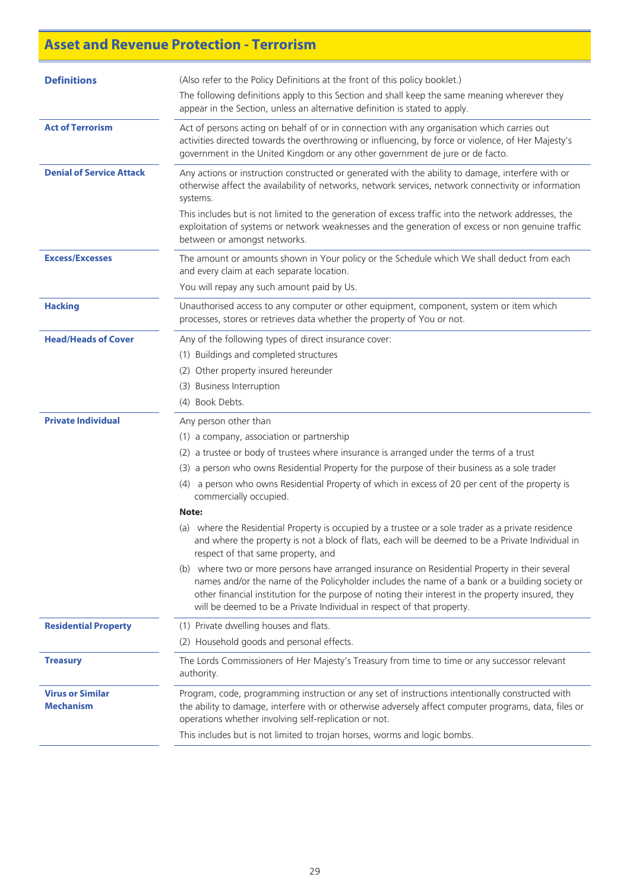# Asset and Revenue Protection - Terrorism

| | |
|---|---|
| **Definitions** | (Also refer to the Policy Definitions at the front of this policy booklet.)<br>The following definitions apply to this Section and shall keep the same meaning wherever they appear in the Section, unless an alternative definition is stated to apply. |
| **Act of Terrorism** | Act of persons acting on behalf of or in connection with any organisation which carries out activities directed towards the overthrowing or influencing, by force or violence, of Her Majesty's government in the United Kingdom or any other government de jure or de facto. |
| **Denial of Service Attack** | Any actions or instruction constructed or generated with the ability to damage, interfere with or otherwise affect the availability of networks, network services, network connectivity or information systems.<br>This includes but is not limited to the generation of excess traffic into the network addresses, the exploitation of systems or network weaknesses and the generation of excess or non genuine traffic between or amongst networks. |
| **Excess/Excesses** | The amount or amounts shown in Your policy or the Schedule which We shall deduct from each and every claim at each separate location.<br>You will repay any such amount paid by Us. |
| **Hacking** | Unauthorised access to any computer or other equipment, component, system or item which processes, stores or retrieves data whether the property of You or not. |
| **Head/Heads of Cover** | Any of the following types of direct insurance cover:<br>(1) Buildings and completed structures<br>(2) Other property insured hereunder<br>(3) Business Interruption<br>(4) Book Debts. |
| **Private Individual** | Any person other than<br>(1) a company, association or partnership<br>(2) a trustee or body of trustees where insurance is arranged under the terms of a trust<br>(3) a person who owns Residential Property for the purpose of their business as a sole trader<br>(4) a person who owns Residential Property of which in excess of 20 per cent of the property is commercially occupied.<br>**Note:**<br>(a) where the Residential Property is occupied by a trustee or a sole trader as a private residence and where the property is not a block of flats, each will be deemed to be a Private Individual in respect of that same property, and<br>(b) where two or more persons have arranged insurance on Residential Property in their several names and/or the name of the Policyholder includes the name of a bank or a building society or other financial institution for the purpose of noting their interest in the property insured, they will be deemed to be a Private Individual in respect of that property. |
| **Residential Property** | (1) Private dwelling houses and flats.<br>(2) Household goods and personal effects. |
| **Treasury** | The Lords Commissioners of Her Majesty's Treasury from time to time or any successor relevant authority. |
| **Virus or Similar Mechanism** | Program, code, programming instruction or any set of instructions intentionally constructed with the ability to damage, interfere with or otherwise adversely affect computer programs, data, files or operations whether involving self-replication or not.<br>This includes but is not limited to trojan horses, worms and logic bombs. |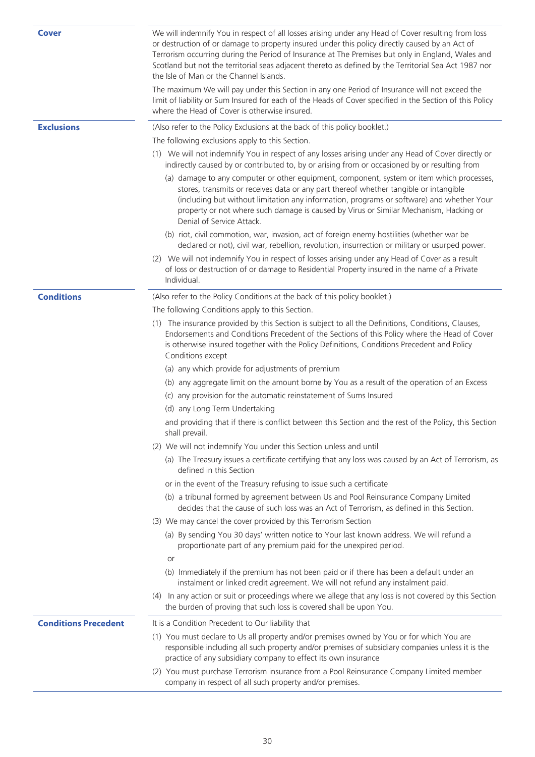**Cover**

We will indemnify You in respect of all losses arising under any Head of Cover resulting from loss or destruction of or damage to property insured under this policy directly caused by an Act of Terrorism occurring during the Period of Insurance at The Premises but only in England, Wales and Scotland but not the territorial seas adjacent thereto as defined by the Territorial Sea Act 1987 nor the Isle of Man or the Channel Islands.

The maximum We will pay under this Section in any one Period of Insurance will not exceed the limit of liability or Sum Insured for each of the Heads of Cover specified in the Section of this Policy where the Head of Cover is otherwise insured.

**Exclusions**

(Also refer to the Policy Exclusions at the back of this policy booklet.)

The following exclusions apply to this Section.

(1) We will not indemnify You in respect of any losses arising under any Head of Cover directly or indirectly caused by or contributed to, by or arising from or occasioned by or resulting from

(a) damage to any computer or other equipment, component, system or item which processes, stores, transmits or receives data or any part thereof whether tangible or intangible (including but without limitation any information, programs or software) and whether Your property or not where such damage is caused by Virus or Similar Mechanism, Hacking or Denial of Service Attack.

(b) riot, civil commotion, war, invasion, act of foreign enemy hostilities (whether war be declared or not), civil war, rebellion, revolution, insurrection or military or usurped power.

(2) We will not indemnify You in respect of losses arising under any Head of Cover as a result of loss or destruction of or damage to Residential Property insured in the name of a Private Individual.

**Conditions**

(Also refer to the Policy Conditions at the back of this policy booklet.)

The following Conditions apply to this Section.

(1) The insurance provided by this Section is subject to all the Definitions, Conditions, Clauses, Endorsements and Conditions Precedent of the Sections of this Policy where the Head of Cover is otherwise insured together with the Policy Definitions, Conditions Precedent and Policy Conditions except

(a) any which provide for adjustments of premium

(b) any aggregate limit on the amount borne by You as a result of the operation of an Excess

(c) any provision for the automatic reinstatement of Sums Insured

(d) any Long Term Undertaking

and providing that if there is conflict between this Section and the rest of the Policy, this Section shall prevail.

(2) We will not indemnify You under this Section unless and until

(a) The Treasury issues a certificate certifying that any loss was caused by an Act of Terrorism, as defined in this Section

or in the event of the Treasury refusing to issue such a certificate

(b) a tribunal formed by agreement between Us and Pool Reinsurance Company Limited decides that the cause of such loss was an Act of Terrorism, as defined in this Section.

(3) We may cancel the cover provided by this Terrorism Section

(a) By sending You 30 days' written notice to Your last known address. We will refund a proportionate part of any premium paid for the unexpired period.

or

(b) Immediately if the premium has not been paid or if there has been a default under an instalment or linked credit agreement. We will not refund any instalment paid.

(4) In any action or suit or proceedings where we allege that any loss is not covered by this Section the burden of proving that such loss is covered shall be upon You.

**Conditions Precedent**

It is a Condition Precedent to Our liability that

(1) You must declare to Us all property and/or premises owned by You or for which You are responsible including all such property and/or premises of subsidiary companies unless it is the practice of any subsidiary company to effect its own insurance

(2) You must purchase Terrorism insurance from a Pool Reinsurance Company Limited member company in respect of all such property and/or premises.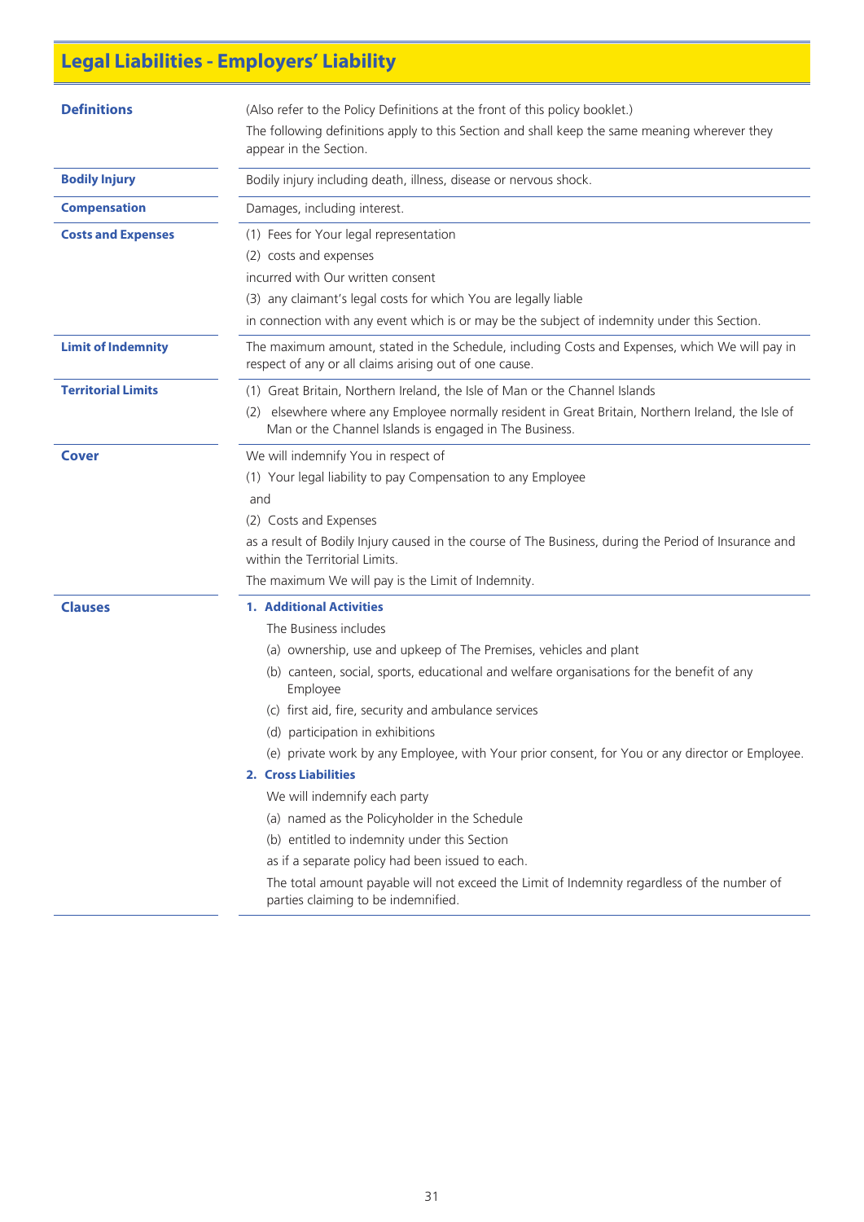# Legal Liabilities - Employers' Liability

**Definitions**

(Also refer to the Policy Definitions at the front of this policy booklet.)

The following definitions apply to this Section and shall keep the same meaning wherever they appear in the Section.

**Bodily Injury**

Bodily injury including death, illness, disease or nervous shock.

**Compensation**

Damages, including interest.

**Costs and Expenses**

(1) Fees for Your legal representation

(2) costs and expenses

incurred with Our written consent

(3) any claimant's legal costs for which You are legally liable

in connection with any event which is or may be the subject of indemnity under this Section.

**Limit of Indemnity**

The maximum amount, stated in the Schedule, including Costs and Expenses, which We will pay in respect of any or all claims arising out of one cause.

**Territorial Limits**

(1) Great Britain, Northern Ireland, the Isle of Man or the Channel Islands

(2) elsewhere where any Employee normally resident in Great Britain, Northern Ireland, the Isle of Man or the Channel Islands is engaged in The Business.

**Cover**

We will indemnify You in respect of

(1) Your legal liability to pay Compensation to any Employee

and

(2) Costs and Expenses

as a result of Bodily Injury caused in the course of The Business, during the Period of Insurance and within the Territorial Limits.

The maximum We will pay is the Limit of Indemnity.

**Clauses**

**1. Additional Activities**

The Business includes

(a) ownership, use and upkeep of The Premises, vehicles and plant

(b) canteen, social, sports, educational and welfare organisations for the benefit of any Employee

(c) first aid, fire, security and ambulance services

(d) participation in exhibitions

(e) private work by any Employee, with Your prior consent, for You or any director or Employee.

**2. Cross Liabilities**

We will indemnify each party

(a) named as the Policyholder in the Schedule

(b) entitled to indemnity under this Section

as if a separate policy had been issued to each.

The total amount payable will not exceed the Limit of Indemnity regardless of the number of parties claiming to be indemnified.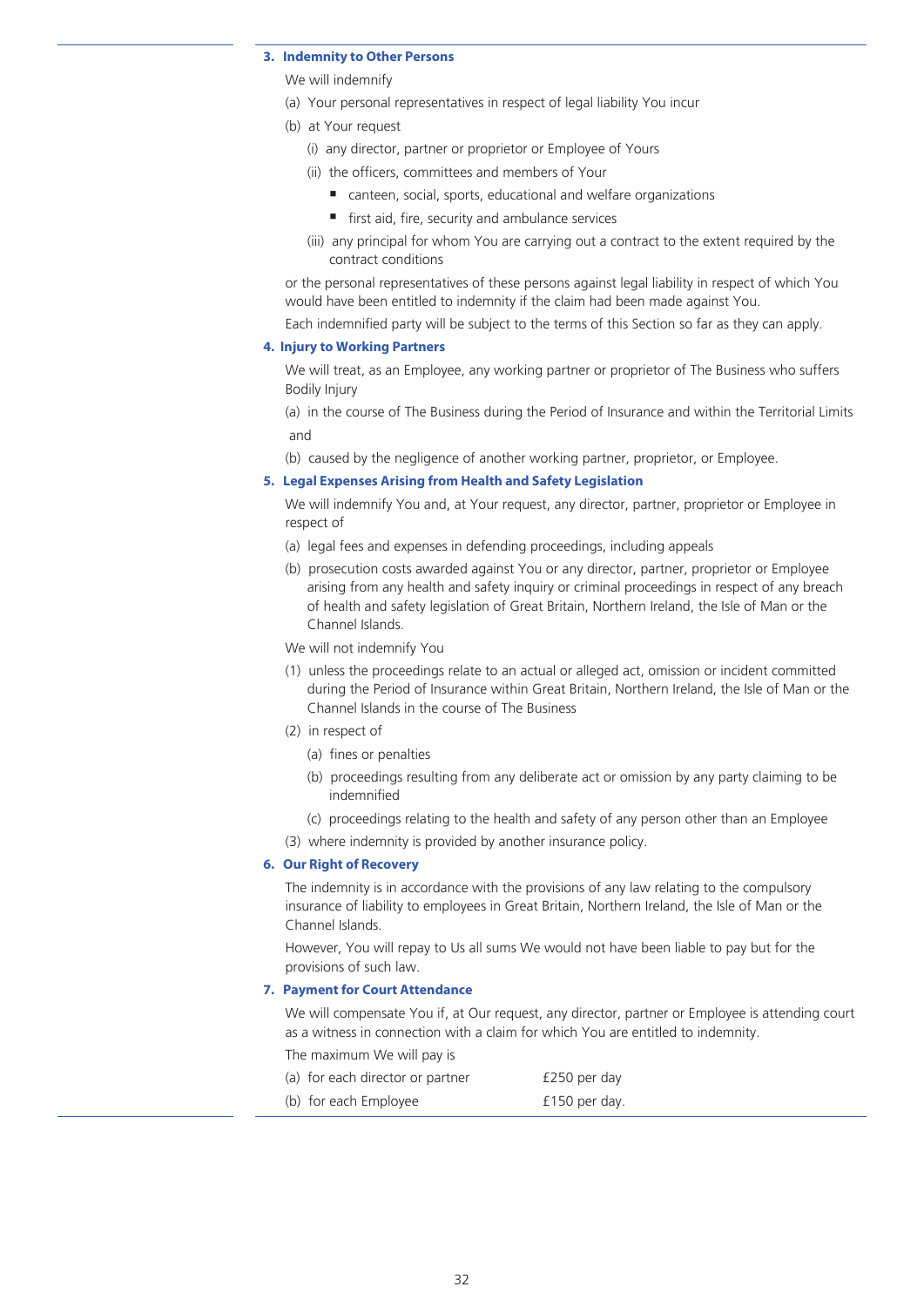### 3. Indemnity to Other Persons

We will indemnify

(a) Your personal representatives in respect of legal liability You incur

(b) at Your request

   (i) any director, partner or proprietor or Employee of Yours

   (ii) the officers, committees and members of Your

   - canteen, social, sports, educational and welfare organizations
   - first aid, fire, security and ambulance services

   (iii) any principal for whom You are carrying out a contract to the extent required by the contract conditions

or the personal representatives of these persons against legal liability in respect of which You would have been entitled to indemnity if the claim had been made against You.

Each indemnified party will be subject to the terms of this Section so far as they can apply.

### 4. Injury to Working Partners

We will treat, as an Employee, any working partner or proprietor of The Business who suffers Bodily Injury

(a) in the course of The Business during the Period of Insurance and within the Territorial Limits

and

(b) caused by the negligence of another working partner, proprietor, or Employee.

### 5. Legal Expenses Arising from Health and Safety Legislation

We will indemnify You and, at Your request, any director, partner, proprietor or Employee in respect of

(a) legal fees and expenses in defending proceedings, including appeals

(b) prosecution costs awarded against You or any director, partner, proprietor or Employee arising from any health and safety inquiry or criminal proceedings in respect of any breach of health and safety legislation of Great Britain, Northern Ireland, the Isle of Man or the Channel Islands.

We will not indemnify You

(1) unless the proceedings relate to an actual or alleged act, omission or incident committed during the Period of Insurance within Great Britain, Northern Ireland, the Isle of Man or the Channel Islands in the course of The Business

(2) in respect of

   (a) fines or penalties

   (b) proceedings resulting from any deliberate act or omission by any party claiming to be indemnified

   (c) proceedings relating to the health and safety of any person other than an Employee

(3) where indemnity is provided by another insurance policy.

### 6. Our Right of Recovery

The indemnity is in accordance with the provisions of any law relating to the compulsory insurance of liability to employees in Great Britain, Northern Ireland, the Isle of Man or the Channel Islands.

However, You will repay to Us all sums We would not have been liable to pay but for the provisions of such law.

### 7. Payment for Court Attendance

We will compensate You if, at Our request, any director, partner or Employee is attending court as a witness in connection with a claim for which You are entitled to indemnity.

The maximum We will pay is

| | |
|---|---|
| (a) for each director or partner | £250 per day |
| (b) for each Employee | £150 per day. |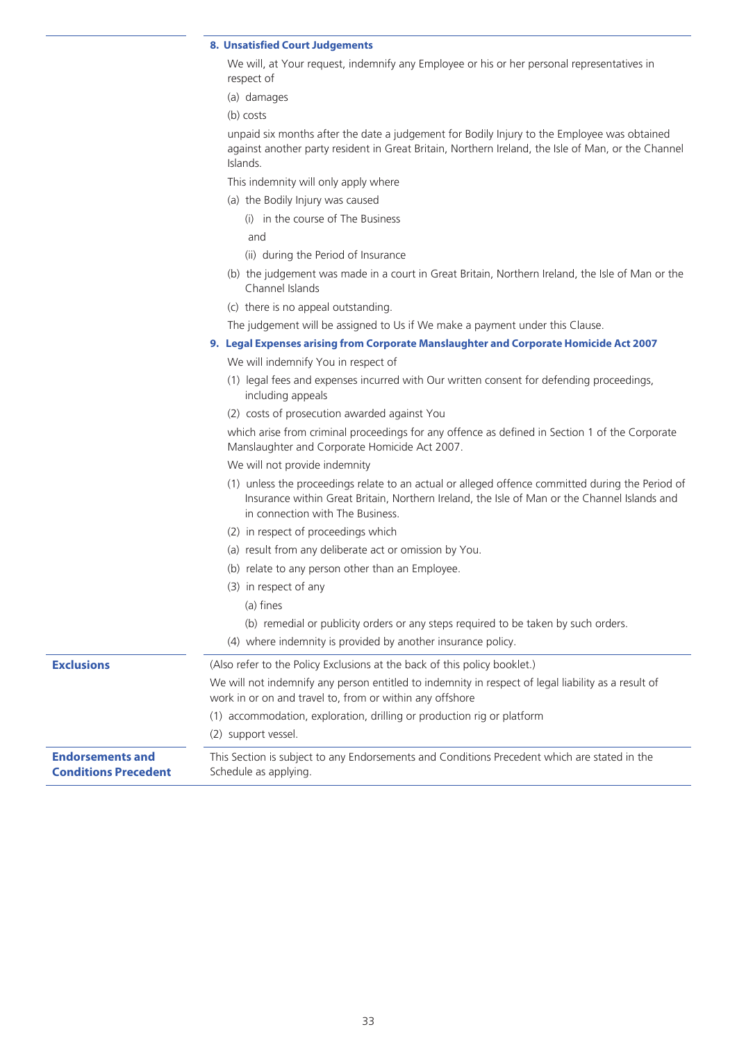### 8. Unsatisfied Court Judgements

We will, at Your request, indemnify any Employee or his or her personal representatives in respect of

(a) damages

(b) costs

unpaid six months after the date a judgement for Bodily Injury to the Employee was obtained against another party resident in Great Britain, Northern Ireland, the Isle of Man, or the Channel Islands.

This indemnity will only apply where

(a) the Bodily Injury was caused

  (i) in the course of The Business

  and

  (ii) during the Period of Insurance

(b) the judgement was made in a court in Great Britain, Northern Ireland, the Isle of Man or the Channel Islands

(c) there is no appeal outstanding.

The judgement will be assigned to Us if We make a payment under this Clause.

### 9. Legal Expenses arising from Corporate Manslaughter and Corporate Homicide Act 2007

We will indemnify You in respect of

(1) legal fees and expenses incurred with Our written consent for defending proceedings, including appeals

(2) costs of prosecution awarded against You

which arise from criminal proceedings for any offence as defined in Section 1 of the Corporate Manslaughter and Corporate Homicide Act 2007.

We will not provide indemnity

(1) unless the proceedings relate to an actual or alleged offence committed during the Period of Insurance within Great Britain, Northern Ireland, the Isle of Man or the Channel Islands and in connection with The Business.

(2) in respect of proceedings which

(a) result from any deliberate act or omission by You.

(b) relate to any person other than an Employee.

(3) in respect of any

  (a) fines

  (b) remedial or publicity orders or any steps required to be taken by such orders.

(4) where indemnity is provided by another insurance policy.

## Exclusions

(Also refer to the Policy Exclusions at the back of this policy booklet.)

We will not indemnify any person entitled to indemnity in respect of legal liability as a result of work in or on and travel to, from or within any offshore

(1) accommodation, exploration, drilling or production rig or platform

(2) support vessel.

## Endorsements and Conditions Precedent

This Section is subject to any Endorsements and Conditions Precedent which are stated in the Schedule as applying.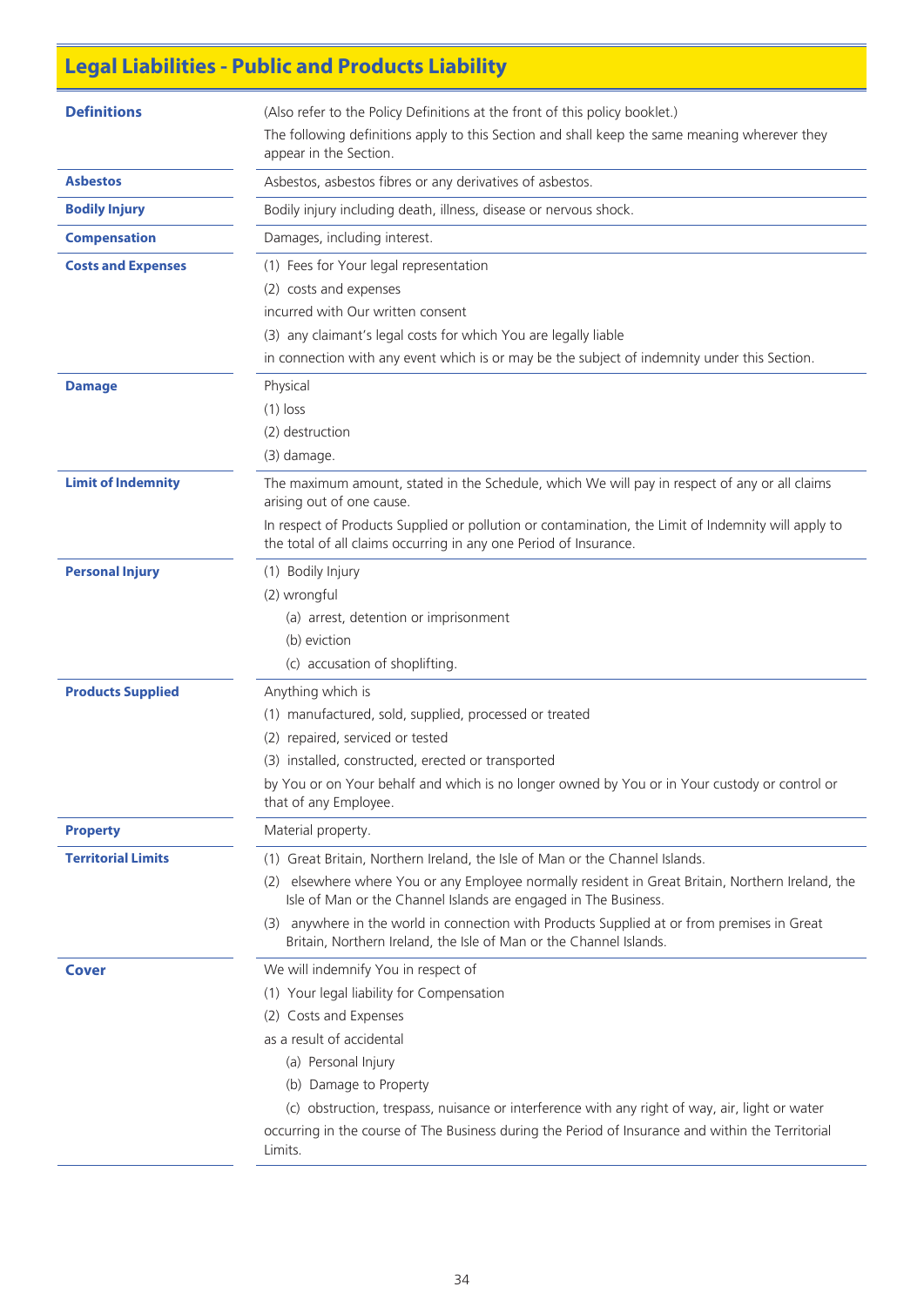# Legal Liabilities - Public and Products Liability

**Definitions**

(Also refer to the Policy Definitions at the front of this policy booklet.)

The following definitions apply to this Section and shall keep the same meaning wherever they appear in the Section.

**Asbestos**

Asbestos, asbestos fibres or any derivatives of asbestos.

**Bodily Injury**

Bodily injury including death, illness, disease or nervous shock.

**Compensation**

Damages, including interest.

**Costs and Expenses**

(1) Fees for Your legal representation

(2) costs and expenses

incurred with Our written consent

(3) any claimant's legal costs for which You are legally liable

in connection with any event which is or may be the subject of indemnity under this Section.

**Damage**

Physical

(1) loss

(2) destruction

(3) damage.

**Limit of Indemnity**

The maximum amount, stated in the Schedule, which We will pay in respect of any or all claims arising out of one cause.

In respect of Products Supplied or pollution or contamination, the Limit of Indemnity will apply to the total of all claims occurring in any one Period of Insurance.

**Personal Injury**

(1) Bodily Injury

(2) wrongful

- (a) arrest, detention or imprisonment
- (b) eviction
- (c) accusation of shoplifting.

**Products Supplied**

Anything which is

(1) manufactured, sold, supplied, processed or treated

(2) repaired, serviced or tested

(3) installed, constructed, erected or transported

by You or on Your behalf and which is no longer owned by You or in Your custody or control or that of any Employee.

**Property**

Material property.

**Territorial Limits**

(1) Great Britain, Northern Ireland, the Isle of Man or the Channel Islands.

(2) elsewhere where You or any Employee normally resident in Great Britain, Northern Ireland, the Isle of Man or the Channel Islands are engaged in The Business.

(3) anywhere in the world in connection with Products Supplied at or from premises in Great Britain, Northern Ireland, the Isle of Man or the Channel Islands.

**Cover**

We will indemnify You in respect of

(1) Your legal liability for Compensation

(2) Costs and Expenses

as a result of accidental

- (a) Personal Injury
- (b) Damage to Property
- (c) obstruction, trespass, nuisance or interference with any right of way, air, light or water

occurring in the course of The Business during the Period of Insurance and within the Territorial Limits.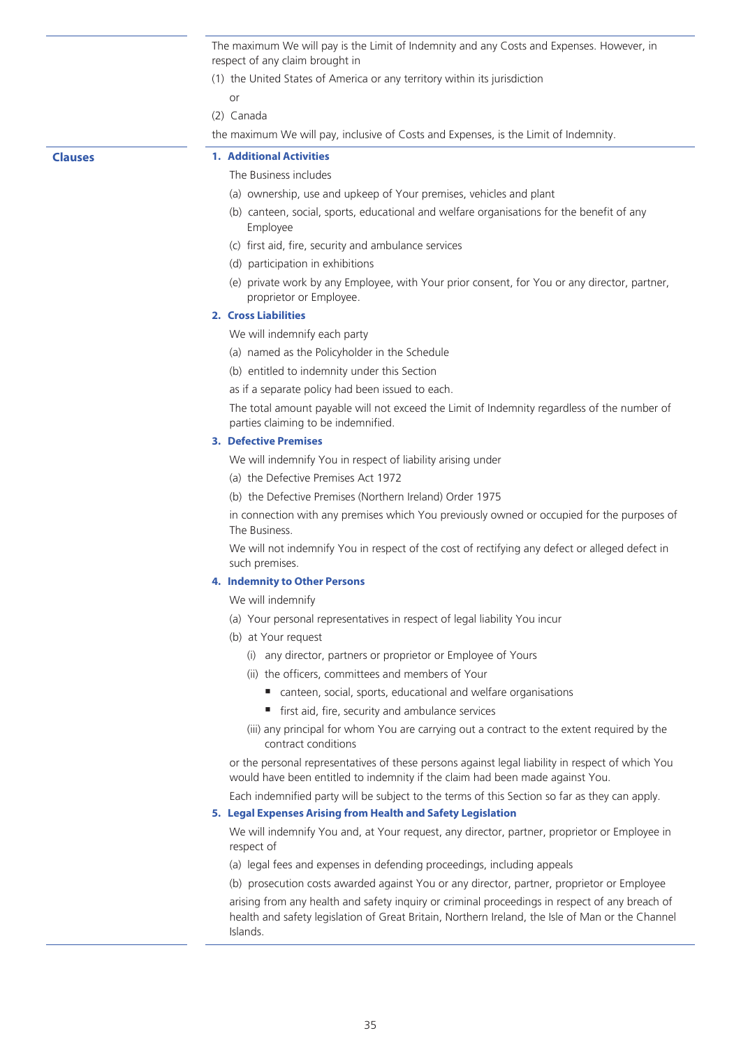The maximum We will pay is the Limit of Indemnity and any Costs and Expenses. However, in respect of any claim brought in

(1) the United States of America or any territory within its jurisdiction

or

(2) Canada

the maximum We will pay, inclusive of Costs and Expenses, is the Limit of Indemnity.

## Clauses

### 1. Additional Activities

The Business includes

(a) ownership, use and upkeep of Your premises, vehicles and plant

(b) canteen, social, sports, educational and welfare organisations for the benefit of any Employee

(c) first aid, fire, security and ambulance services

(d) participation in exhibitions

(e) private work by any Employee, with Your prior consent, for You or any director, partner, proprietor or Employee.

### 2. Cross Liabilities

We will indemnify each party

(a) named as the Policyholder in the Schedule

(b) entitled to indemnity under this Section

as if a separate policy had been issued to each.

The total amount payable will not exceed the Limit of Indemnity regardless of the number of parties claiming to be indemnified.

### 3. Defective Premises

We will indemnify You in respect of liability arising under

(a) the Defective Premises Act 1972

(b) the Defective Premises (Northern Ireland) Order 1975

in connection with any premises which You previously owned or occupied for the purposes of The Business.

We will not indemnify You in respect of the cost of rectifying any defect or alleged defect in such premises.

### 4. Indemnity to Other Persons

We will indemnify

(a) Your personal representatives in respect of legal liability You incur

(b) at Your request

- (i) any director, partners or proprietor or Employee of Yours
- (ii) the officers, committees and members of Your
  - canteen, social, sports, educational and welfare organisations
  - first aid, fire, security and ambulance services
- (iii) any principal for whom You are carrying out a contract to the extent required by the contract conditions

or the personal representatives of these persons against legal liability in respect of which You would have been entitled to indemnity if the claim had been made against You.

Each indemnified party will be subject to the terms of this Section so far as they can apply.

### 5. Legal Expenses Arising from Health and Safety Legislation

We will indemnify You and, at Your request, any director, partner, proprietor or Employee in respect of

(a) legal fees and expenses in defending proceedings, including appeals

(b) prosecution costs awarded against You or any director, partner, proprietor or Employee

arising from any health and safety inquiry or criminal proceedings in respect of any breach of health and safety legislation of Great Britain, Northern Ireland, the Isle of Man or the Channel Islands.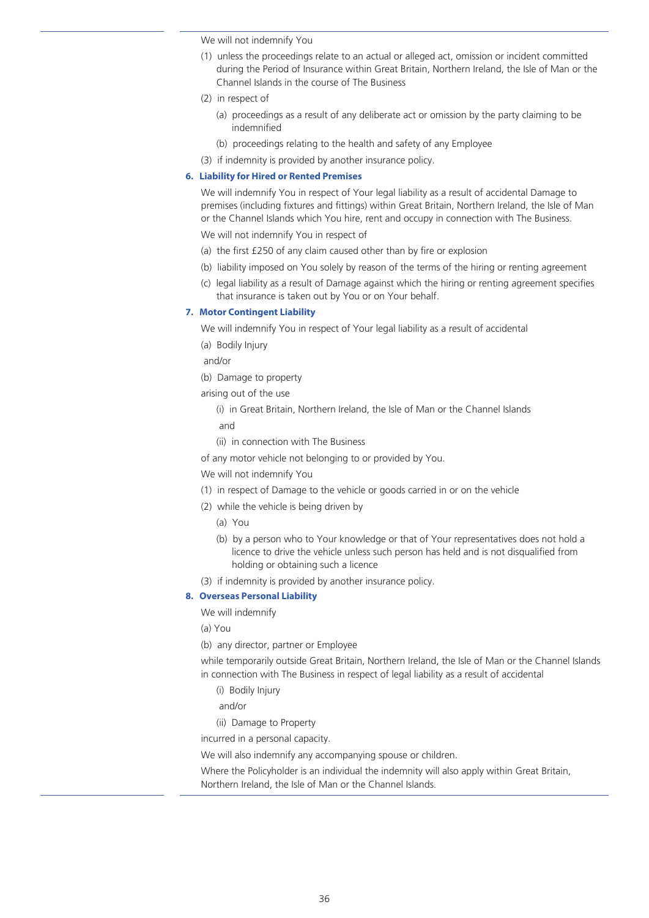We will not indemnify You

(1) unless the proceedings relate to an actual or alleged act, omission or incident committed during the Period of Insurance within Great Britain, Northern Ireland, the Isle of Man or the Channel Islands in the course of The Business

(2) in respect of

  (a) proceedings as a result of any deliberate act or omission by the party claiming to be indemnified

  (b) proceedings relating to the health and safety of any Employee

(3) if indemnity is provided by another insurance policy.

### 6. Liability for Hired or Rented Premises

We will indemnify You in respect of Your legal liability as a result of accidental Damage to premises (including fixtures and fittings) within Great Britain, Northern Ireland, the Isle of Man or the Channel Islands which You hire, rent and occupy in connection with The Business.

We will not indemnify You in respect of

(a) the first £250 of any claim caused other than by fire or explosion

(b) liability imposed on You solely by reason of the terms of the hiring or renting agreement

(c) legal liability as a result of Damage against which the hiring or renting agreement specifies that insurance is taken out by You or on Your behalf.

### 7. Motor Contingent Liability

We will indemnify You in respect of Your legal liability as a result of accidental

(a) Bodily Injury

and/or

(b) Damage to property

arising out of the use

  (i) in Great Britain, Northern Ireland, the Isle of Man or the Channel Islands

  and

  (ii) in connection with The Business

of any motor vehicle not belonging to or provided by You.

We will not indemnify You

(1) in respect of Damage to the vehicle or goods carried in or on the vehicle

(2) while the vehicle is being driven by

  (a) You

  (b) by a person who to Your knowledge or that of Your representatives does not hold a licence to drive the vehicle unless such person has held and is not disqualified from holding or obtaining such a licence

(3) if indemnity is provided by another insurance policy.

### 8. Overseas Personal Liability

We will indemnify

(a) You

(b) any director, partner or Employee

while temporarily outside Great Britain, Northern Ireland, the Isle of Man or the Channel Islands in connection with The Business in respect of legal liability as a result of accidental

  (i) Bodily Injury

  and/or

  (ii) Damage to Property

incurred in a personal capacity.

We will also indemnify any accompanying spouse or children.

Where the Policyholder is an individual the indemnity will also apply within Great Britain, Northern Ireland, the Isle of Man or the Channel Islands.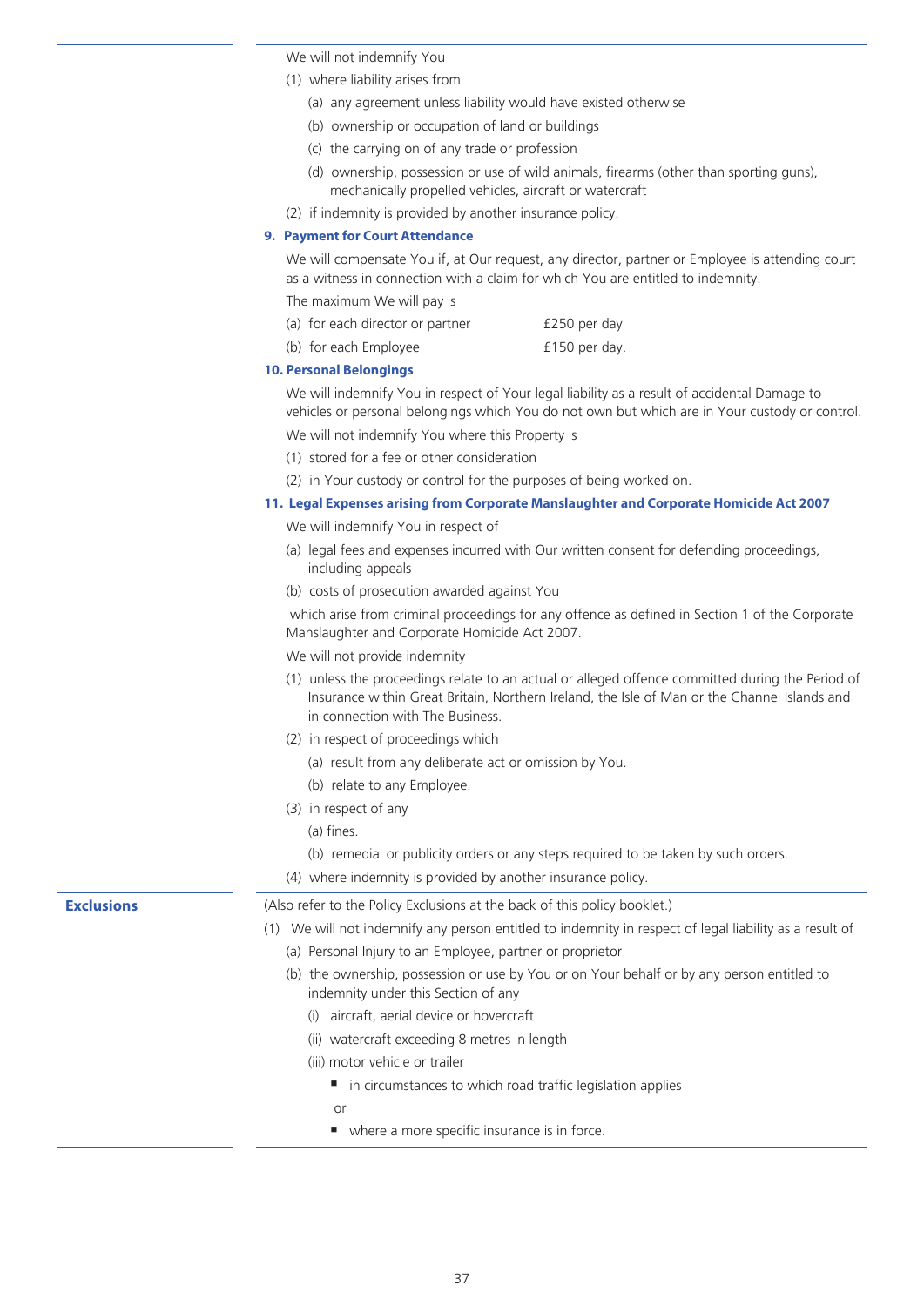We will not indemnify You

(1) where liability arises from

   (a) any agreement unless liability would have existed otherwise

   (b) ownership or occupation of land or buildings

   (c) the carrying on of any trade or profession

   (d) ownership, possession or use of wild animals, firearms (other than sporting guns), mechanically propelled vehicles, aircraft or watercraft

(2) if indemnity is provided by another insurance policy.

### 9. Payment for Court Attendance

We will compensate You if, at Our request, any director, partner or Employee is attending court as a witness in connection with a claim for which You are entitled to indemnity.

The maximum We will pay is

| | |
|---|---|
| (a) for each director or partner | £250 per day |
| (b) for each Employee | £150 per day. |

### 10. Personal Belongings

We will indemnify You in respect of Your legal liability as a result of accidental Damage to vehicles or personal belongings which You do not own but which are in Your custody or control.

We will not indemnify You where this Property is

(1) stored for a fee or other consideration

(2) in Your custody or control for the purposes of being worked on.

### 11. Legal Expenses arising from Corporate Manslaughter and Corporate Homicide Act 2007

We will indemnify You in respect of

(a) legal fees and expenses incurred with Our written consent for defending proceedings, including appeals

(b) costs of prosecution awarded against You

which arise from criminal proceedings for any offence as defined in Section 1 of the Corporate Manslaughter and Corporate Homicide Act 2007.

We will not provide indemnity

(1) unless the proceedings relate to an actual or alleged offence committed during the Period of Insurance within Great Britain, Northern Ireland, the Isle of Man or the Channel Islands and in connection with The Business.

(2) in respect of proceedings which

   (a) result from any deliberate act or omission by You.

   (b) relate to any Employee.

(3) in respect of any

   (a) fines.

   (b) remedial or publicity orders or any steps required to be taken by such orders.

(4) where indemnity is provided by another insurance policy.

## Exclusions

(Also refer to the Policy Exclusions at the back of this policy booklet.)

(1) We will not indemnify any person entitled to indemnity in respect of legal liability as a result of

   (a) Personal Injury to an Employee, partner or proprietor

   (b) the ownership, possession or use by You or on Your behalf or by any person entitled to indemnity under this Section of any

      (i) aircraft, aerial device or hovercraft

      (ii) watercraft exceeding 8 metres in length

      (iii) motor vehicle or trailer

         - in circumstances to which road traffic legislation applies

         or

         - where a more specific insurance is in force.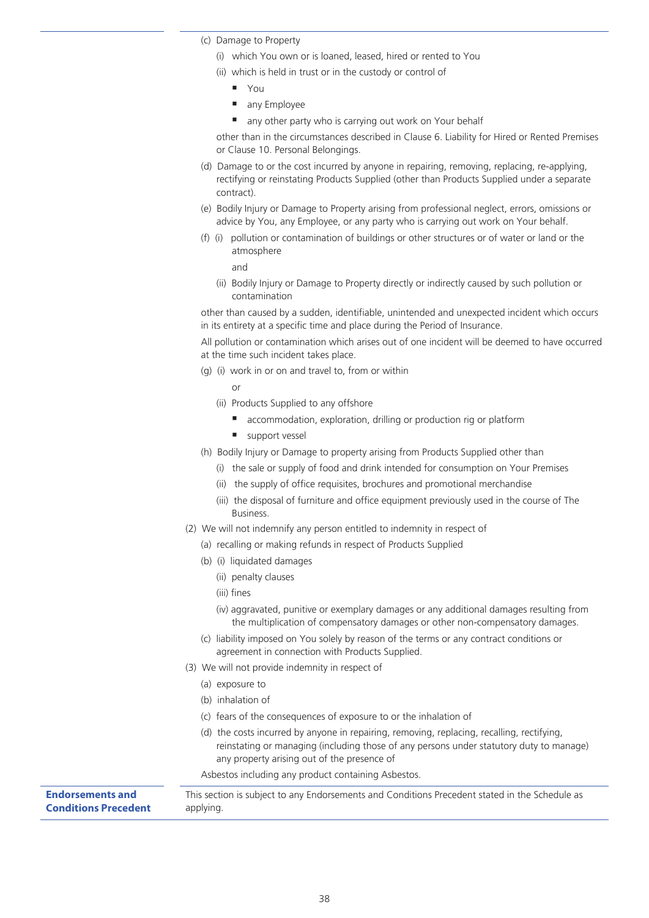(c) Damage to Property

- (i) which You own or is loaned, leased, hired or rented to You
- (ii) which is held in trust or in the custody or control of
  - You
  - any Employee
  - any other party who is carrying out work on Your behalf

other than in the circumstances described in Clause 6. Liability for Hired or Rented Premises or Clause 10. Personal Belongings.

(d) Damage to or the cost incurred by anyone in repairing, removing, replacing, re-applying, rectifying or reinstating Products Supplied (other than Products Supplied under a separate contract).

(e) Bodily Injury or Damage to Property arising from professional neglect, errors, omissions or advice by You, any Employee, or any party who is carrying out work on Your behalf.

(f) (i) pollution or contamination of buildings or other structures or of water or land or the atmosphere

and

(ii) Bodily Injury or Damage to Property directly or indirectly caused by such pollution or contamination

other than caused by a sudden, identifiable, unintended and unexpected incident which occurs in its entirety at a specific time and place during the Period of Insurance.

All pollution or contamination which arises out of one incident will be deemed to have occurred at the time such incident takes place.

(g) (i) work in or on and travel to, from or within

or

(ii) Products Supplied to any offshore

- accommodation, exploration, drilling or production rig or platform
- support vessel

(h) Bodily Injury or Damage to property arising from Products Supplied other than

- (i) the sale or supply of food and drink intended for consumption on Your Premises
- (ii) the supply of office requisites, brochures and promotional merchandise
- (iii) the disposal of furniture and office equipment previously used in the course of The Business.

(2) We will not indemnify any person entitled to indemnity in respect of

(a) recalling or making refunds in respect of Products Supplied

(b) (i) liquidated damages

(ii) penalty clauses

(iii) fines

(iv) aggravated, punitive or exemplary damages or any additional damages resulting from the multiplication of compensatory damages or other non-compensatory damages.

(c) liability imposed on You solely by reason of the terms or any contract conditions or agreement in connection with Products Supplied.

(3) We will not provide indemnity in respect of

(a) exposure to

(b) inhalation of

(c) fears of the consequences of exposure to or the inhalation of

(d) the costs incurred by anyone in repairing, removing, replacing, recalling, rectifying, reinstating or managing (including those of any persons under statutory duty to manage) any property arising out of the presence of

Asbestos including any product containing Asbestos.

**Endorsements and Conditions Precedent**

This section is subject to any Endorsements and Conditions Precedent stated in the Schedule as applying.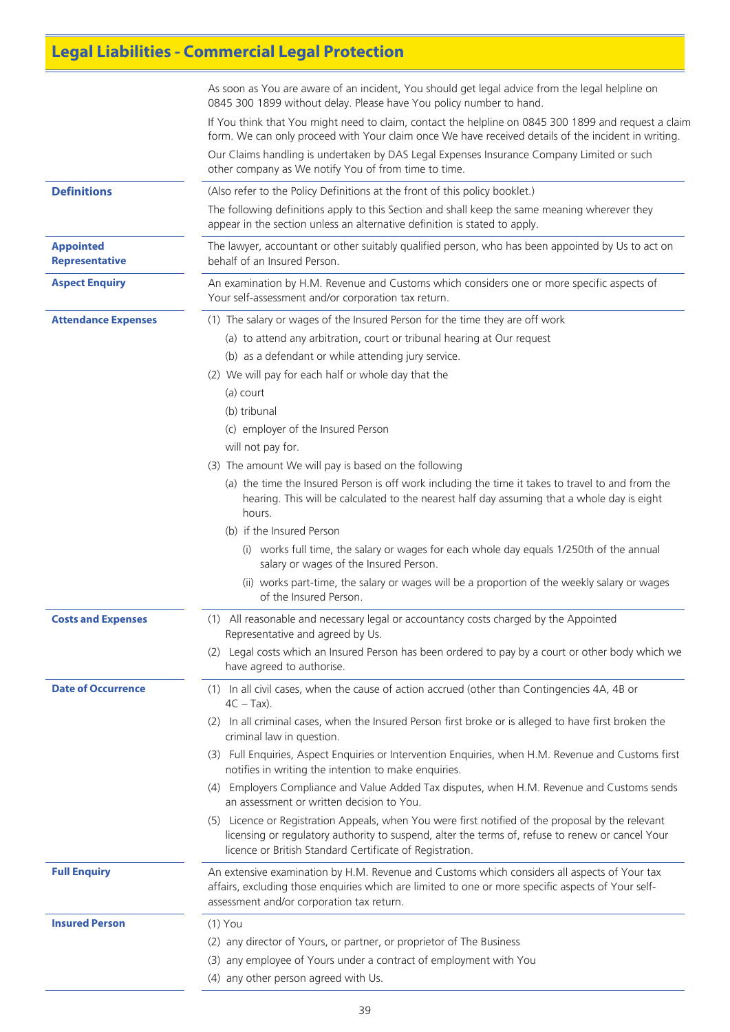# Legal Liabilities - Commercial Legal Protection

As soon as You are aware of an incident, You should get legal advice from the legal helpline on 0845 300 1899 without delay. Please have You policy number to hand.

If You think that You might need to claim, contact the helpline on 0845 300 1899 and request a claim form. We can only proceed with Your claim once We have received details of the incident in writing.

Our Claims handling is undertaken by DAS Legal Expenses Insurance Company Limited or such other company as We notify You of from time to time.

## Definitions

(Also refer to the Policy Definitions at the front of this policy booklet.)

The following definitions apply to this Section and shall keep the same meaning wherever they appear in the section unless an alternative definition is stated to apply.

**Appointed Representative**

The lawyer, accountant or other suitably qualified person, who has been appointed by Us to act on behalf of an Insured Person.

**Aspect Enquiry**

An examination by H.M. Revenue and Customs which considers one or more specific aspects of Your self-assessment and/or corporation tax return.

**Attendance Expenses**

(1) The salary or wages of the Insured Person for the time they are off work
- (a) to attend any arbitration, court or tribunal hearing at Our request
- (b) as a defendant or while attending jury service.

(2) We will pay for each half or whole day that the
- (a) court
- (b) tribunal
- (c) employer of the Insured Person

will not pay for.

(3) The amount We will pay is based on the following
- (a) the time the Insured Person is off work including the time it takes to travel to and from the hearing. This will be calculated to the nearest half day assuming that a whole day is eight hours.
- (b) if the Insured Person
  - (i) works full time, the salary or wages for each whole day equals 1/250th of the annual salary or wages of the Insured Person.
  - (ii) works part-time, the salary or wages will be a proportion of the weekly salary or wages of the Insured Person.

**Costs and Expenses**

(1) All reasonable and necessary legal or accountancy costs charged by the Appointed Representative and agreed by Us.

(2) Legal costs which an Insured Person has been ordered to pay by a court or other body which we have agreed to authorise.

**Date of Occurrence**

(1) In all civil cases, when the cause of action accrued (other than Contingencies 4A, 4B or 4C – Tax).

(2) In all criminal cases, when the Insured Person first broke or is alleged to have first broken the criminal law in question.

(3) Full Enquiries, Aspect Enquiries or Intervention Enquiries, when H.M. Revenue and Customs first notifies in writing the intention to make enquiries.

(4) Employers Compliance and Value Added Tax disputes, when H.M. Revenue and Customs sends an assessment or written decision to You.

(5) Licence or Registration Appeals, when You were first notified of the proposal by the relevant licensing or regulatory authority to suspend, alter the terms of, refuse to renew or cancel Your licence or British Standard Certificate of Registration.

**Full Enquiry**

An extensive examination by H.M. Revenue and Customs which considers all aspects of Your tax affairs, excluding those enquiries which are limited to one or more specific aspects of Your self-assessment and/or corporation tax return.

**Insured Person**

(1) You

(2) any director of Yours, or partner, or proprietor of The Business

(3) any employee of Yours under a contract of employment with You

(4) any other person agreed with Us.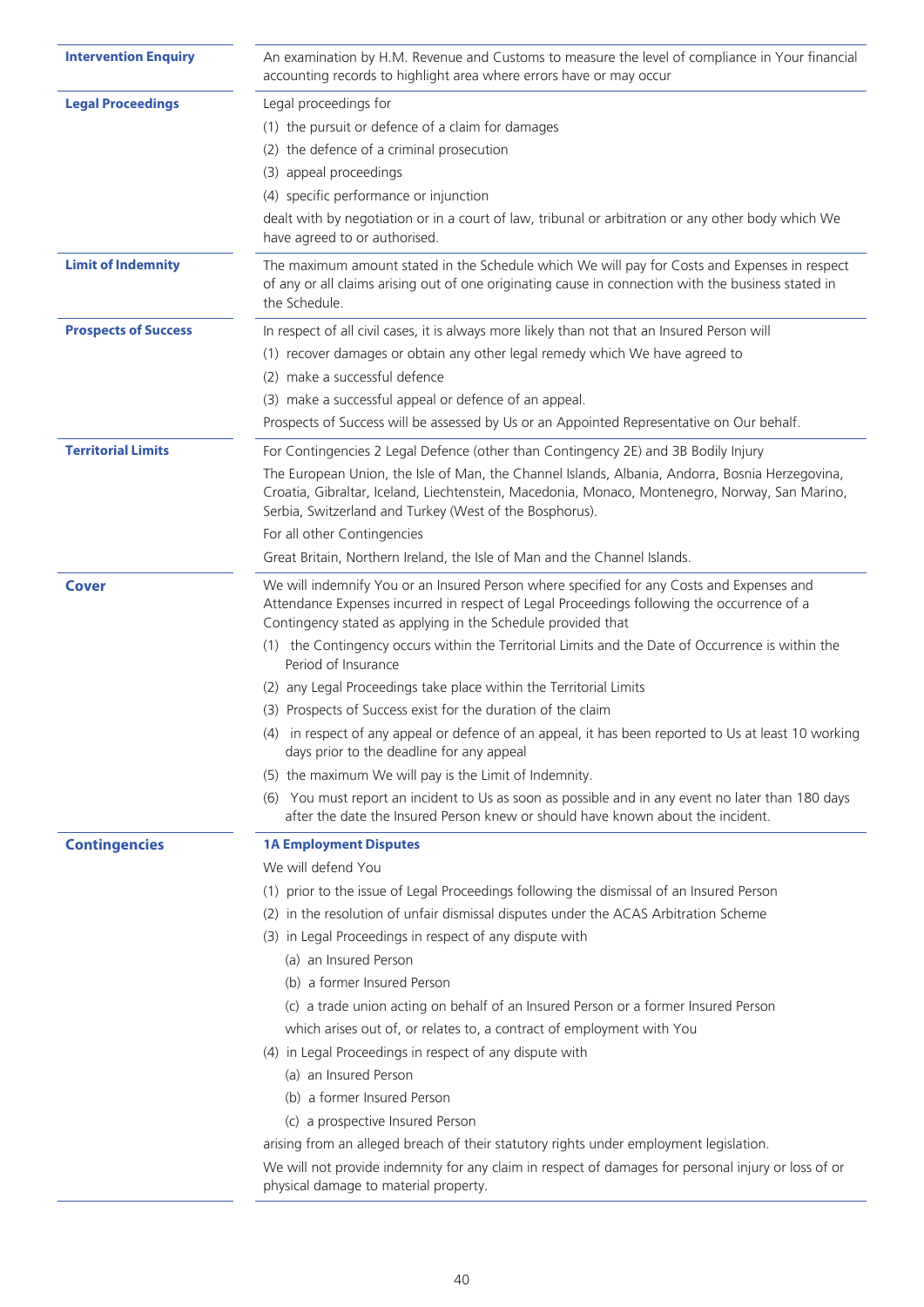**Intervention Enquiry**

An examination by H.M. Revenue and Customs to measure the level of compliance in Your financial accounting records to highlight area where errors have or may occur

**Legal Proceedings**

Legal proceedings for

(1) the pursuit or defence of a claim for damages
(2) the defence of a criminal prosecution
(3) appeal proceedings
(4) specific performance or injunction

dealt with by negotiation or in a court of law, tribunal or arbitration or any other body which We have agreed to or authorised.

**Limit of Indemnity**

The maximum amount stated in the Schedule which We will pay for Costs and Expenses in respect of any or all claims arising out of one originating cause in connection with the business stated in the Schedule.

**Prospects of Success**

In respect of all civil cases, it is always more likely than not that an Insured Person will

(1) recover damages or obtain any other legal remedy which We have agreed to
(2) make a successful defence
(3) make a successful appeal or defence of an appeal.

Prospects of Success will be assessed by Us or an Appointed Representative on Our behalf.

**Territorial Limits**

For Contingencies 2 Legal Defence (other than Contingency 2E) and 3B Bodily Injury

The European Union, the Isle of Man, the Channel Islands, Albania, Andorra, Bosnia Herzegovina, Croatia, Gibraltar, Iceland, Liechtenstein, Macedonia, Monaco, Montenegro, Norway, San Marino, Serbia, Switzerland and Turkey (West of the Bosphorus).

For all other Contingencies

Great Britain, Northern Ireland, the Isle of Man and the Channel Islands.

## Cover

We will indemnify You or an Insured Person where specified for any Costs and Expenses and Attendance Expenses incurred in respect of Legal Proceedings following the occurrence of a Contingency stated as applying in the Schedule provided that

(1) the Contingency occurs within the Territorial Limits and the Date of Occurrence is within the Period of Insurance
(2) any Legal Proceedings take place within the Territorial Limits
(3) Prospects of Success exist for the duration of the claim
(4) in respect of any appeal or defence of an appeal, it has been reported to Us at least 10 working days prior to the deadline for any appeal
(5) the maximum We will pay is the Limit of Indemnity.
(6) You must report an incident to Us as soon as possible and in any event no later than 180 days after the date the Insured Person knew or should have known about the incident.

## Contingencies

### 1A Employment Disputes

We will defend You

(1) prior to the issue of Legal Proceedings following the dismissal of an Insured Person
(2) in the resolution of unfair dismissal disputes under the ACAS Arbitration Scheme
(3) in Legal Proceedings in respect of any dispute with
    (a) an Insured Person
    (b) a former Insured Person
    (c) a trade union acting on behalf of an Insured Person or a former Insured Person

    which arises out of, or relates to, a contract of employment with You
(4) in Legal Proceedings in respect of any dispute with
    (a) an Insured Person
    (b) a former Insured Person
    (c) a prospective Insured Person

arising from an alleged breach of their statutory rights under employment legislation.

We will not provide indemnity for any claim in respect of damages for personal injury or loss of or physical damage to material property.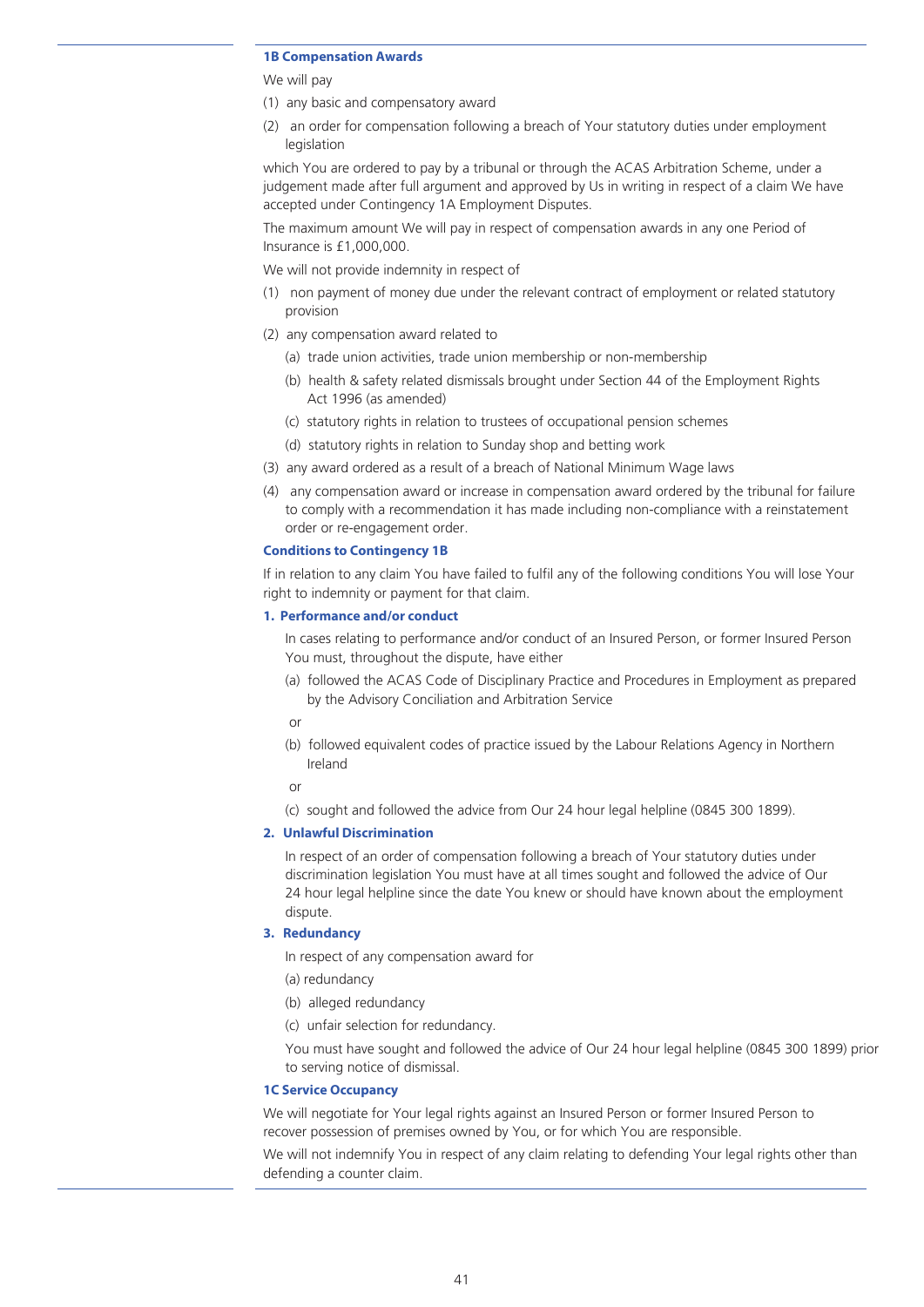### 1B Compensation Awards

We will pay

(1) any basic and compensatory award

(2) an order for compensation following a breach of Your statutory duties under employment legislation

which You are ordered to pay by a tribunal or through the ACAS Arbitration Scheme, under a judgement made after full argument and approved by Us in writing in respect of a claim We have accepted under Contingency 1A Employment Disputes.

The maximum amount We will pay in respect of compensation awards in any one Period of Insurance is £1,000,000.

We will not provide indemnity in respect of

(1) non payment of money due under the relevant contract of employment or related statutory provision

(2) any compensation award related to

  (a) trade union activities, trade union membership or non-membership

  (b) health & safety related dismissals brought under Section 44 of the Employment Rights Act 1996 (as amended)

  (c) statutory rights in relation to trustees of occupational pension schemes

  (d) statutory rights in relation to Sunday shop and betting work

(3) any award ordered as a result of a breach of National Minimum Wage laws

(4) any compensation award or increase in compensation award ordered by the tribunal for failure to comply with a recommendation it has made including non-compliance with a reinstatement order or re-engagement order.

### Conditions to Contingency 1B

If in relation to any claim You have failed to fulfil any of the following conditions You will lose Your right to indemnity or payment for that claim.

**1. Performance and/or conduct**

In cases relating to performance and/or conduct of an Insured Person, or former Insured Person You must, throughout the dispute, have either

(a) followed the ACAS Code of Disciplinary Practice and Procedures in Employment as prepared by the Advisory Conciliation and Arbitration Service

or

(b) followed equivalent codes of practice issued by the Labour Relations Agency in Northern Ireland

or

(c) sought and followed the advice from Our 24 hour legal helpline (0845 300 1899).

**2. Unlawful Discrimination**

In respect of an order of compensation following a breach of Your statutory duties under discrimination legislation You must have at all times sought and followed the advice of Our 24 hour legal helpline since the date You knew or should have known about the employment dispute.

**3. Redundancy**

In respect of any compensation award for

(a) redundancy

(b) alleged redundancy

(c) unfair selection for redundancy.

You must have sought and followed the advice of Our 24 hour legal helpline (0845 300 1899) prior to serving notice of dismissal.

### 1C Service Occupancy

We will negotiate for Your legal rights against an Insured Person or former Insured Person to recover possession of premises owned by You, or for which You are responsible.

We will not indemnify You in respect of any claim relating to defending Your legal rights other than defending a counter claim.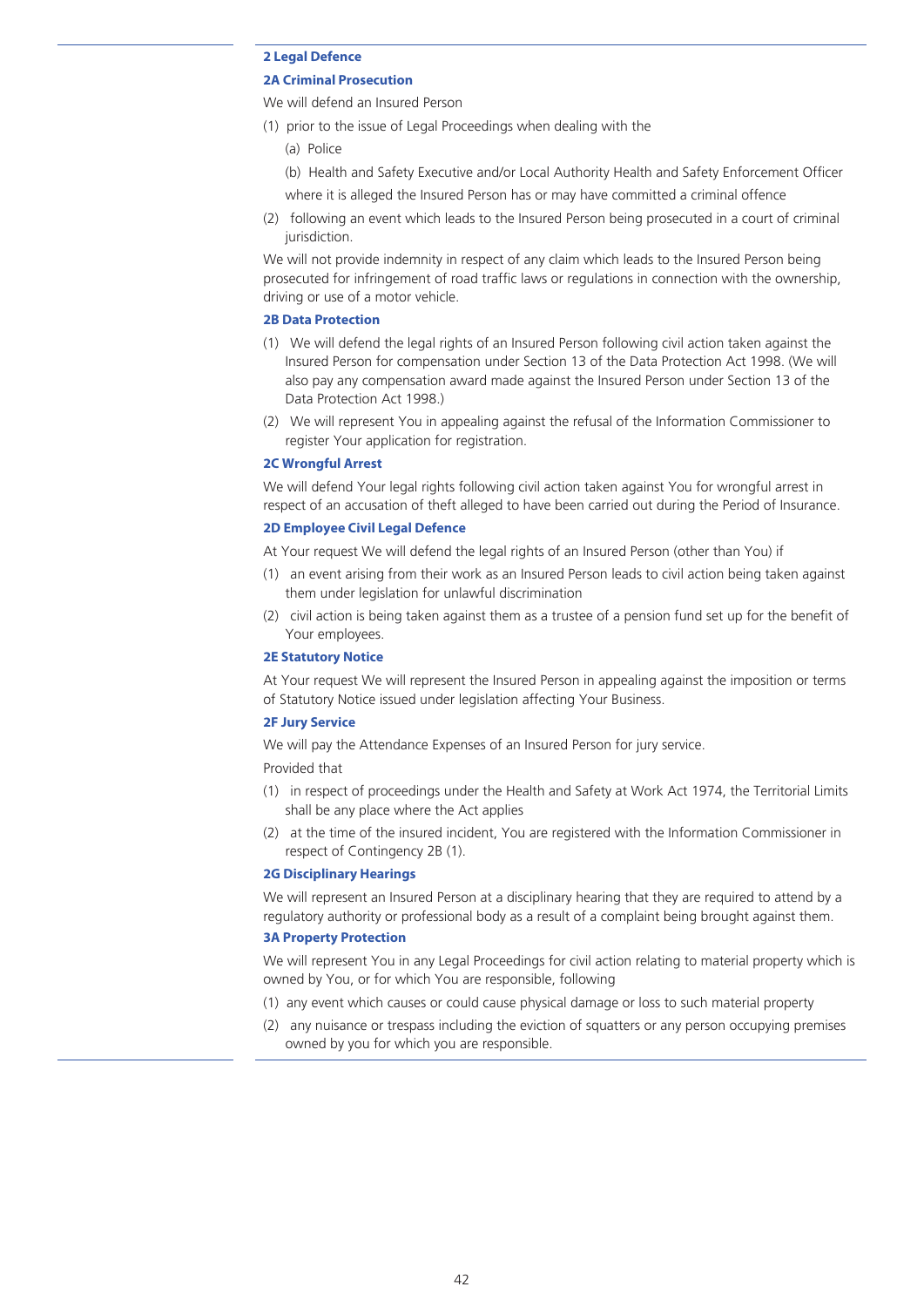## 2 Legal Defence

### 2A Criminal Prosecution

We will defend an Insured Person

(1) prior to the issue of Legal Proceedings when dealing with the

(a) Police

(b) Health and Safety Executive and/or Local Authority Health and Safety Enforcement Officer

where it is alleged the Insured Person has or may have committed a criminal offence

(2) following an event which leads to the Insured Person being prosecuted in a court of criminal jurisdiction.

We will not provide indemnity in respect of any claim which leads to the Insured Person being prosecuted for infringement of road traffic laws or regulations in connection with the ownership, driving or use of a motor vehicle.

### 2B Data Protection

(1) We will defend the legal rights of an Insured Person following civil action taken against the Insured Person for compensation under Section 13 of the Data Protection Act 1998. (We will also pay any compensation award made against the Insured Person under Section 13 of the Data Protection Act 1998.)

(2) We will represent You in appealing against the refusal of the Information Commissioner to register Your application for registration.

### 2C Wrongful Arrest

We will defend Your legal rights following civil action taken against You for wrongful arrest in respect of an accusation of theft alleged to have been carried out during the Period of Insurance.

### 2D Employee Civil Legal Defence

At Your request We will defend the legal rights of an Insured Person (other than You) if

(1) an event arising from their work as an Insured Person leads to civil action being taken against them under legislation for unlawful discrimination

(2) civil action is being taken against them as a trustee of a pension fund set up for the benefit of Your employees.

### 2E Statutory Notice

At Your request We will represent the Insured Person in appealing against the imposition or terms of Statutory Notice issued under legislation affecting Your Business.

### 2F Jury Service

We will pay the Attendance Expenses of an Insured Person for jury service.

Provided that

(1) in respect of proceedings under the Health and Safety at Work Act 1974, the Territorial Limits shall be any place where the Act applies

(2) at the time of the insured incident, You are registered with the Information Commissioner in respect of Contingency 2B (1).

### 2G Disciplinary Hearings

We will represent an Insured Person at a disciplinary hearing that they are required to attend by a regulatory authority or professional body as a result of a complaint being brought against them.

### 3A Property Protection

We will represent You in any Legal Proceedings for civil action relating to material property which is owned by You, or for which You are responsible, following

(1) any event which causes or could cause physical damage or loss to such material property

(2) any nuisance or trespass including the eviction of squatters or any person occupying premises owned by you for which you are responsible.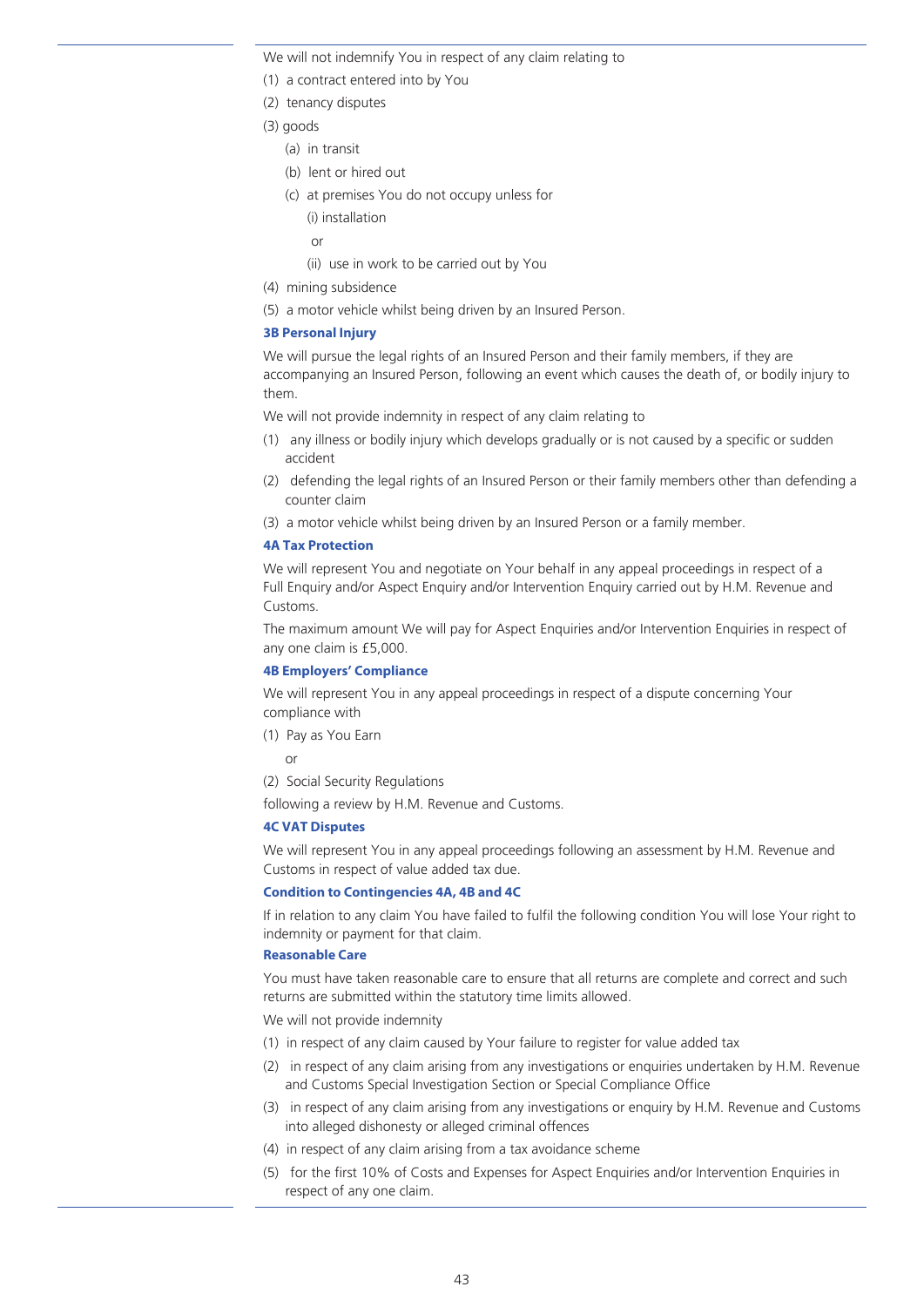We will not indemnify You in respect of any claim relating to

(1) a contract entered into by You

(2) tenancy disputes

(3) goods

 (a) in transit

 (b) lent or hired out

 (c) at premises You do not occupy unless for

  (i) installation

  or

  (ii) use in work to be carried out by You

(4) mining subsidence

(5) a motor vehicle whilst being driven by an Insured Person.

### 3B Personal Injury

We will pursue the legal rights of an Insured Person and their family members, if they are accompanying an Insured Person, following an event which causes the death of, or bodily injury to them.

We will not provide indemnity in respect of any claim relating to

(1) any illness or bodily injury which develops gradually or is not caused by a specific or sudden accident

(2) defending the legal rights of an Insured Person or their family members other than defending a counter claim

(3) a motor vehicle whilst being driven by an Insured Person or a family member.

### 4A Tax Protection

We will represent You and negotiate on Your behalf in any appeal proceedings in respect of a Full Enquiry and/or Aspect Enquiry and/or Intervention Enquiry carried out by H.M. Revenue and Customs.

The maximum amount We will pay for Aspect Enquiries and/or Intervention Enquiries in respect of any one claim is £5,000.

### 4B Employers' Compliance

We will represent You in any appeal proceedings in respect of a dispute concerning Your compliance with

(1) Pay as You Earn

 or

(2) Social Security Regulations

following a review by H.M. Revenue and Customs.

### 4C VAT Disputes

We will represent You in any appeal proceedings following an assessment by H.M. Revenue and Customs in respect of value added tax due.

### Condition to Contingencies 4A, 4B and 4C

If in relation to any claim You have failed to fulfil the following condition You will lose Your right to indemnity or payment for that claim.

### Reasonable Care

You must have taken reasonable care to ensure that all returns are complete and correct and such returns are submitted within the statutory time limits allowed.

We will not provide indemnity

(1) in respect of any claim caused by Your failure to register for value added tax

(2) in respect of any claim arising from any investigations or enquiries undertaken by H.M. Revenue and Customs Special Investigation Section or Special Compliance Office

(3) in respect of any claim arising from any investigations or enquiry by H.M. Revenue and Customs into alleged dishonesty or alleged criminal offences

(4) in respect of any claim arising from a tax avoidance scheme

(5) for the first 10% of Costs and Expenses for Aspect Enquiries and/or Intervention Enquiries in respect of any one claim.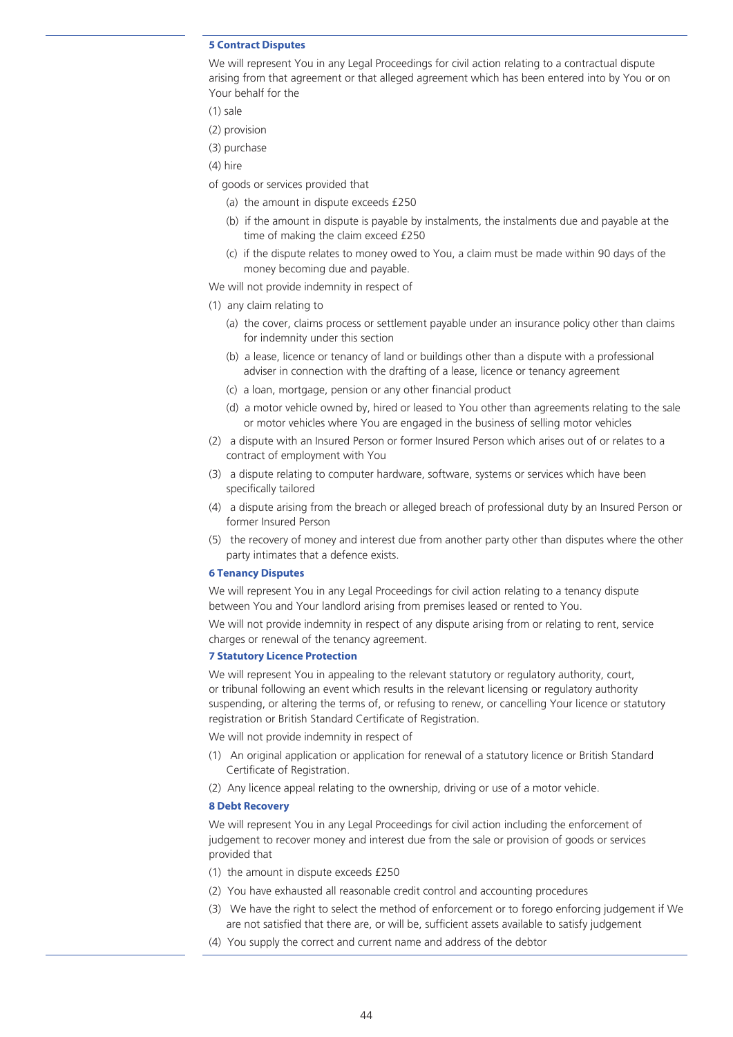### 5 Contract Disputes

We will represent You in any Legal Proceedings for civil action relating to a contractual dispute arising from that agreement or that alleged agreement which has been entered into by You or on Your behalf for the

(1) sale

(2) provision

(3) purchase

(4) hire

of goods or services provided that

- (a) the amount in dispute exceeds £250
- (b) if the amount in dispute is payable by instalments, the instalments due and payable at the time of making the claim exceed £250
- (c) if the dispute relates to money owed to You, a claim must be made within 90 days of the money becoming due and payable.

We will not provide indemnity in respect of

(1) any claim relating to

- (a) the cover, claims process or settlement payable under an insurance policy other than claims for indemnity under this section
- (b) a lease, licence or tenancy of land or buildings other than a dispute with a professional adviser in connection with the drafting of a lease, licence or tenancy agreement
- (c) a loan, mortgage, pension or any other financial product
- (d) a motor vehicle owned by, hired or leased to You other than agreements relating to the sale or motor vehicles where You are engaged in the business of selling motor vehicles

(2) a dispute with an Insured Person or former Insured Person which arises out of or relates to a contract of employment with You

(3) a dispute relating to computer hardware, software, systems or services which have been specifically tailored

(4) a dispute arising from the breach or alleged breach of professional duty by an Insured Person or former Insured Person

(5) the recovery of money and interest due from another party other than disputes where the other party intimates that a defence exists.

### 6 Tenancy Disputes

We will represent You in any Legal Proceedings for civil action relating to a tenancy dispute between You and Your landlord arising from premises leased or rented to You.

We will not provide indemnity in respect of any dispute arising from or relating to rent, service charges or renewal of the tenancy agreement.

### 7 Statutory Licence Protection

We will represent You in appealing to the relevant statutory or regulatory authority, court, or tribunal following an event which results in the relevant licensing or regulatory authority suspending, or altering the terms of, or refusing to renew, or cancelling Your licence or statutory registration or British Standard Certificate of Registration.

We will not provide indemnity in respect of

(1) An original application or application for renewal of a statutory licence or British Standard Certificate of Registration.

(2) Any licence appeal relating to the ownership, driving or use of a motor vehicle.

### 8 Debt Recovery

We will represent You in any Legal Proceedings for civil action including the enforcement of judgement to recover money and interest due from the sale or provision of goods or services provided that

(1) the amount in dispute exceeds £250

(2) You have exhausted all reasonable credit control and accounting procedures

(3) We have the right to select the method of enforcement or to forego enforcing judgement if We are not satisfied that there are, or will be, sufficient assets available to satisfy judgement

(4) You supply the correct and current name and address of the debtor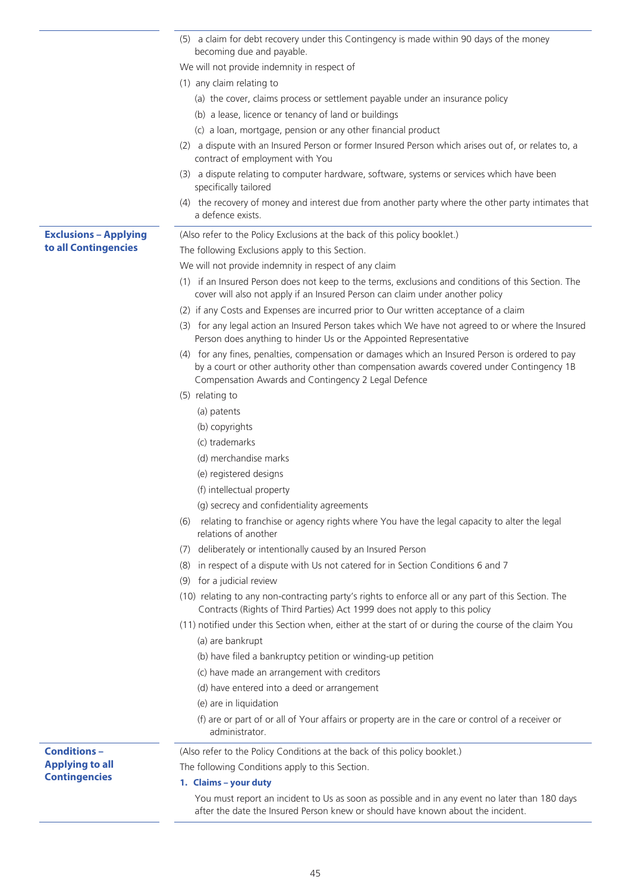(5) a claim for debt recovery under this Contingency is made within 90 days of the money becoming due and payable.

We will not provide indemnity in respect of

(1) any claim relating to

(a) the cover, claims process or settlement payable under an insurance policy

(b) a lease, licence or tenancy of land or buildings

(c) a loan, mortgage, pension or any other financial product

(2) a dispute with an Insured Person or former Insured Person which arises out of, or relates to, a contract of employment with You

(3) a dispute relating to computer hardware, software, systems or services which have been specifically tailored

(4) the recovery of money and interest due from another party where the other party intimates that a defence exists.

## Exclusions – Applying to all Contingencies

(Also refer to the Policy Exclusions at the back of this policy booklet.)

The following Exclusions apply to this Section.

We will not provide indemnity in respect of any claim

(1) if an Insured Person does not keep to the terms, exclusions and conditions of this Section. The cover will also not apply if an Insured Person can claim under another policy

(2) if any Costs and Expenses are incurred prior to Our written acceptance of a claim

(3) for any legal action an Insured Person takes which We have not agreed to or where the Insured Person does anything to hinder Us or the Appointed Representative

(4) for any fines, penalties, compensation or damages which an Insured Person is ordered to pay by a court or other authority other than compensation awards covered under Contingency 1B Compensation Awards and Contingency 2 Legal Defence

(5) relating to

(a) patents

(b) copyrights

(c) trademarks

(d) merchandise marks

(e) registered designs

(f) intellectual property

(g) secrecy and confidentiality agreements

(6) relating to franchise or agency rights where You have the legal capacity to alter the legal relations of another

(7) deliberately or intentionally caused by an Insured Person

(8) in respect of a dispute with Us not catered for in Section Conditions 6 and 7

(9) for a judicial review

(10) relating to any non-contracting party's rights to enforce all or any part of this Section. The Contracts (Rights of Third Parties) Act 1999 does not apply to this policy

(11) notified under this Section when, either at the start of or during the course of the claim You

(a) are bankrupt

(b) have filed a bankruptcy petition or winding-up petition

(c) have made an arrangement with creditors

(d) have entered into a deed or arrangement

(e) are in liquidation

(f) are or part of or all of Your affairs or property are in the care or control of a receiver or administrator.

## Conditions – Applying to all Contingencies

(Also refer to the Policy Conditions at the back of this policy booklet.)

The following Conditions apply to this Section.

**1. Claims – your duty**

You must report an incident to Us as soon as possible and in any event no later than 180 days after the date the Insured Person knew or should have known about the incident.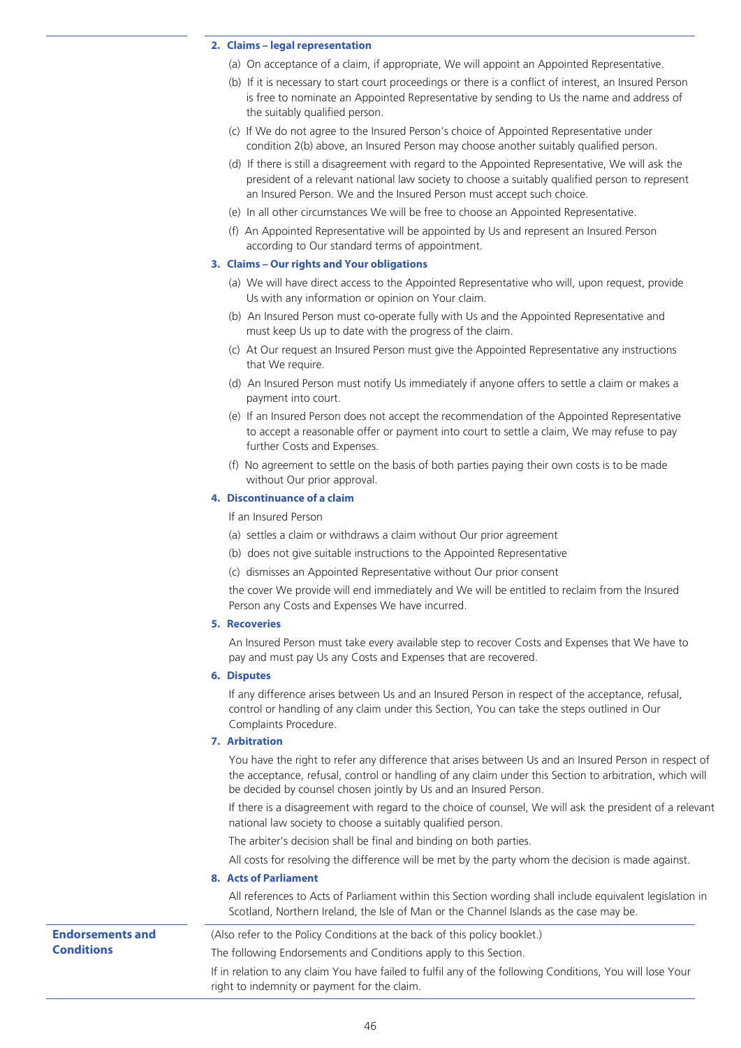**2. Claims – legal representation**

(a) On acceptance of a claim, if appropriate, We will appoint an Appointed Representative.

(b) If it is necessary to start court proceedings or there is a conflict of interest, an Insured Person is free to nominate an Appointed Representative by sending to Us the name and address of the suitably qualified person.

(c) If We do not agree to the Insured Person's choice of Appointed Representative under condition 2(b) above, an Insured Person may choose another suitably qualified person.

(d) If there is still a disagreement with regard to the Appointed Representative, We will ask the president of a relevant national law society to choose a suitably qualified person to represent an Insured Person. We and the Insured Person must accept such choice.

(e) In all other circumstances We will be free to choose an Appointed Representative.

(f) An Appointed Representative will be appointed by Us and represent an Insured Person according to Our standard terms of appointment.

**3. Claims – Our rights and Your obligations**

(a) We will have direct access to the Appointed Representative who will, upon request, provide Us with any information or opinion on Your claim.

(b) An Insured Person must co-operate fully with Us and the Appointed Representative and must keep Us up to date with the progress of the claim.

(c) At Our request an Insured Person must give the Appointed Representative any instructions that We require.

(d) An Insured Person must notify Us immediately if anyone offers to settle a claim or makes a payment into court.

(e) If an Insured Person does not accept the recommendation of the Appointed Representative to accept a reasonable offer or payment into court to settle a claim, We may refuse to pay further Costs and Expenses.

(f) No agreement to settle on the basis of both parties paying their own costs is to be made without Our prior approval.

**4. Discontinuance of a claim**

If an Insured Person

(a) settles a claim or withdraws a claim without Our prior agreement

(b) does not give suitable instructions to the Appointed Representative

(c) dismisses an Appointed Representative without Our prior consent

the cover We provide will end immediately and We will be entitled to reclaim from the Insured Person any Costs and Expenses We have incurred.

**5. Recoveries**

An Insured Person must take every available step to recover Costs and Expenses that We have to pay and must pay Us any Costs and Expenses that are recovered.

**6. Disputes**

If any difference arises between Us and an Insured Person in respect of the acceptance, refusal, control or handling of any claim under this Section, You can take the steps outlined in Our Complaints Procedure.

**7. Arbitration**

You have the right to refer any difference that arises between Us and an Insured Person in respect of the acceptance, refusal, control or handling of any claim under this Section to arbitration, which will be decided by counsel chosen jointly by Us and an Insured Person.

If there is a disagreement with regard to the choice of counsel, We will ask the president of a relevant national law society to choose a suitably qualified person.

The arbiter's decision shall be final and binding on both parties.

All costs for resolving the difference will be met by the party whom the decision is made against.

**8. Acts of Parliament**

All references to Acts of Parliament within this Section wording shall include equivalent legislation in Scotland, Northern Ireland, the Isle of Man or the Channel Islands as the case may be.

## Endorsements and Conditions

(Also refer to the Policy Conditions at the back of this policy booklet.)

The following Endorsements and Conditions apply to this Section.

If in relation to any claim You have failed to fulfil any of the following Conditions, You will lose Your right to indemnity or payment for the claim.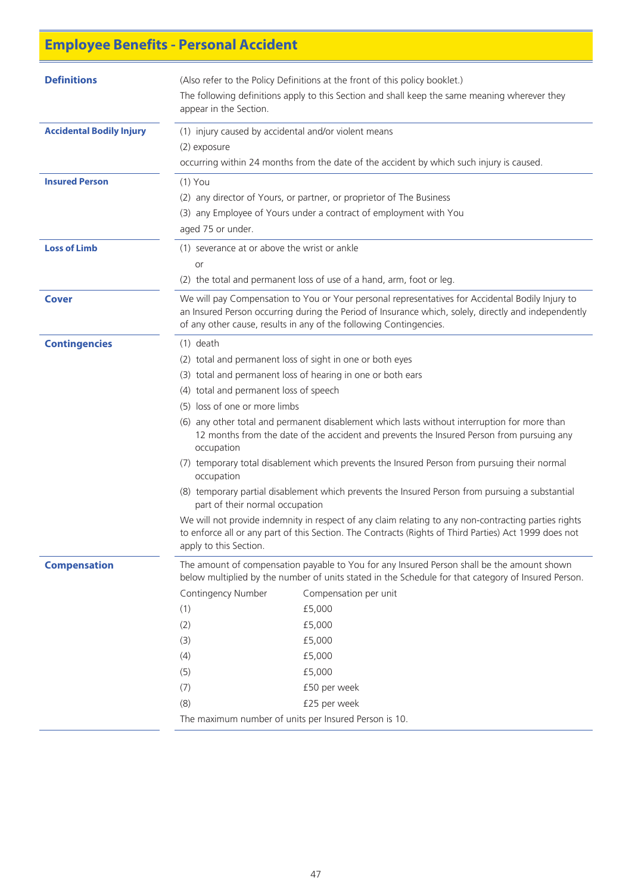# Employee Benefits - Personal Accident

## Definitions

(Also refer to the Policy Definitions at the front of this policy booklet.)

The following definitions apply to this Section and shall keep the same meaning wherever they appear in the Section.

**Accidental Bodily Injury**

(1) injury caused by accidental and/or violent means

(2) exposure

occurring within 24 months from the date of the accident by which such injury is caused.

**Insured Person**

(1) You

(2) any director of Yours, or partner, or proprietor of The Business

(3) any Employee of Yours under a contract of employment with You

aged 75 or under.

**Loss of Limb**

(1) severance at or above the wrist or ankle

or

(2) the total and permanent loss of use of a hand, arm, foot or leg.

## Cover

We will pay Compensation to You or Your personal representatives for Accidental Bodily Injury to an Insured Person occurring during the Period of Insurance which, solely, directly and independently of any other cause, results in any of the following Contingencies.

## Contingencies

(1) death

(2) total and permanent loss of sight in one or both eyes

(3) total and permanent loss of hearing in one or both ears

(4) total and permanent loss of speech

(5) loss of one or more limbs

(6) any other total and permanent disablement which lasts without interruption for more than 12 months from the date of the accident and prevents the Insured Person from pursuing any occupation

(7) temporary total disablement which prevents the Insured Person from pursuing their normal occupation

(8) temporary partial disablement which prevents the Insured Person from pursuing a substantial part of their normal occupation

We will not provide indemnity in respect of any claim relating to any non-contracting parties rights to enforce all or any part of this Section. The Contracts (Rights of Third Parties) Act 1999 does not apply to this Section.

## Compensation

The amount of compensation payable to You for any Insured Person shall be the amount shown below multiplied by the number of units stated in the Schedule for that category of Insured Person.

| Contingency Number | Compensation per unit |
|---|---|
| (1) | £5,000 |
| (2) | £5,000 |
| (3) | £5,000 |
| (4) | £5,000 |
| (5) | £5,000 |
| (7) | £50 per week |
| (8) | £25 per week |

The maximum number of units per Insured Person is 10.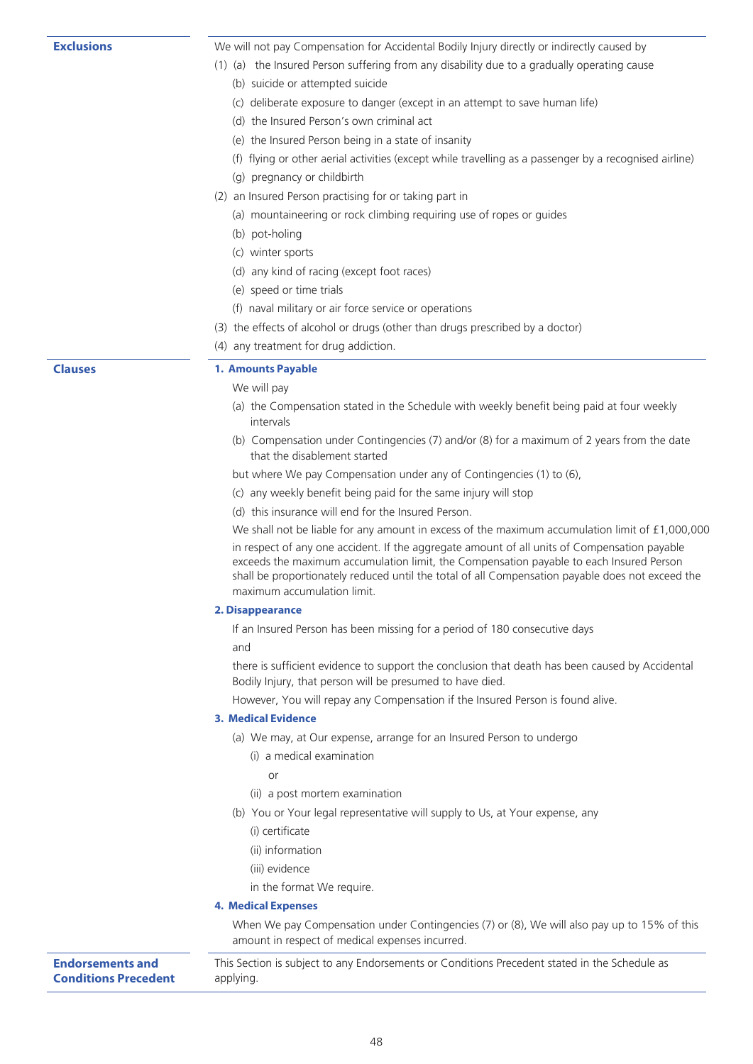## Exclusions

We will not pay Compensation for Accidental Bodily Injury directly or indirectly caused by

(1) (a) the Insured Person suffering from any disability due to a gradually operating cause

- (b) suicide or attempted suicide
- (c) deliberate exposure to danger (except in an attempt to save human life)
- (d) the Insured Person's own criminal act
- (e) the Insured Person being in a state of insanity
- (f) flying or other aerial activities (except while travelling as a passenger by a recognised airline)
- (g) pregnancy or childbirth

(2) an Insured Person practising for or taking part in

- (a) mountaineering or rock climbing requiring use of ropes or guides
- (b) pot-holing
- (c) winter sports
- (d) any kind of racing (except foot races)
- (e) speed or time trials
- (f) naval military or air force service or operations

(3) the effects of alcohol or drugs (other than drugs prescribed by a doctor)

(4) any treatment for drug addiction.

## Clauses

### 1. Amounts Payable

We will pay

- (a) the Compensation stated in the Schedule with weekly benefit being paid at four weekly intervals
- (b) Compensation under Contingencies (7) and/or (8) for a maximum of 2 years from the date that the disablement started

but where We pay Compensation under any of Contingencies (1) to (6),

- (c) any weekly benefit being paid for the same injury will stop
- (d) this insurance will end for the Insured Person.

We shall not be liable for any amount in excess of the maximum accumulation limit of £1,000,000 in respect of any one accident. If the aggregate amount of all units of Compensation payable exceeds the maximum accumulation limit, the Compensation payable to each Insured Person shall be proportionately reduced until the total of all Compensation payable does not exceed the maximum accumulation limit.

### 2. Disappearance

If an Insured Person has been missing for a period of 180 consecutive days

and

there is sufficient evidence to support the conclusion that death has been caused by Accidental Bodily Injury, that person will be presumed to have died.

However, You will repay any Compensation if the Insured Person is found alive.

### 3. Medical Evidence

(a) We may, at Our expense, arrange for an Insured Person to undergo

- (i) a medical examination

  or

- (ii) a post mortem examination

(b) You or Your legal representative will supply to Us, at Your expense, any

- (i) certificate
- (ii) information
- (iii) evidence

in the format We require.

### 4. Medical Expenses

When We pay Compensation under Contingencies (7) or (8), We will also pay up to 15% of this amount in respect of medical expenses incurred.

## Endorsements and Conditions Precedent

This Section is subject to any Endorsements or Conditions Precedent stated in the Schedule as applying.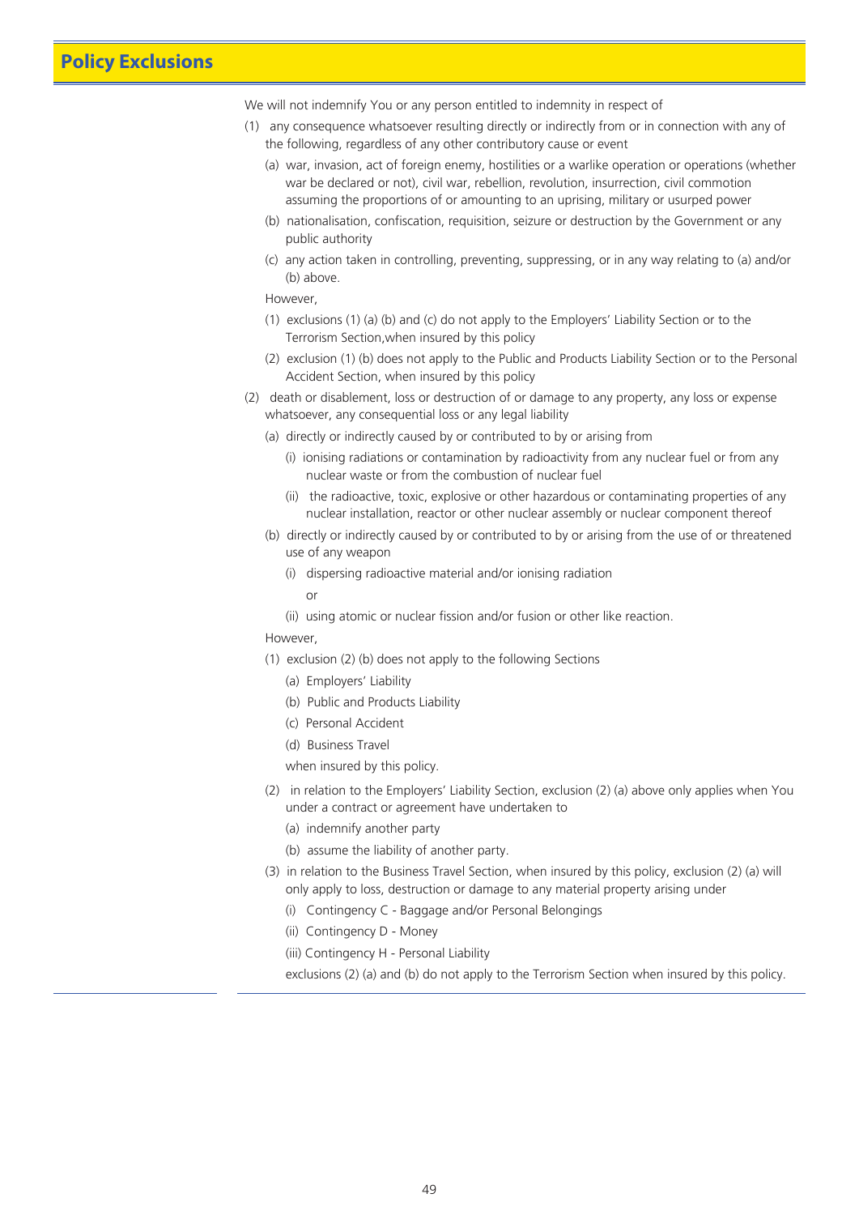## Policy Exclusions

We will not indemnify You or any person entitled to indemnity in respect of

(1) any consequence whatsoever resulting directly or indirectly from or in connection with any of the following, regardless of any other contributory cause or event

   (a) war, invasion, act of foreign enemy, hostilities or a warlike operation or operations (whether war be declared or not), civil war, rebellion, revolution, insurrection, civil commotion assuming the proportions of or amounting to an uprising, military or usurped power

   (b) nationalisation, confiscation, requisition, seizure or destruction by the Government or any public authority

   (c) any action taken in controlling, preventing, suppressing, or in any way relating to (a) and/or (b) above.

   However,

   (1) exclusions (1) (a) (b) and (c) do not apply to the Employers' Liability Section or to the Terrorism Section,when insured by this policy

   (2) exclusion (1) (b) does not apply to the Public and Products Liability Section or to the Personal Accident Section, when insured by this policy

(2) death or disablement, loss or destruction of or damage to any property, any loss or expense whatsoever, any consequential loss or any legal liability

   (a) directly or indirectly caused by or contributed to by or arising from

      (i) ionising radiations or contamination by radioactivity from any nuclear fuel or from any nuclear waste or from the combustion of nuclear fuel

      (ii) the radioactive, toxic, explosive or other hazardous or contaminating properties of any nuclear installation, reactor or other nuclear assembly or nuclear component thereof

   (b) directly or indirectly caused by or contributed to by or arising from the use of or threatened use of any weapon

      (i) dispersing radioactive material and/or ionising radiation

      or

      (ii) using atomic or nuclear fission and/or fusion or other like reaction.

   However,

   (1) exclusion (2) (b) does not apply to the following Sections

      (a) Employers' Liability

      (b) Public and Products Liability

      (c) Personal Accident

      (d) Business Travel

      when insured by this policy.

   (2) in relation to the Employers' Liability Section, exclusion (2) (a) above only applies when You under a contract or agreement have undertaken to

      (a) indemnify another party

      (b) assume the liability of another party.

   (3) in relation to the Business Travel Section, when insured by this policy, exclusion (2) (a) will only apply to loss, destruction or damage to any material property arising under

      (i) Contingency C - Baggage and/or Personal Belongings

      (ii) Contingency D - Money

      (iii) Contingency H - Personal Liability

      exclusions (2) (a) and (b) do not apply to the Terrorism Section when insured by this policy.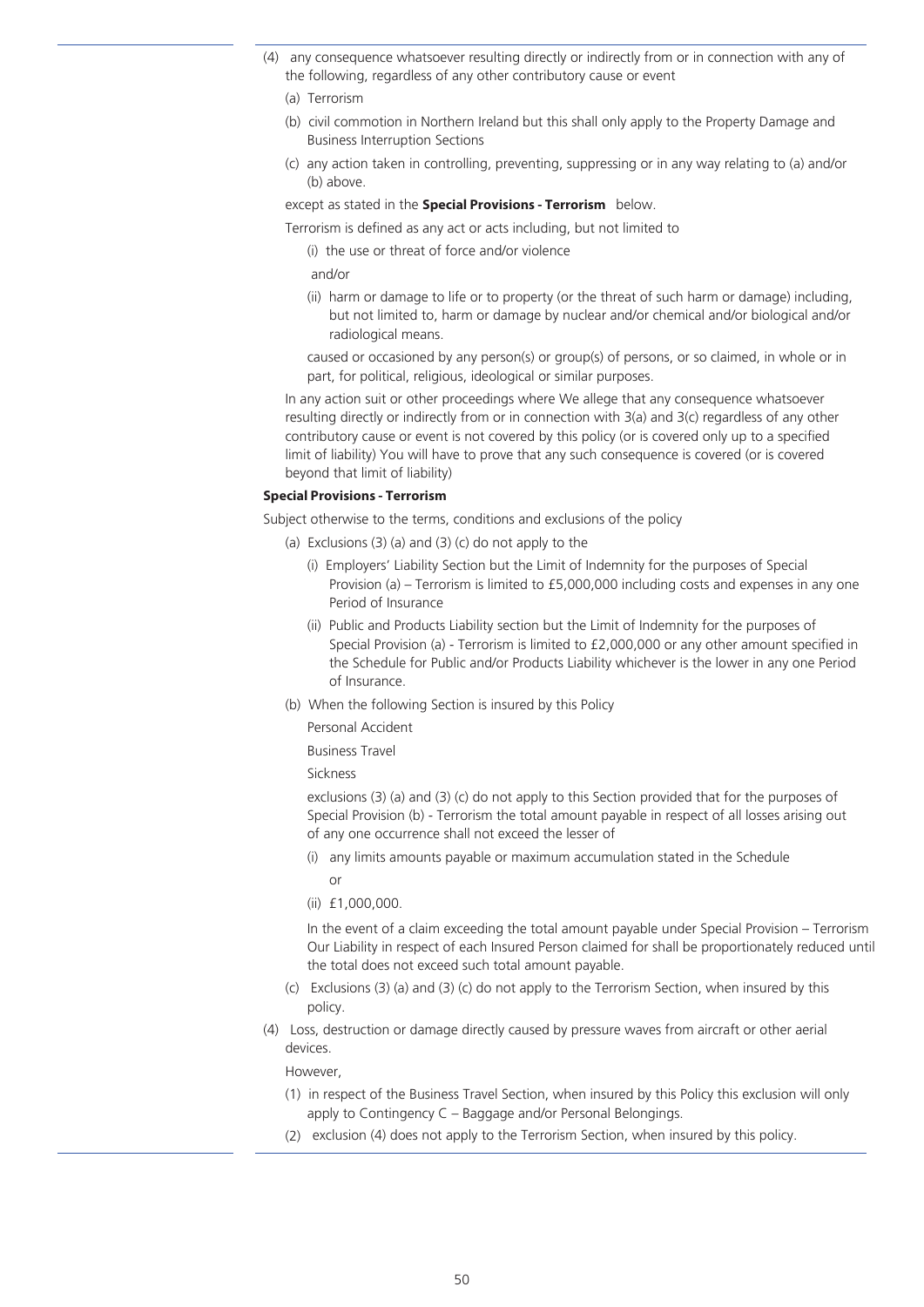(4) any consequence whatsoever resulting directly or indirectly from or in connection with any of the following, regardless of any other contributory cause or event

(a) Terrorism

(b) civil commotion in Northern Ireland but this shall only apply to the Property Damage and Business Interruption Sections

(c) any action taken in controlling, preventing, suppressing or in any way relating to (a) and/or (b) above.

except as stated in the **Special Provisions - Terrorism** below.

Terrorism is defined as any act or acts including, but not limited to

(i) the use or threat of force and/or violence

and/or

(ii) harm or damage to life or to property (or the threat of such harm or damage) including, but not limited to, harm or damage by nuclear and/or chemical and/or biological and/or radiological means.

caused or occasioned by any person(s) or group(s) of persons, or so claimed, in whole or in part, for political, religious, ideological or similar purposes.

In any action suit or other proceedings where We allege that any consequence whatsoever resulting directly or indirectly from or in connection with 3(a) and 3(c) regardless of any other contributory cause or event is not covered by this policy (or is covered only up to a specified limit of liability) You will have to prove that any such consequence is covered (or is covered beyond that limit of liability)

**Special Provisions - Terrorism**

Subject otherwise to the terms, conditions and exclusions of the policy

(a) Exclusions (3) (a) and (3) (c) do not apply to the

(i) Employers' Liability Section but the Limit of Indemnity for the purposes of Special Provision (a) – Terrorism is limited to £5,000,000 including costs and expenses in any one Period of Insurance

(ii) Public and Products Liability section but the Limit of Indemnity for the purposes of Special Provision (a) - Terrorism is limited to £2,000,000 or any other amount specified in the Schedule for Public and/or Products Liability whichever is the lower in any one Period of Insurance.

(b) When the following Section is insured by this Policy

Personal Accident

Business Travel

Sickness

exclusions (3) (a) and (3) (c) do not apply to this Section provided that for the purposes of Special Provision (b) - Terrorism the total amount payable in respect of all losses arising out of any one occurrence shall not exceed the lesser of

(i) any limits amounts payable or maximum accumulation stated in the Schedule

or

(ii) £1,000,000.

In the event of a claim exceeding the total amount payable under Special Provision – Terrorism Our Liability in respect of each Insured Person claimed for shall be proportionately reduced until the total does not exceed such total amount payable.

(c) Exclusions (3) (a) and (3) (c) do not apply to the Terrorism Section, when insured by this policy.

(4) Loss, destruction or damage directly caused by pressure waves from aircraft or other aerial devices.

However,

(1) in respect of the Business Travel Section, when insured by this Policy this exclusion will only apply to Contingency C – Baggage and/or Personal Belongings.

(2) exclusion (4) does not apply to the Terrorism Section, when insured by this policy.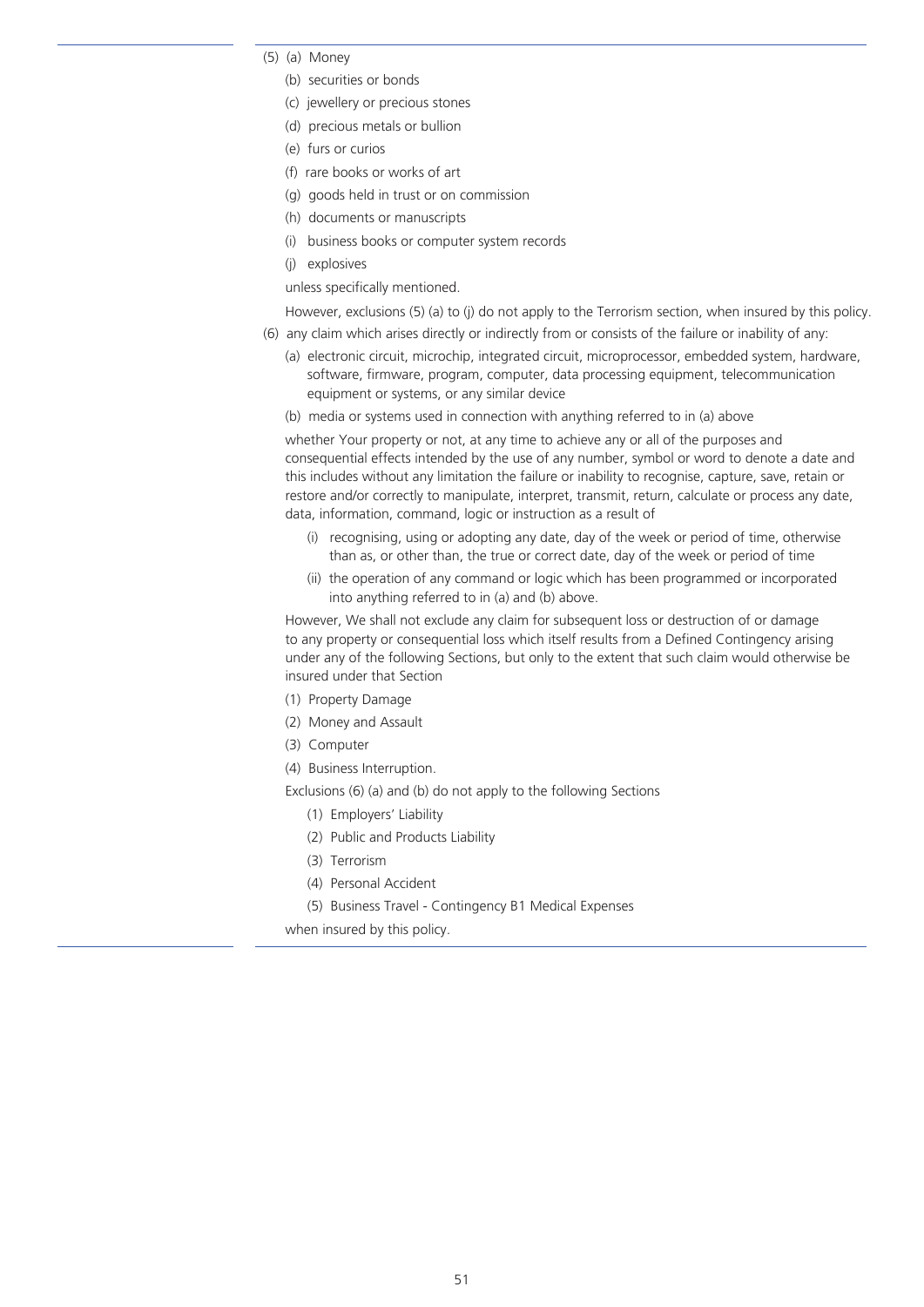(5) (a) Money

(b) securities or bonds

(c) jewellery or precious stones

(d) precious metals or bullion

(e) furs or curios

(f) rare books or works of art

(g) goods held in trust or on commission

(h) documents or manuscripts

(i) business books or computer system records

(j) explosives

unless specifically mentioned.

However, exclusions (5) (a) to (j) do not apply to the Terrorism section, when insured by this policy.

(6) any claim which arises directly or indirectly from or consists of the failure or inability of any:

(a) electronic circuit, microchip, integrated circuit, microprocessor, embedded system, hardware, software, firmware, program, computer, data processing equipment, telecommunication equipment or systems, or any similar device

(b) media or systems used in connection with anything referred to in (a) above

whether Your property or not, at any time to achieve any or all of the purposes and consequential effects intended by the use of any number, symbol or word to denote a date and this includes without any limitation the failure or inability to recognise, capture, save, retain or restore and/or correctly to manipulate, interpret, transmit, return, calculate or process any date, data, information, command, logic or instruction as a result of

(i) recognising, using or adopting any date, day of the week or period of time, otherwise than as, or other than, the true or correct date, day of the week or period of time

(ii) the operation of any command or logic which has been programmed or incorporated into anything referred to in (a) and (b) above.

However, We shall not exclude any claim for subsequent loss or destruction of or damage to any property or consequential loss which itself results from a Defined Contingency arising under any of the following Sections, but only to the extent that such claim would otherwise be insured under that Section

(1) Property Damage

(2) Money and Assault

(3) Computer

(4) Business Interruption.

Exclusions (6) (a) and (b) do not apply to the following Sections

(1) Employers' Liability

(2) Public and Products Liability

(3) Terrorism

(4) Personal Accident

(5) Business Travel - Contingency B1 Medical Expenses

when insured by this policy.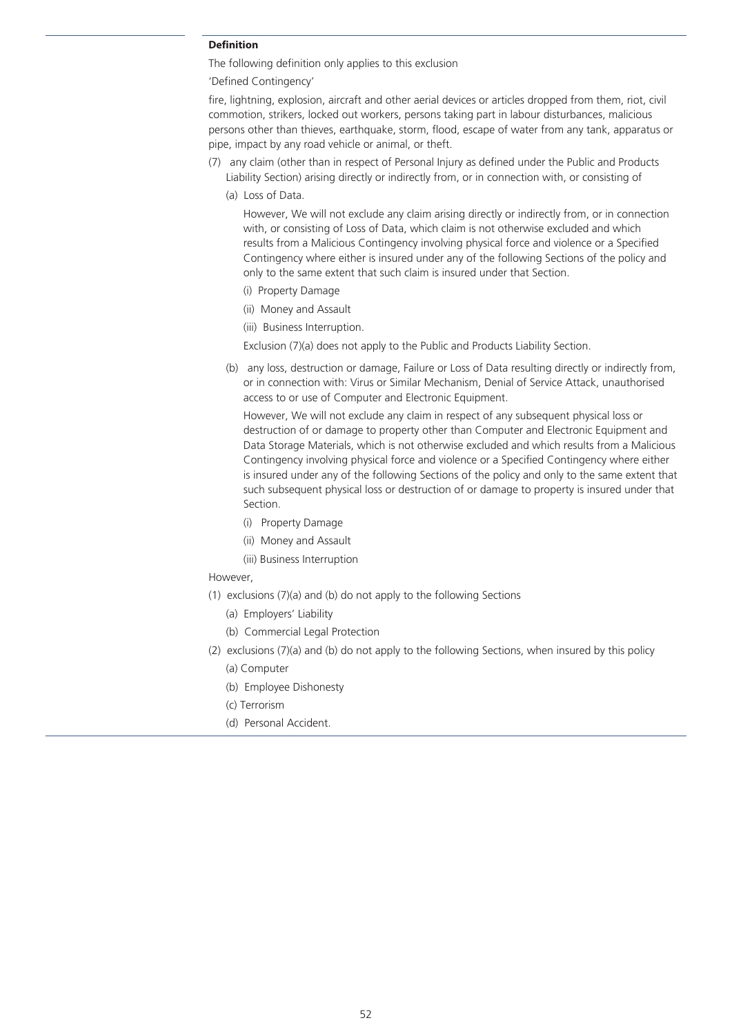**Definition**

The following definition only applies to this exclusion

'Defined Contingency'

fire, lightning, explosion, aircraft and other aerial devices or articles dropped from them, riot, civil commotion, strikers, locked out workers, persons taking part in labour disturbances, malicious persons other than thieves, earthquake, storm, flood, escape of water from any tank, apparatus or pipe, impact by any road vehicle or animal, or theft.

(7) any claim (other than in respect of Personal Injury as defined under the Public and Products Liability Section) arising directly or indirectly from, or in connection with, or consisting of

   (a) Loss of Data.

   However, We will not exclude any claim arising directly or indirectly from, or in connection with, or consisting of Loss of Data, which claim is not otherwise excluded and which results from a Malicious Contingency involving physical force and violence or a Specified Contingency where either is insured under any of the following Sections of the policy and only to the same extent that such claim is insured under that Section.

   (i) Property Damage

   (ii) Money and Assault

   (iii) Business Interruption.

   Exclusion (7)(a) does not apply to the Public and Products Liability Section.

   (b) any loss, destruction or damage, Failure or Loss of Data resulting directly or indirectly from, or in connection with: Virus or Similar Mechanism, Denial of Service Attack, unauthorised access to or use of Computer and Electronic Equipment.

   However, We will not exclude any claim in respect of any subsequent physical loss or destruction of or damage to property other than Computer and Electronic Equipment and Data Storage Materials, which is not otherwise excluded and which results from a Malicious Contingency involving physical force and violence or a Specified Contingency where either is insured under any of the following Sections of the policy and only to the same extent that such subsequent physical loss or destruction of or damage to property is insured under that Section.

   (i) Property Damage

   (ii) Money and Assault

   (iii) Business Interruption

However,

(1) exclusions (7)(a) and (b) do not apply to the following Sections

   (a) Employers' Liability

   (b) Commercial Legal Protection

(2) exclusions (7)(a) and (b) do not apply to the following Sections, when insured by this policy

   (a) Computer

   (b) Employee Dishonesty

   (c) Terrorism

   (d) Personal Accident.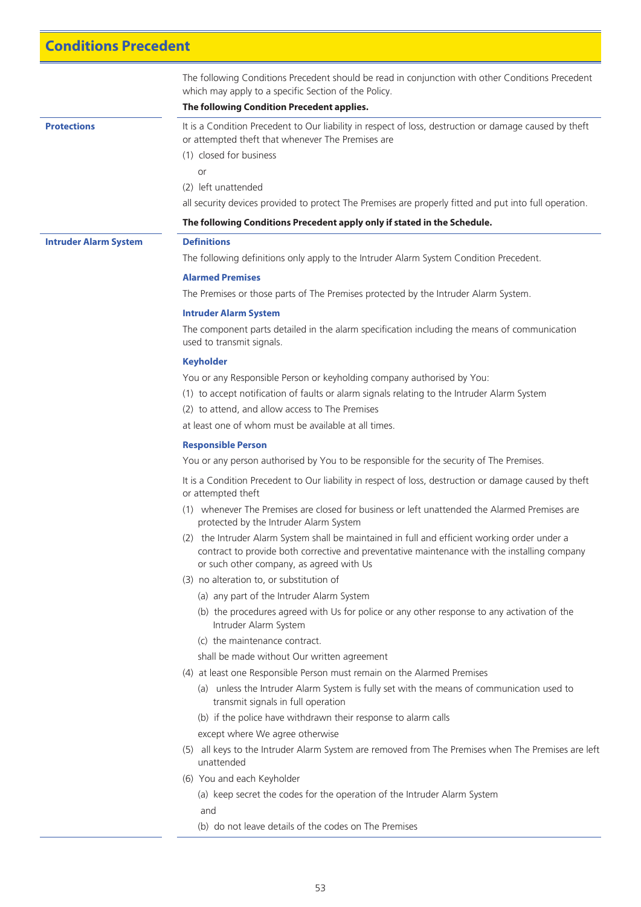# Conditions Precedent

The following Conditions Precedent should be read in conjunction with other Conditions Precedent which may apply to a specific Section of the Policy.

**The following Condition Precedent applies.**

## Protections

It is a Condition Precedent to Our liability in respect of loss, destruction or damage caused by theft or attempted theft that whenever The Premises are

(1) closed for business

or

(2) left unattended

all security devices provided to protect The Premises are properly fitted and put into full operation.

**The following Conditions Precedent apply only if stated in the Schedule.**

## Intruder Alarm System

### Definitions

The following definitions only apply to the Intruder Alarm System Condition Precedent.

#### Alarmed Premises

The Premises or those parts of The Premises protected by the Intruder Alarm System.

#### Intruder Alarm System

The component parts detailed in the alarm specification including the means of communication used to transmit signals.

#### Keyholder

You or any Responsible Person or keyholding company authorised by You:

(1) to accept notification of faults or alarm signals relating to the Intruder Alarm System

(2) to attend, and allow access to The Premises

at least one of whom must be available at all times.

#### Responsible Person

You or any person authorised by You to be responsible for the security of The Premises.

It is a Condition Precedent to Our liability in respect of loss, destruction or damage caused by theft or attempted theft

(1) whenever The Premises are closed for business or left unattended the Alarmed Premises are protected by the Intruder Alarm System

(2) the Intruder Alarm System shall be maintained in full and efficient working order under a contract to provide both corrective and preventative maintenance with the installing company or such other company, as agreed with Us

(3) no alteration to, or substitution of

  (a) any part of the Intruder Alarm System

  (b) the procedures agreed with Us for police or any other response to any activation of the Intruder Alarm System

  (c) the maintenance contract.

  shall be made without Our written agreement

(4) at least one Responsible Person must remain on the Alarmed Premises

  (a) unless the Intruder Alarm System is fully set with the means of communication used to transmit signals in full operation

  (b) if the police have withdrawn their response to alarm calls

  except where We agree otherwise

(5) all keys to the Intruder Alarm System are removed from The Premises when The Premises are left unattended

(6) You and each Keyholder

  (a) keep secret the codes for the operation of the Intruder Alarm System

  and

  (b) do not leave details of the codes on The Premises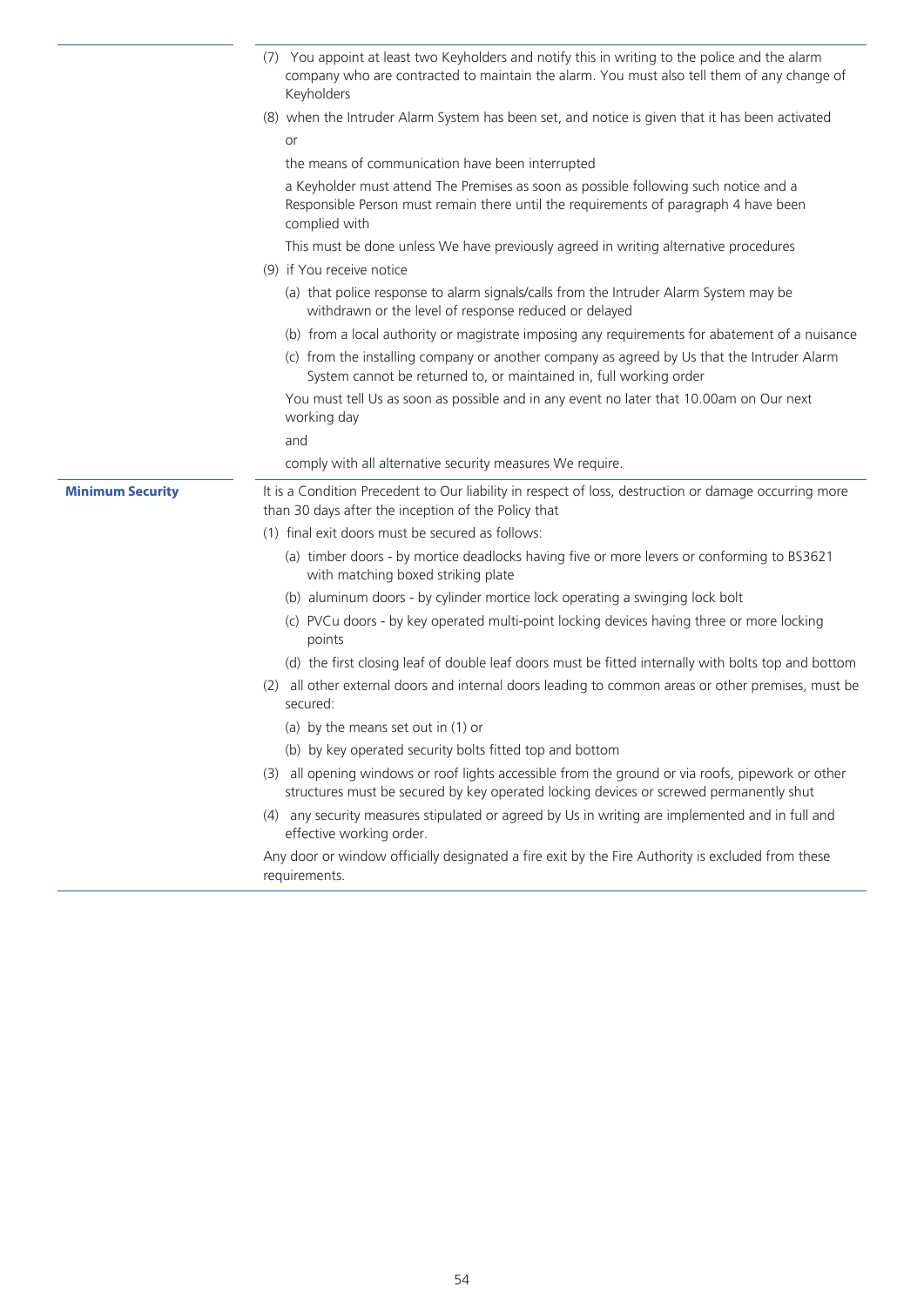(7) You appoint at least two Keyholders and notify this in writing to the police and the alarm company who are contracted to maintain the alarm. You must also tell them of any change of Keyholders

(8) when the Intruder Alarm System has been set, and notice is given that it has been activated

or

the means of communication have been interrupted

a Keyholder must attend The Premises as soon as possible following such notice and a Responsible Person must remain there until the requirements of paragraph 4 have been complied with

This must be done unless We have previously agreed in writing alternative procedures

(9) if You receive notice

(a) that police response to alarm signals/calls from the Intruder Alarm System may be withdrawn or the level of response reduced or delayed

(b) from a local authority or magistrate imposing any requirements for abatement of a nuisance

(c) from the installing company or another company as agreed by Us that the Intruder Alarm System cannot be returned to, or maintained in, full working order

You must tell Us as soon as possible and in any event no later that 10.00am on Our next working day

and

comply with all alternative security measures We require.

**Minimum Security**

It is a Condition Precedent to Our liability in respect of loss, destruction or damage occurring more than 30 days after the inception of the Policy that

(1) final exit doors must be secured as follows:

(a) timber doors - by mortice deadlocks having five or more levers or conforming to BS3621 with matching boxed striking plate

(b) aluminum doors - by cylinder mortice lock operating a swinging lock bolt

(c) PVCu doors - by key operated multi-point locking devices having three or more locking points

(d) the first closing leaf of double leaf doors must be fitted internally with bolts top and bottom

(2) all other external doors and internal doors leading to common areas or other premises, must be secured:

(a) by the means set out in (1) or

(b) by key operated security bolts fitted top and bottom

(3) all opening windows or roof lights accessible from the ground or via roofs, pipework or other structures must be secured by key operated locking devices or screwed permanently shut

(4) any security measures stipulated or agreed by Us in writing are implemented and in full and effective working order.

Any door or window officially designated a fire exit by the Fire Authority is excluded from these requirements.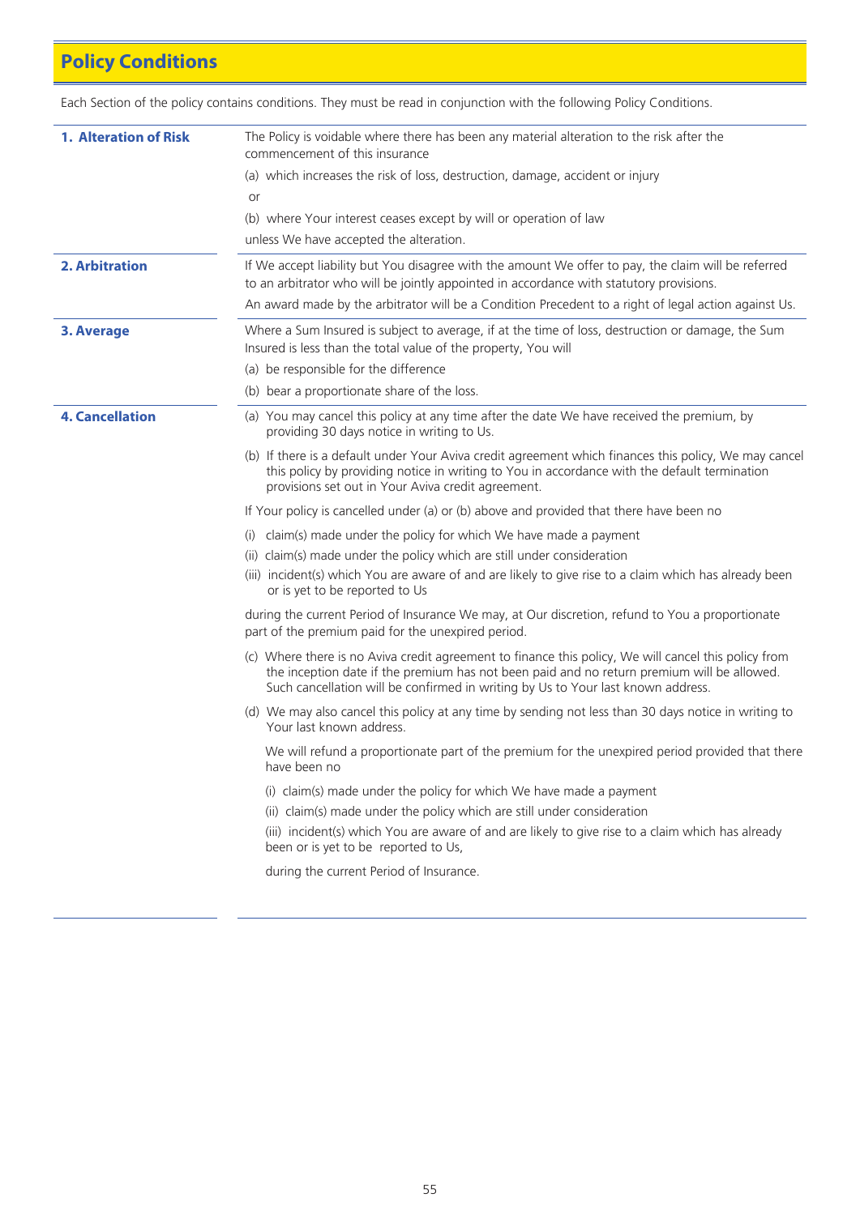## Policy Conditions

Each Section of the policy contains conditions. They must be read in conjunction with the following Policy Conditions.

### 1. Alteration of Risk

The Policy is voidable where there has been any material alteration to the risk after the commencement of this insurance

(a) which increases the risk of loss, destruction, damage, accident or injury

or

(b) where Your interest ceases except by will or operation of law

unless We have accepted the alteration.

### 2. Arbitration

If We accept liability but You disagree with the amount We offer to pay, the claim will be referred to an arbitrator who will be jointly appointed in accordance with statutory provisions.

An award made by the arbitrator will be a Condition Precedent to a right of legal action against Us.

### 3. Average

Where a Sum Insured is subject to average, if at the time of loss, destruction or damage, the Sum Insured is less than the total value of the property, You will

(a) be responsible for the difference

(b) bear a proportionate share of the loss.

### 4. Cancellation

(a) You may cancel this policy at any time after the date We have received the premium, by providing 30 days notice in writing to Us.

(b) If there is a default under Your Aviva credit agreement which finances this policy, We may cancel this policy by providing notice in writing to You in accordance with the default termination provisions set out in Your Aviva credit agreement.

If Your policy is cancelled under (a) or (b) above and provided that there have been no

(i) claim(s) made under the policy for which We have made a payment

(ii) claim(s) made under the policy which are still under consideration

(iii) incident(s) which You are aware of and are likely to give rise to a claim which has already been or is yet to be reported to Us

during the current Period of Insurance We may, at Our discretion, refund to You a proportionate part of the premium paid for the unexpired period.

(c) Where there is no Aviva credit agreement to finance this policy, We will cancel this policy from the inception date if the premium has not been paid and no return premium will be allowed. Such cancellation will be confirmed in writing by Us to Your last known address.

(d) We may also cancel this policy at any time by sending not less than 30 days notice in writing to Your last known address.

We will refund a proportionate part of the premium for the unexpired period provided that there have been no

(i) claim(s) made under the policy for which We have made a payment

(ii) claim(s) made under the policy which are still under consideration

(iii) incident(s) which You are aware of and are likely to give rise to a claim which has already been or is yet to be reported to Us,

during the current Period of Insurance.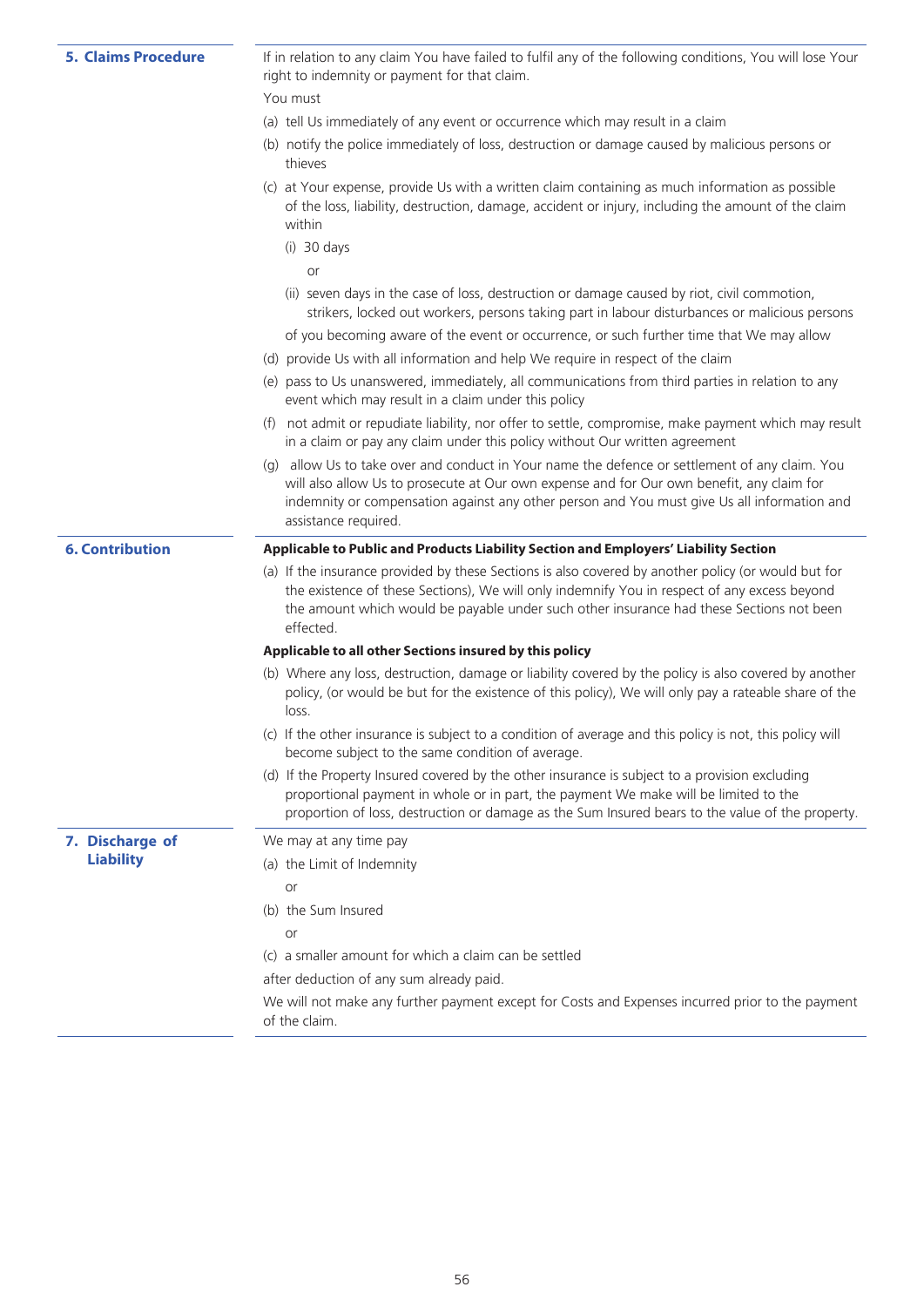## 5. Claims Procedure

If in relation to any claim You have failed to fulfil any of the following conditions, You will lose Your right to indemnity or payment for that claim.

You must

(a) tell Us immediately of any event or occurrence which may result in a claim

(b) notify the police immediately of loss, destruction or damage caused by malicious persons or thieves

(c) at Your expense, provide Us with a written claim containing as much information as possible of the loss, liability, destruction, damage, accident or injury, including the amount of the claim within

(i) 30 days

or

(ii) seven days in the case of loss, destruction or damage caused by riot, civil commotion, strikers, locked out workers, persons taking part in labour disturbances or malicious persons

of you becoming aware of the event or occurrence, or such further time that We may allow

(d) provide Us with all information and help We require in respect of the claim

(e) pass to Us unanswered, immediately, all communications from third parties in relation to any event which may result in a claim under this policy

(f) not admit or repudiate liability, nor offer to settle, compromise, make payment which may result in a claim or pay any claim under this policy without Our written agreement

(g) allow Us to take over and conduct in Your name the defence or settlement of any claim. You will also allow Us to prosecute at Our own expense and for Our own benefit, any claim for indemnity or compensation against any other person and You must give Us all information and assistance required.

## 6. Contribution

**Applicable to Public and Products Liability Section and Employers' Liability Section**

(a) If the insurance provided by these Sections is also covered by another policy (or would but for the existence of these Sections), We will only indemnify You in respect of any excess beyond the amount which would be payable under such other insurance had these Sections not been effected.

**Applicable to all other Sections insured by this policy**

(b) Where any loss, destruction, damage or liability covered by the policy is also covered by another policy, (or would be but for the existence of this policy), We will only pay a rateable share of the loss.

(c) If the other insurance is subject to a condition of average and this policy is not, this policy will become subject to the same condition of average.

(d) If the Property Insured covered by the other insurance is subject to a provision excluding proportional payment in whole or in part, the payment We make will be limited to the proportion of loss, destruction or damage as the Sum Insured bears to the value of the property.

## 7. Discharge of Liability

We may at any time pay

(a) the Limit of Indemnity

or

(b) the Sum Insured

or

(c) a smaller amount for which a claim can be settled

after deduction of any sum already paid.

We will not make any further payment except for Costs and Expenses incurred prior to the payment of the claim.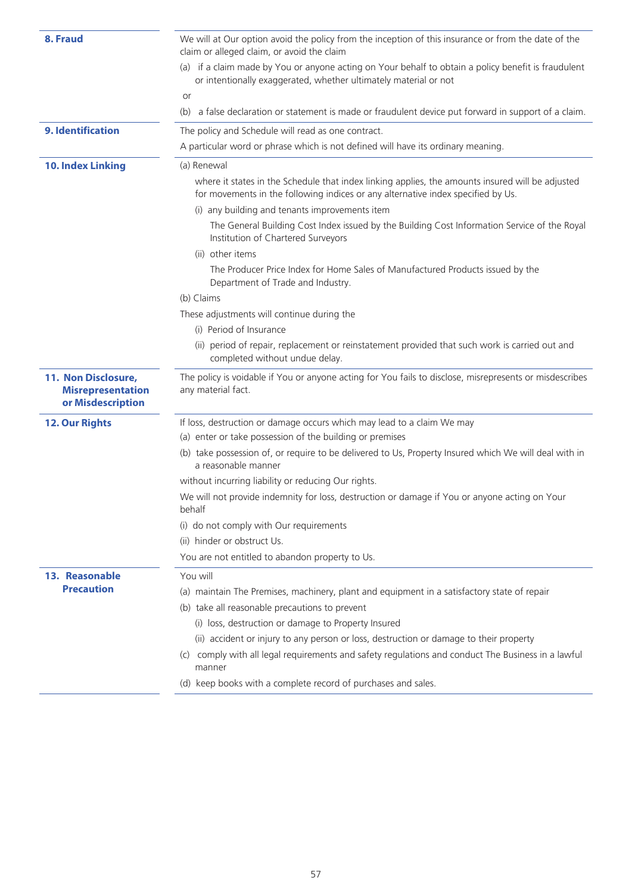**8. Fraud**

We will at Our option avoid the policy from the inception of this insurance or from the date of the claim or alleged claim, or avoid the claim

(a) if a claim made by You or anyone acting on Your behalf to obtain a policy benefit is fraudulent or intentionally exaggerated, whether ultimately material or not

or

(b) a false declaration or statement is made or fraudulent device put forward in support of a claim.

**9. Identification**

The policy and Schedule will read as one contract.

A particular word or phrase which is not defined will have its ordinary meaning.

**10. Index Linking**

(a) Renewal

where it states in the Schedule that index linking applies, the amounts insured will be adjusted for movements in the following indices or any alternative index specified by Us.

(i) any building and tenants improvements item

The General Building Cost Index issued by the Building Cost Information Service of the Royal Institution of Chartered Surveyors

(ii) other items

The Producer Price Index for Home Sales of Manufactured Products issued by the Department of Trade and Industry.

(b) Claims

These adjustments will continue during the

(i) Period of Insurance

(ii) period of repair, replacement or reinstatement provided that such work is carried out and completed without undue delay.

**11. Non Disclosure, Misrepresentation or Misdescription**

The policy is voidable if You or anyone acting for You fails to disclose, misrepresents or misdescribes any material fact.

**12. Our Rights**

If loss, destruction or damage occurs which may lead to a claim We may

(a) enter or take possession of the building or premises

(b) take possession of, or require to be delivered to Us, Property Insured which We will deal with in a reasonable manner

without incurring liability or reducing Our rights.

We will not provide indemnity for loss, destruction or damage if You or anyone acting on Your behalf

(i) do not comply with Our requirements

(ii) hinder or obstruct Us.

You are not entitled to abandon property to Us.

**13. Reasonable Precaution**

You will

(a) maintain The Premises, machinery, plant and equipment in a satisfactory state of repair

(b) take all reasonable precautions to prevent

(i) loss, destruction or damage to Property Insured

(ii) accident or injury to any person or loss, destruction or damage to their property

(c) comply with all legal requirements and safety regulations and conduct The Business in a lawful manner

(d) keep books with a complete record of purchases and sales.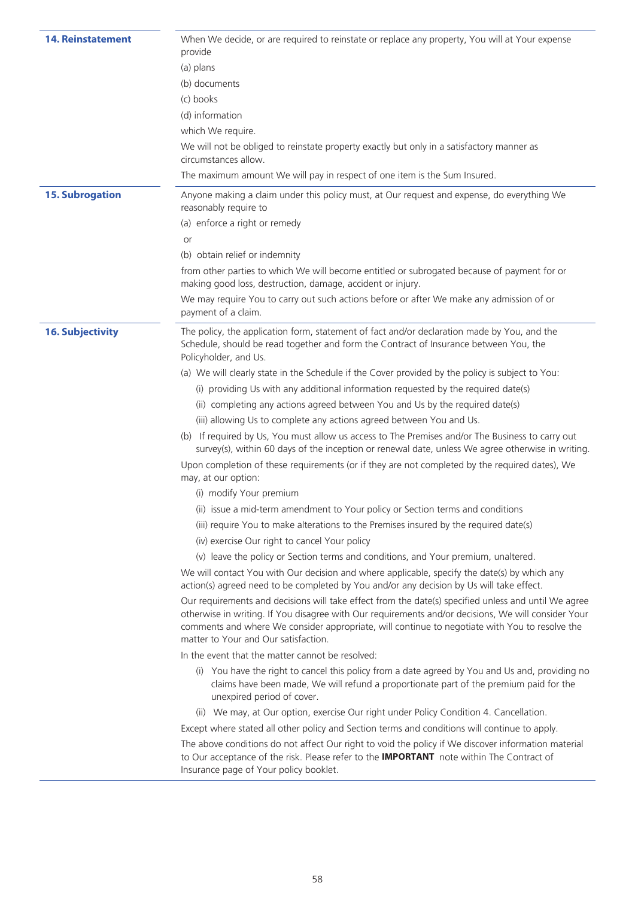**14. Reinstatement**

When We decide, or are required to reinstate or replace any property, You will at Your expense provide

(a) plans

(b) documents

(c) books

(d) information

which We require.

We will not be obliged to reinstate property exactly but only in a satisfactory manner as circumstances allow.

The maximum amount We will pay in respect of one item is the Sum Insured.

**15. Subrogation**

Anyone making a claim under this policy must, at Our request and expense, do everything We reasonably require to

(a) enforce a right or remedy

or

(b) obtain relief or indemnity

from other parties to which We will become entitled or subrogated because of payment for or making good loss, destruction, damage, accident or injury.

We may require You to carry out such actions before or after We make any admission of or payment of a claim.

**16. Subjectivity**

The policy, the application form, statement of fact and/or declaration made by You, and the Schedule, should be read together and form the Contract of Insurance between You, the Policyholder, and Us.

(a) We will clearly state in the Schedule if the Cover provided by the policy is subject to You:

(i) providing Us with any additional information requested by the required date(s)

(ii) completing any actions agreed between You and Us by the required date(s)

(iii) allowing Us to complete any actions agreed between You and Us.

(b) If required by Us, You must allow us access to The Premises and/or The Business to carry out survey(s), within 60 days of the inception or renewal date, unless We agree otherwise in writing.

Upon completion of these requirements (or if they are not completed by the required dates), We may, at our option:

(i) modify Your premium

(ii) issue a mid-term amendment to Your policy or Section terms and conditions

(iii) require You to make alterations to the Premises insured by the required date(s)

(iv) exercise Our right to cancel Your policy

(v) leave the policy or Section terms and conditions, and Your premium, unaltered.

We will contact You with Our decision and where applicable, specify the date(s) by which any action(s) agreed need to be completed by You and/or any decision by Us will take effect.

Our requirements and decisions will take effect from the date(s) specified unless and until We agree otherwise in writing. If You disagree with Our requirements and/or decisions, We will consider Your comments and where We consider appropriate, will continue to negotiate with You to resolve the matter to Your and Our satisfaction.

In the event that the matter cannot be resolved:

(i) You have the right to cancel this policy from a date agreed by You and Us and, providing no claims have been made, We will refund a proportionate part of the premium paid for the unexpired period of cover.

(ii) We may, at Our option, exercise Our right under Policy Condition 4. Cancellation.

Except where stated all other policy and Section terms and conditions will continue to apply.

The above conditions do not affect Our right to void the policy if We discover information material to Our acceptance of the risk. Please refer to the **IMPORTANT** note within The Contract of Insurance page of Your policy booklet.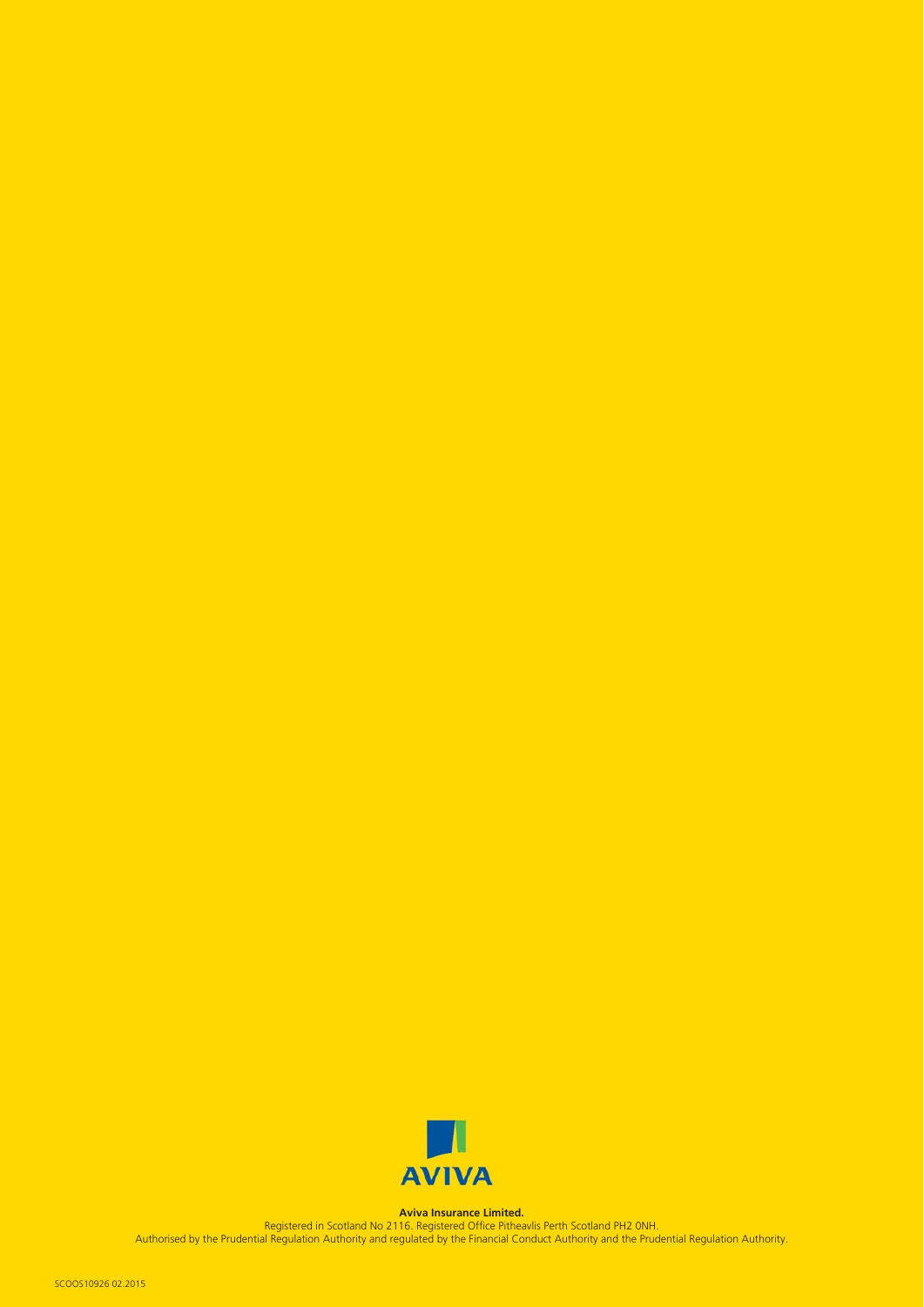AVIVA

**Aviva Insurance Limited.**
Registered in Scotland No 2116. Registered Office Pitheavlis Perth Scotland PH2 0NH.
Authorised by the Prudential Regulation Authority and regulated by the Financial Conduct Authority and the Prudential Regulation Authority.

SCOOS10926 02.2015